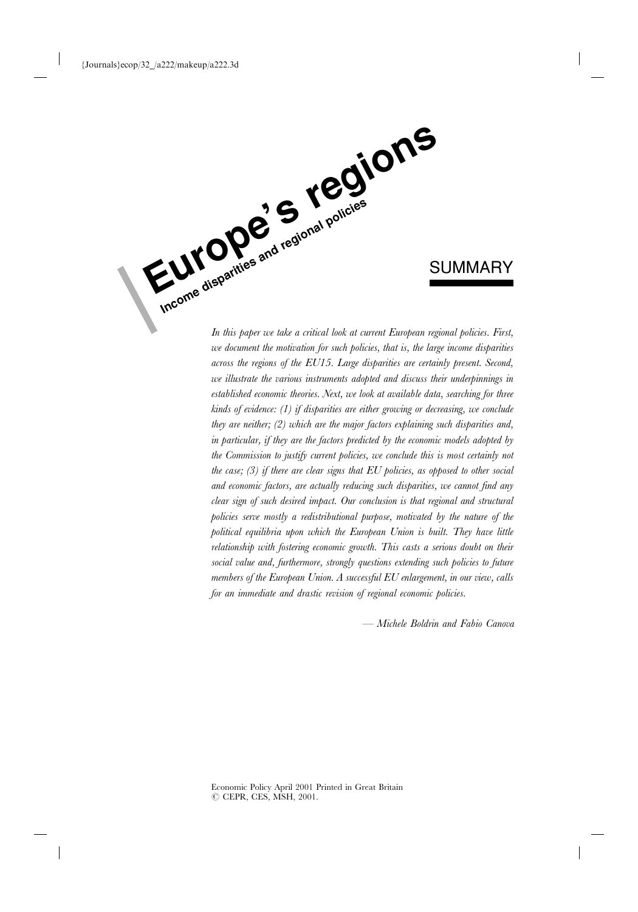# Europe's regions

## Income disparities and regional policies

## SUMMARY

*In this paper we take a critical look at current European regional policies. First, we document the motivation for such policies, that is, the large income disparities across the regions of the EU15. Large disparities are certainly present. Second, we illustrate the various instruments adopted and discuss their underpinnings in established economic theories. Next, we look at available data, searching for three kinds of evidence: (1) if disparities are either growing or decreasing, we conclude they are neither; (2) which are the major factors explaining such disparities and, in particular, if they are the factors predicted by the economic models adopted by the Commission to justify current policies, we conclude this is most certainly not the case; (3) if there are clear signs that EU policies, as opposed to other social and economic factors, are actually reducing such disparities, we cannot find any clear sign of such desired impact. Our conclusion is that regional and structural policies serve mostly a redistributional purpose, motivated by the nature of the political equilibria upon which the European Union is built. They have little relationship with fostering economic growth. This casts a serious doubt on their social value and, furthermore, strongly questions extending such policies to future members of the European Union. A successful EU enlargement, in our view, calls for an immediate and drastic revision of regional economic policies.*

— *Michele Boldrin and Fabio Canova*

Economic Policy April 2001 Printed in Great Britain
© CEPR, CES, MSH, 2001.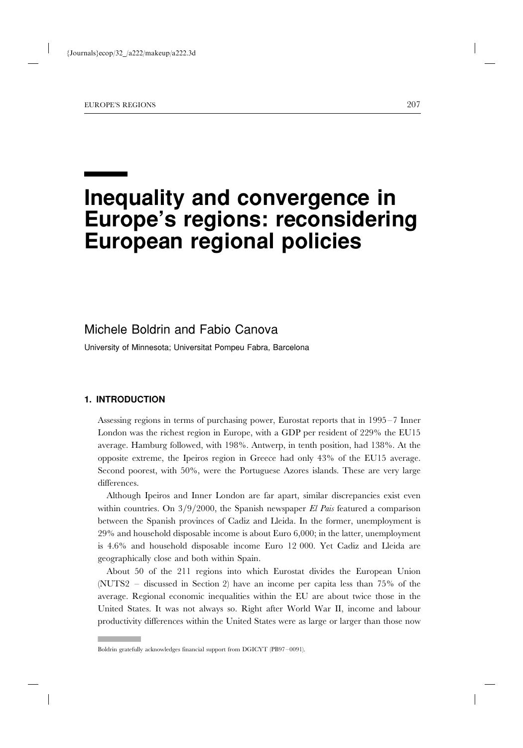# Inequality and convergence in Europe's regions: reconsidering European regional policies

## Michele Boldrin and Fabio Canova

University of Minnesota; Universitat Pompeu Fabra, Barcelona

### 1. INTRODUCTION

Assessing regions in terms of purchasing power, Eurostat reports that in 1995–7 Inner London was the richest region in Europe, with a GDP per resident of 229% the EU15 average. Hamburg followed, with 198%. Antwerp, in tenth position, had 138%. At the opposite extreme, the Ipeiros region in Greece had only 43% of the EU15 average. Second poorest, with 50%, were the Portuguese Azores islands. These are very large differences.

Although Ipeiros and Inner London are far apart, similar discrepancies exist even within countries. On 3/9/2000, the Spanish newspaper *El Pais* featured a comparison between the Spanish provinces of Cadiz and Lleida. In the former, unemployment is 29% and household disposable income is about Euro 6,000; in the latter, unemployment is 4.6% and household disposable income Euro 12 000. Yet Cadiz and Lleida are geographically close and both within Spain.

About 50 of the 211 regions into which Eurostat divides the European Union (NUTS2 – discussed in Section 2) have an income per capita less than 75% of the average. Regional economic inequalities within the EU are about twice those in the United States. It was not always so. Right after World War II, income and labour productivity differences within the United States were as large or larger than those now

---

Boldrin gratefully acknowledges financial support from DGICYT (PB97–0091).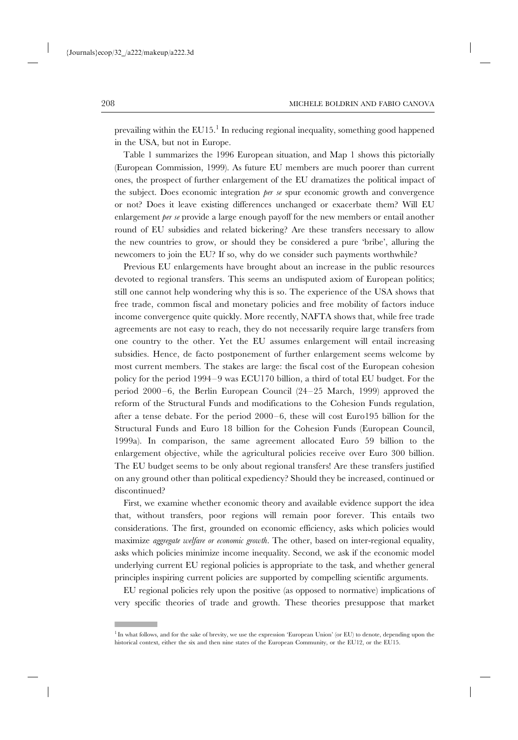prevailing within the EU15.[1] In reducing regional inequality, something good happened in the USA, but not in Europe.

Table 1 summarizes the 1996 European situation, and Map 1 shows this pictorially (European Commission, 1999). As future EU members are much poorer than current ones, the prospect of further enlargement of the EU dramatizes the political impact of the subject. Does economic integration *per se* spur economic growth and convergence or not? Does it leave existing differences unchanged or exacerbate them? Will EU enlargement *per se* provide a large enough payoff for the new members or entail another round of EU subsidies and related bickering? Are these transfers necessary to allow the new countries to grow, or should they be considered a pure 'bribe', alluring the newcomers to join the EU? If so, why do we consider such payments worthwhile?

Previous EU enlargements have brought about an increase in the public resources devoted to regional transfers. This seems an undisputed axiom of European politics; still one cannot help wondering why this is so. The experience of the USA shows that free trade, common fiscal and monetary policies and free mobility of factors induce income convergence quite quickly. More recently, NAFTA shows that, while free trade agreements are not easy to reach, they do not necessarily require large transfers from one country to the other. Yet the EU assumes enlargement will entail increasing subsidies. Hence, de facto postponement of further enlargement seems welcome by most current members. The stakes are large: the fiscal cost of the European cohesion policy for the period 1994–9 was ECU170 billion, a third of total EU budget. For the period 2000–6, the Berlin European Council (24–25 March, 1999) approved the reform of the Structural Funds and modifications to the Cohesion Funds regulation, after a tense debate. For the period 2000–6, these will cost Euro195 billion for the Structural Funds and Euro 18 billion for the Cohesion Funds (European Council, 1999a). In comparison, the same agreement allocated Euro 59 billion to the enlargement objective, while the agricultural policies receive over Euro 300 billion. The EU budget seems to be only about regional transfers! Are these transfers justified on any ground other than political expediency? Should they be increased, continued or discontinued?

First, we examine whether economic theory and available evidence support the idea that, without transfers, poor regions will remain poor forever. This entails two considerations. The first, grounded on economic efficiency, asks which policies would maximize *aggregate welfare or economic growth*. The other, based on inter-regional equality, asks which policies minimize income inequality. Second, we ask if the economic model underlying current EU regional policies is appropriate to the task, and whether general principles inspiring current policies are supported by compelling scientific arguments.

EU regional policies rely upon the positive (as opposed to normative) implications of very specific theories of trade and growth. These theories presuppose that market

[1] In what follows, and for the sake of brevity, we use the expression 'European Union' (or EU) to denote, depending upon the historical context, either the six and then nine states of the European Community, or the EU12, or the EU15.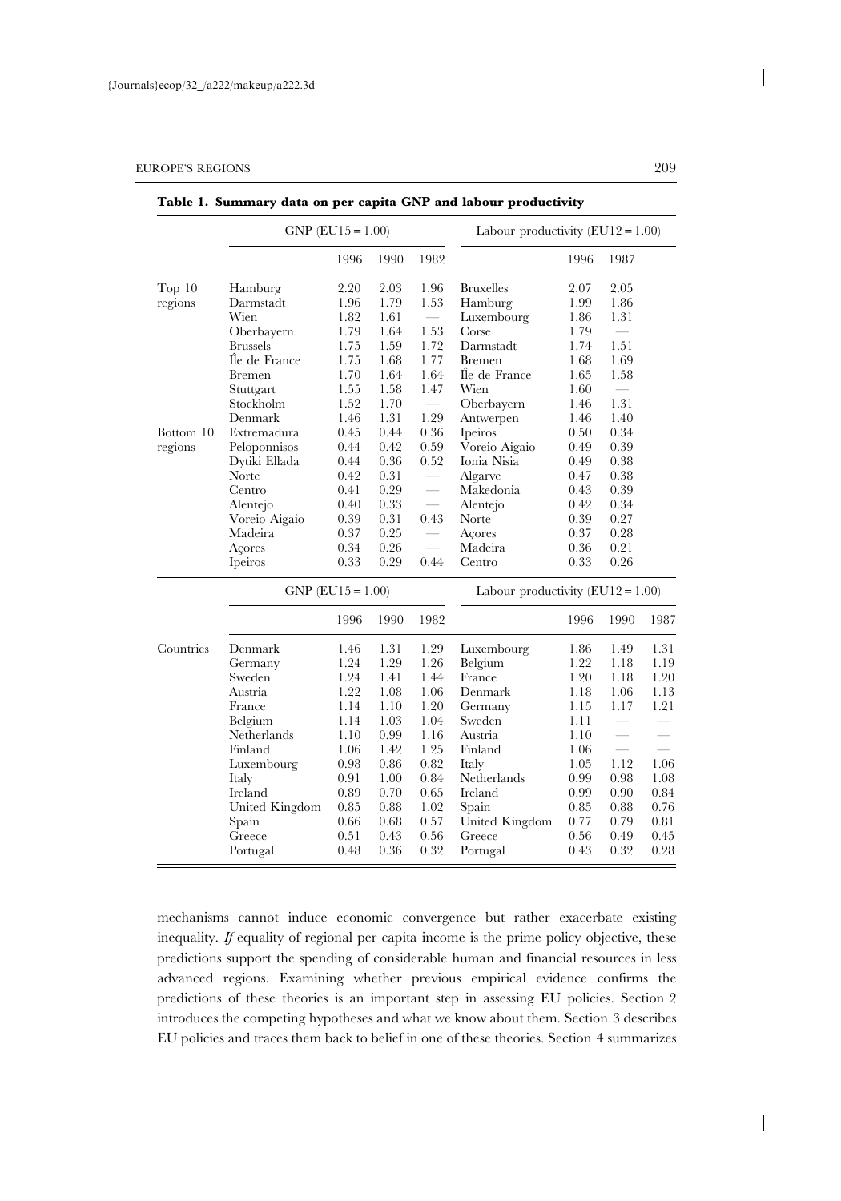**Table 1. Summary data on per capita GNP and labour productivity**

| | GNP (EU15 = 1.00) | | | | Labour productivity (EU12 = 1.00) | | | |
|---|---|---|---|---|---|---|---|---|
| | | 1996 | 1990 | 1982 | | 1996 | 1987 | |
| Top 10 regions | Hamburg | 2.20 | 2.03 | 1.96 | Bruxelles | 2.07 | 2.05 | |
| | Darmstadt | 1.96 | 1.79 | 1.53 | Hamburg | 1.99 | 1.86 | |
| | Wien | 1.82 | 1.61 | — | Luxembourg | 1.86 | 1.31 | |
| | Oberbayern | 1.79 | 1.64 | 1.53 | Corse | 1.79 | — | |
| | Brussels | 1.75 | 1.59 | 1.72 | Darmstadt | 1.74 | 1.51 | |
| | Île de France | 1.75 | 1.68 | 1.77 | Bremen | 1.68 | 1.69 | |
| | Bremen | 1.70 | 1.64 | 1.64 | Île de France | 1.65 | 1.58 | |
| | Stuttgart | 1.55 | 1.58 | 1.47 | Wien | 1.60 | — | |
| | Stockholm | 1.52 | 1.70 | — | Oberbayern | 1.46 | 1.31 | |
| | Denmark | 1.46 | 1.31 | 1.29 | Antwerpen | 1.46 | 1.40 | |
| Bottom 10 regions | Extremadura | 0.45 | 0.44 | 0.36 | Ipeiros | 0.50 | 0.34 | |
| | Peloponnisos | 0.44 | 0.42 | 0.59 | Voreio Aigaio | 0.49 | 0.39 | |
| | Dytiki Ellada | 0.44 | 0.36 | 0.52 | Ionia Nisia | 0.49 | 0.38 | |
| | Norte | 0.42 | 0.31 | — | Algarve | 0.47 | 0.38 | |
| | Centro | 0.41 | 0.29 | — | Makedonia | 0.43 | 0.39 | |
| | Alentejo | 0.40 | 0.33 | — | Alentejo | 0.42 | 0.34 | |
| | Voreio Aigaio | 0.39 | 0.31 | 0.43 | Norte | 0.39 | 0.27 | |
| | Madeira | 0.37 | 0.25 | — | Açores | 0.37 | 0.28 | |
| | Açores | 0.34 | 0.26 | — | Madeira | 0.36 | 0.21 | |
| | Ipeiros | 0.33 | 0.29 | 0.44 | Centro | 0.33 | 0.26 | |
| | GNP (EU15 = 1.00) | | | | Labour productivity (EU12 = 1.00) | | | |
| | | 1996 | 1990 | 1982 | | 1996 | 1990 | 1987 |
| Countries | Denmark | 1.46 | 1.31 | 1.29 | Luxembourg | 1.86 | 1.49 | 1.31 |
| | Germany | 1.24 | 1.29 | 1.26 | Belgium | 1.22 | 1.18 | 1.19 |
| | Sweden | 1.24 | 1.41 | 1.44 | France | 1.20 | 1.18 | 1.20 |
| | Austria | 1.22 | 1.08 | 1.06 | Denmark | 1.18 | 1.06 | 1.13 |
| | France | 1.14 | 1.10 | 1.20 | Germany | 1.15 | 1.17 | 1.21 |
| | Belgium | 1.14 | 1.03 | 1.04 | Sweden | 1.11 | — | — |
| | Netherlands | 1.10 | 0.99 | 1.16 | Austria | 1.10 | — | — |
| | Finland | 1.06 | 1.42 | 1.25 | Finland | 1.06 | — | — |
| | Luxembourg | 0.98 | 0.86 | 0.82 | Italy | 1.05 | 1.12 | 1.06 |
| | Italy | 0.91 | 1.00 | 0.84 | Netherlands | 0.99 | 0.98 | 1.08 |
| | Ireland | 0.89 | 0.70 | 0.65 | Ireland | 0.99 | 0.90 | 0.84 |
| | United Kingdom | 0.85 | 0.88 | 1.02 | Spain | 0.85 | 0.88 | 0.76 |
| | Spain | 0.66 | 0.68 | 0.57 | United Kingdom | 0.77 | 0.79 | 0.81 |
| | Greece | 0.51 | 0.43 | 0.56 | Greece | 0.56 | 0.49 | 0.45 |
| | Portugal | 0.48 | 0.36 | 0.32 | Portugal | 0.43 | 0.32 | 0.28 |

mechanisms cannot induce economic convergence but rather exacerbate existing inequality. *If* equality of regional per capita income is the prime policy objective, these predictions support the spending of considerable human and financial resources in less advanced regions. Examining whether previous empirical evidence confirms the predictions of these theories is an important step in assessing EU policies. Section 2 introduces the competing hypotheses and what we know about them. Section 3 describes EU policies and traces them back to belief in one of these theories. Section 4 summarizes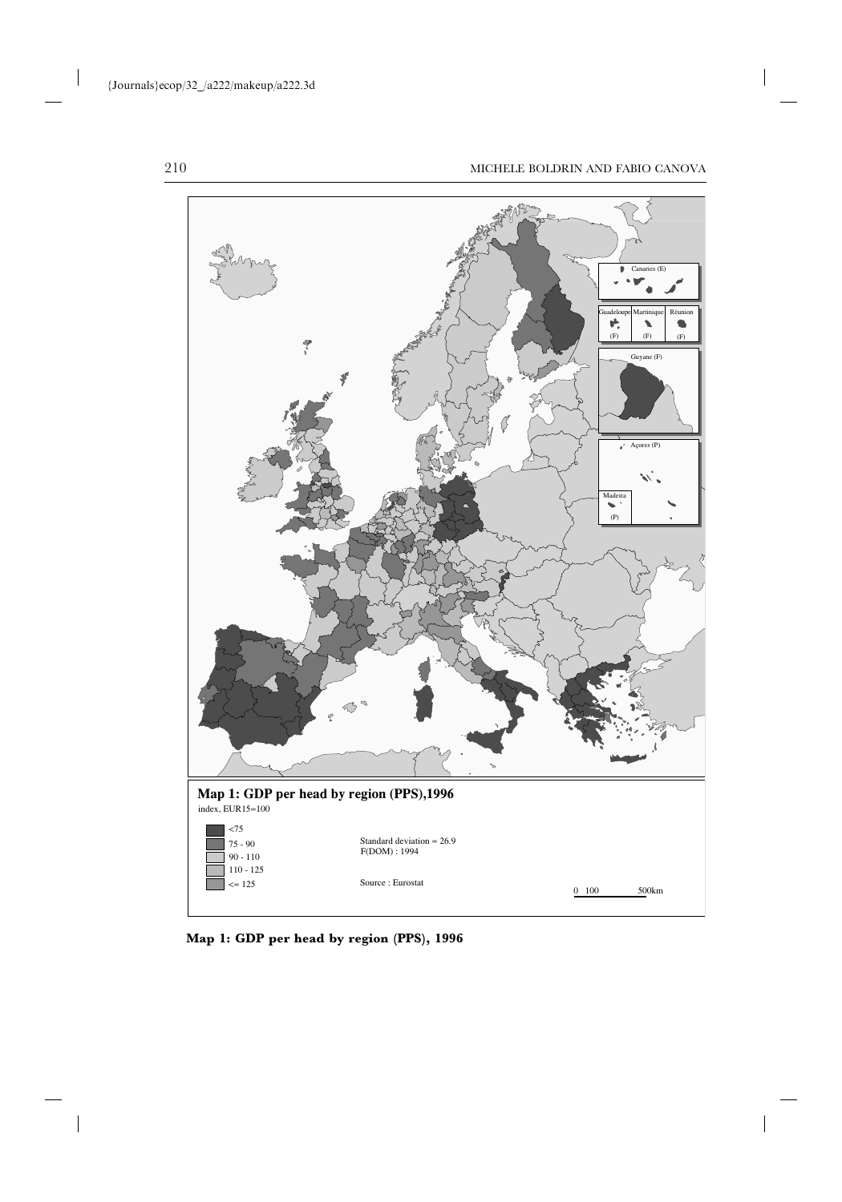Canaries (E)

Guadeloupe (F) Martinique (F) Réunion (F)

Guyane (F)

Açores (P)

Madeira (P)

**Map 1: GDP per head by region (PPS),1996**

index, EUR15=100

- <75
- 75 - 90
- 90 - 110
- 110 - 125
- <= 125

Standard deviation = 26.9

F(DOM) : 1994

Source : Eurostat

0 100 500km

**Map 1: GDP per head by region (PPS), 1996**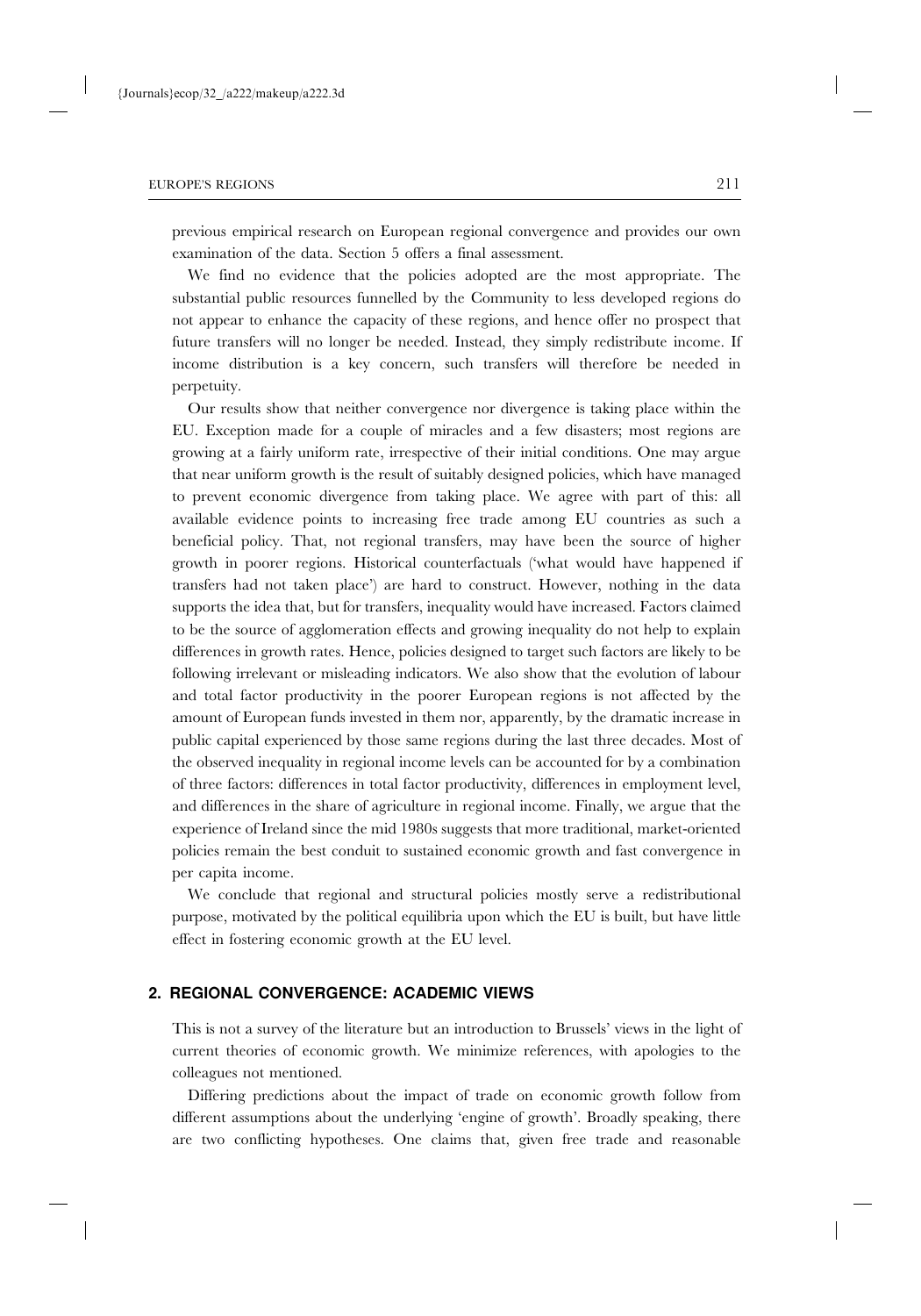previous empirical research on European regional convergence and provides our own examination of the data. Section 5 offers a final assessment.

We find no evidence that the policies adopted are the most appropriate. The substantial public resources funnelled by the Community to less developed regions do not appear to enhance the capacity of these regions, and hence offer no prospect that future transfers will no longer be needed. Instead, they simply redistribute income. If income distribution is a key concern, such transfers will therefore be needed in perpetuity.

Our results show that neither convergence nor divergence is taking place within the EU. Exception made for a couple of miracles and a few disasters; most regions are growing at a fairly uniform rate, irrespective of their initial conditions. One may argue that near uniform growth is the result of suitably designed policies, which have managed to prevent economic divergence from taking place. We agree with part of this: all available evidence points to increasing free trade among EU countries as such a beneficial policy. That, not regional transfers, may have been the source of higher growth in poorer regions. Historical counterfactuals ('what would have happened if transfers had not taken place') are hard to construct. However, nothing in the data supports the idea that, but for transfers, inequality would have increased. Factors claimed to be the source of agglomeration effects and growing inequality do not help to explain differences in growth rates. Hence, policies designed to target such factors are likely to be following irrelevant or misleading indicators. We also show that the evolution of labour and total factor productivity in the poorer European regions is not affected by the amount of European funds invested in them nor, apparently, by the dramatic increase in public capital experienced by those same regions during the last three decades. Most of the observed inequality in regional income levels can be accounted for by a combination of three factors: differences in total factor productivity, differences in employment level, and differences in the share of agriculture in regional income. Finally, we argue that the experience of Ireland since the mid 1980s suggests that more traditional, market-oriented policies remain the best conduit to sustained economic growth and fast convergence in per capita income.

We conclude that regional and structural policies mostly serve a redistributional purpose, motivated by the political equilibria upon which the EU is built, but have little effect in fostering economic growth at the EU level.

## 2. REGIONAL CONVERGENCE: ACADEMIC VIEWS

This is not a survey of the literature but an introduction to Brussels' views in the light of current theories of economic growth. We minimize references, with apologies to the colleagues not mentioned.

Differing predictions about the impact of trade on economic growth follow from different assumptions about the underlying 'engine of growth'. Broadly speaking, there are two conflicting hypotheses. One claims that, given free trade and reasonable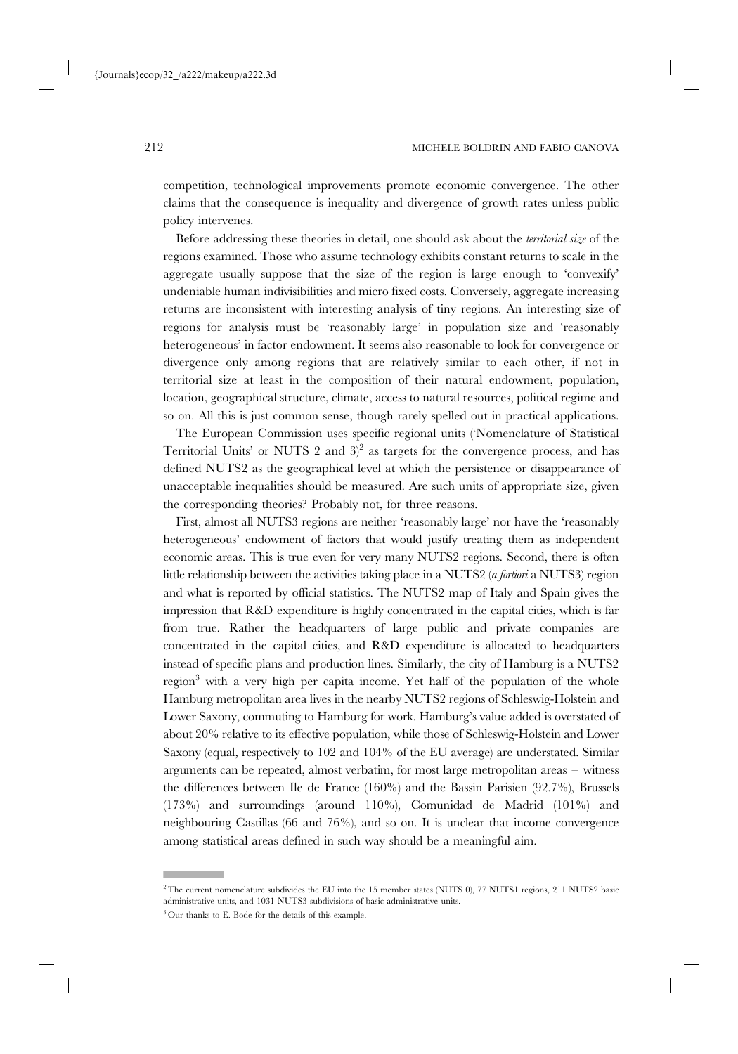competition, technological improvements promote economic convergence. The other claims that the consequence is inequality and divergence of growth rates unless public policy intervenes.

Before addressing these theories in detail, one should ask about the *territorial size* of the regions examined. Those who assume technology exhibits constant returns to scale in the aggregate usually suppose that the size of the region is large enough to 'convexify' undeniable human indivisibilities and micro fixed costs. Conversely, aggregate increasing returns are inconsistent with interesting analysis of tiny regions. An interesting size of regions for analysis must be 'reasonably large' in population size and 'reasonably heterogeneous' in factor endowment. It seems also reasonable to look for convergence or divergence only among regions that are relatively similar to each other, if not in territorial size at least in the composition of their natural endowment, population, location, geographical structure, climate, access to natural resources, political regime and so on. All this is just common sense, though rarely spelled out in practical applications.

The European Commission uses specific regional units ('Nomenclature of Statistical Territorial Units' or NUTS 2 and 3)[2] as targets for the convergence process, and has defined NUTS2 as the geographical level at which the persistence or disappearance of unacceptable inequalities should be measured. Are such units of appropriate size, given the corresponding theories? Probably not, for three reasons.

First, almost all NUTS3 regions are neither 'reasonably large' nor have the 'reasonably heterogeneous' endowment of factors that would justify treating them as independent economic areas. This is true even for very many NUTS2 regions. Second, there is often little relationship between the activities taking place in a NUTS2 (*a fortiori* a NUTS3) region and what is reported by official statistics. The NUTS2 map of Italy and Spain gives the impression that R&D expenditure is highly concentrated in the capital cities, which is far from true. Rather the headquarters of large public and private companies are concentrated in the capital cities, and R&D expenditure is allocated to headquarters instead of specific plans and production lines. Similarly, the city of Hamburg is a NUTS2 region[3] with a very high per capita income. Yet half of the population of the whole Hamburg metropolitan area lives in the nearby NUTS2 regions of Schleswig-Holstein and Lower Saxony, commuting to Hamburg for work. Hamburg's value added is overstated of about 20% relative to its effective population, while those of Schleswig-Holstein and Lower Saxony (equal, respectively to 102 and 104% of the EU average) are understated. Similar arguments can be repeated, almost verbatim, for most large metropolitan areas – witness the differences between Ile de France (160%) and the Bassin Parisien (92.7%), Brussels (173%) and surroundings (around 110%), Comunidad de Madrid (101%) and neighbouring Castillas (66 and 76%), and so on. It is unclear that income convergence among statistical areas defined in such way should be a meaningful aim.

---

[2] The current nomenclature subdivides the EU into the 15 member states (NUTS 0), 77 NUTS1 regions, 211 NUTS2 basic administrative units, and 1031 NUTS3 subdivisions of basic administrative units.

[3] Our thanks to E. Bode for the details of this example.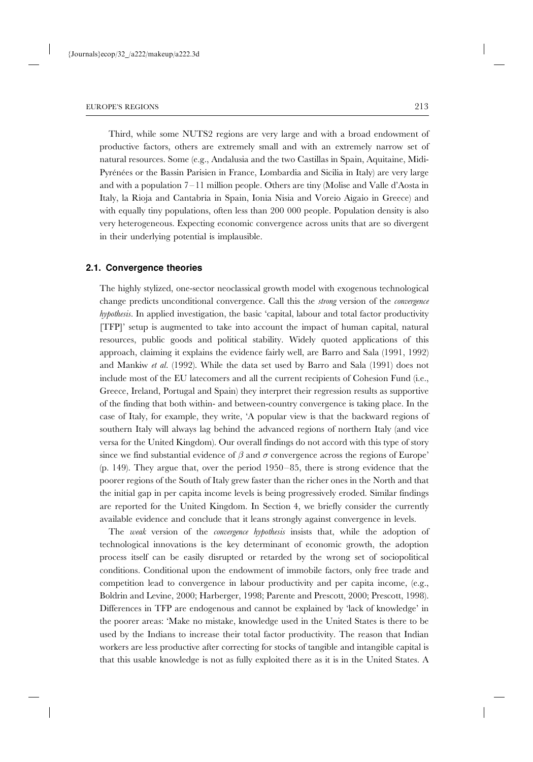Third, while some NUTS2 regions are very large and with a broad endowment of productive factors, others are extremely small and with an extremely narrow set of natural resources. Some (e.g., Andalusia and the two Castillas in Spain, Aquitaine, Midi-Pyrénées or the Bassin Parisien in France, Lombardia and Sicilia in Italy) are very large and with a population 7–11 million people. Others are tiny (Molise and Valle d'Aosta in Italy, la Rioja and Cantabria in Spain, Ionia Nisia and Voreio Aigaio in Greece) and with equally tiny populations, often less than 200 000 people. Population density is also very heterogeneous. Expecting economic convergence across units that are so divergent in their underlying potential is implausible.

### 2.1. Convergence theories

The highly stylized, one-sector neoclassical growth model with exogenous technological change predicts unconditional convergence. Call this the *strong* version of the *convergence hypothesis*. In applied investigation, the basic 'capital, labour and total factor productivity [TFP]' setup is augmented to take into account the impact of human capital, natural resources, public goods and political stability. Widely quoted applications of this approach, claiming it explains the evidence fairly well, are Barro and Sala (1991, 1992) and Mankiw *et al.* (1992). While the data set used by Barro and Sala (1991) does not include most of the EU latecomers and all the current recipients of Cohesion Fund (i.e., Greece, Ireland, Portugal and Spain) they interpret their regression results as supportive of the finding that both within- and between-country convergence is taking place. In the case of Italy, for example, they write, 'A popular view is that the backward regions of southern Italy will always lag behind the advanced regions of northern Italy (and vice versa for the United Kingdom). Our overall findings do not accord with this type of story since we find substantial evidence of $\beta$ and $\sigma$ convergence across the regions of Europe' (p. 149). They argue that, over the period 1950–85, there is strong evidence that the poorer regions of the South of Italy grew faster than the richer ones in the North and that the initial gap in per capita income levels is being progressively eroded. Similar findings are reported for the United Kingdom. In Section 4, we briefly consider the currently available evidence and conclude that it leans strongly against convergence in levels.

The *weak* version of the *convergence hypothesis* insists that, while the adoption of technological innovations is the key determinant of economic growth, the adoption process itself can be easily disrupted or retarded by the wrong set of sociopolitical conditions. Conditional upon the endowment of immobile factors, only free trade and competition lead to convergence in labour productivity and per capita income, (e.g., Boldrin and Levine, 2000; Harberger, 1998; Parente and Prescott, 2000; Prescott, 1998). Differences in TFP are endogenous and cannot be explained by 'lack of knowledge' in the poorer areas: 'Make no mistake, knowledge used in the United States is there to be used by the Indians to increase their total factor productivity. The reason that Indian workers are less productive after correcting for stocks of tangible and intangible capital is that this usable knowledge is not as fully exploited there as it is in the United States. A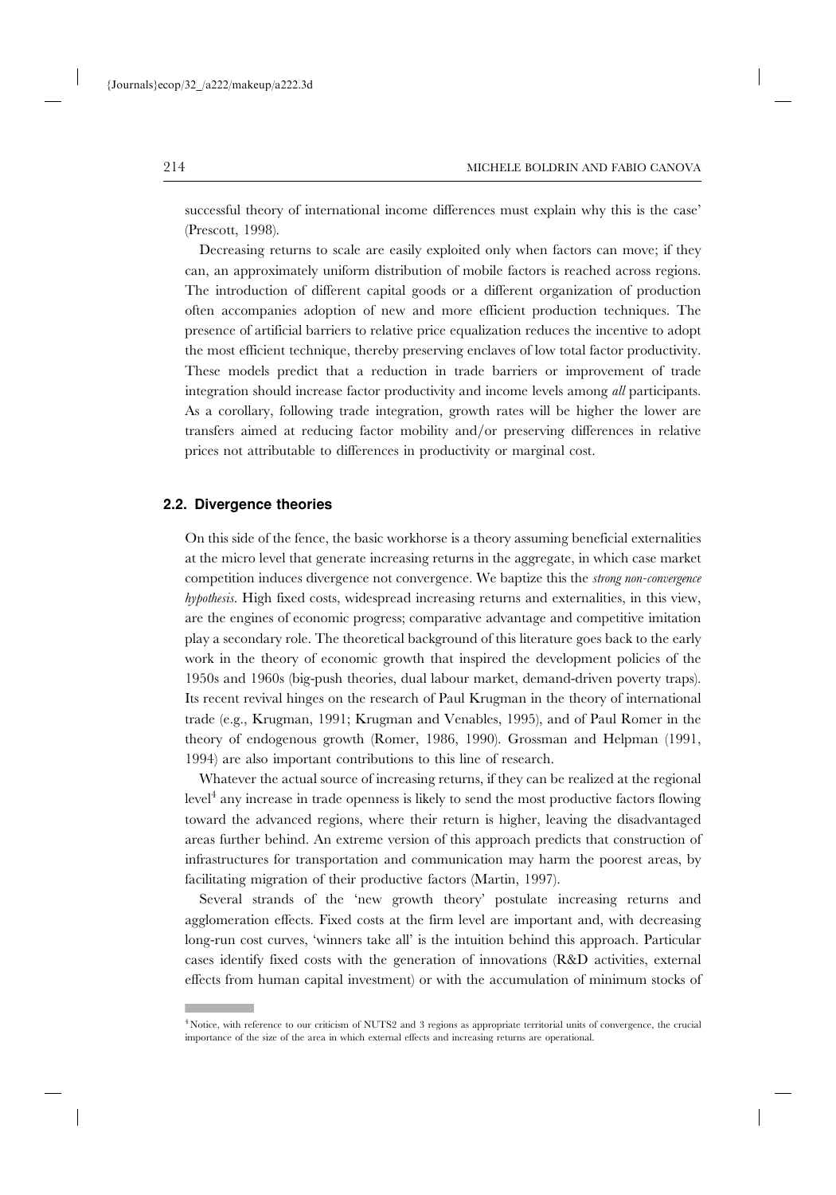successful theory of international income differences must explain why this is the case' (Prescott, 1998).

Decreasing returns to scale are easily exploited only when factors can move; if they can, an approximately uniform distribution of mobile factors is reached across regions. The introduction of different capital goods or a different organization of production often accompanies adoption of new and more efficient production techniques. The presence of artificial barriers to relative price equalization reduces the incentive to adopt the most efficient technique, thereby preserving enclaves of low total factor productivity. These models predict that a reduction in trade barriers or improvement of trade integration should increase factor productivity and income levels among *all* participants. As a corollary, following trade integration, growth rates will be higher the lower are transfers aimed at reducing factor mobility and/or preserving differences in relative prices not attributable to differences in productivity or marginal cost.

### 2.2. Divergence theories

On this side of the fence, the basic workhorse is a theory assuming beneficial externalities at the micro level that generate increasing returns in the aggregate, in which case market competition induces divergence not convergence. We baptize this the *strong non-convergence hypothesis*. High fixed costs, widespread increasing returns and externalities, in this view, are the engines of economic progress; comparative advantage and competitive imitation play a secondary role. The theoretical background of this literature goes back to the early work in the theory of economic growth that inspired the development policies of the 1950s and 1960s (big-push theories, dual labour market, demand-driven poverty traps). Its recent revival hinges on the research of Paul Krugman in the theory of international trade (e.g., Krugman, 1991; Krugman and Venables, 1995), and of Paul Romer in the theory of endogenous growth (Romer, 1986, 1990). Grossman and Helpman (1991, 1994) are also important contributions to this line of research.

Whatever the actual source of increasing returns, if they can be realized at the regional level[4] any increase in trade openness is likely to send the most productive factors flowing toward the advanced regions, where their return is higher, leaving the disadvantaged areas further behind. An extreme version of this approach predicts that construction of infrastructures for transportation and communication may harm the poorest areas, by facilitating migration of their productive factors (Martin, 1997).

Several strands of the 'new growth theory' postulate increasing returns and agglomeration effects. Fixed costs at the firm level are important and, with decreasing long-run cost curves, 'winners take all' is the intuition behind this approach. Particular cases identify fixed costs with the generation of innovations (R&D activities, external effects from human capital investment) or with the accumulation of minimum stocks of

[4] Notice, with reference to our criticism of NUTS2 and 3 regions as appropriate territorial units of convergence, the crucial importance of the size of the area in which external effects and increasing returns are operational.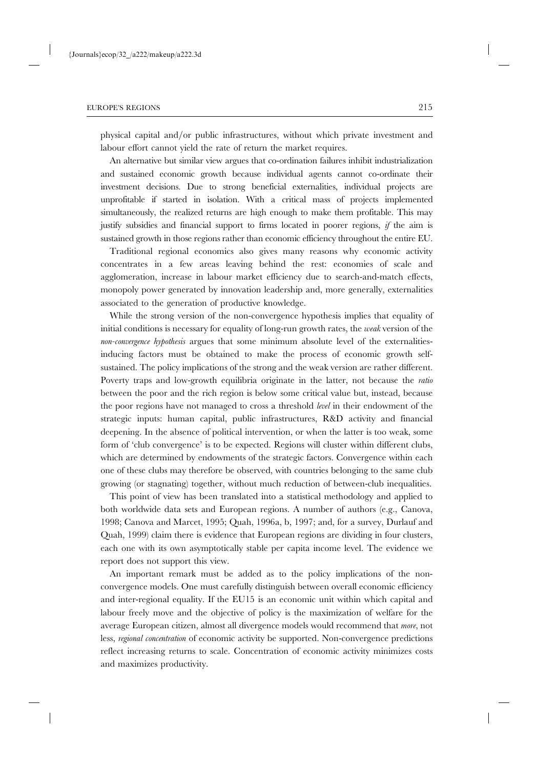physical capital and/or public infrastructures, without which private investment and labour effort cannot yield the rate of return the market requires.

An alternative but similar view argues that co-ordination failures inhibit industrialization and sustained economic growth because individual agents cannot co-ordinate their investment decisions. Due to strong beneficial externalities, individual projects are unprofitable if started in isolation. With a critical mass of projects implemented simultaneously, the realized returns are high enough to make them profitable. This may justify subsidies and financial support to firms located in poorer regions, *if* the aim is sustained growth in those regions rather than economic efficiency throughout the entire EU.

Traditional regional economics also gives many reasons why economic activity concentrates in a few areas leaving behind the rest: economies of scale and agglomeration, increase in labour market efficiency due to search-and-match effects, monopoly power generated by innovation leadership and, more generally, externalities associated to the generation of productive knowledge.

While the strong version of the non-convergence hypothesis implies that equality of initial conditions is necessary for equality of long-run growth rates, the *weak* version of the *non-convergence hypothesis* argues that some minimum absolute level of the externalities-inducing factors must be obtained to make the process of economic growth self-sustained. The policy implications of the strong and the weak version are rather different. Poverty traps and low-growth equilibria originate in the latter, not because the *ratio* between the poor and the rich region is below some critical value but, instead, because the poor regions have not managed to cross a threshold *level* in their endowment of the strategic inputs: human capital, public infrastructures, R&D activity and financial deepening. In the absence of political intervention, or when the latter is too weak, some form of 'club convergence' is to be expected. Regions will cluster within different clubs, which are determined by endowments of the strategic factors. Convergence within each one of these clubs may therefore be observed, with countries belonging to the same club growing (or stagnating) together, without much reduction of between-club inequalities.

This point of view has been translated into a statistical methodology and applied to both worldwide data sets and European regions. A number of authors (e.g., Canova, 1998; Canova and Marcet, 1995; Quah, 1996a, b, 1997; and, for a survey, Durlauf and Quah, 1999) claim there is evidence that European regions are dividing in four clusters, each one with its own asymptotically stable per capita income level. The evidence we report does not support this view.

An important remark must be added as to the policy implications of the non-convergence models. One must carefully distinguish between overall economic efficiency and inter-regional equality. If the EU15 is an economic unit within which capital and labour freely move and the objective of policy is the maximization of welfare for the average European citizen, almost all divergence models would recommend that *more*, not less, *regional concentration* of economic activity be supported. Non-convergence predictions reflect increasing returns to scale. Concentration of economic activity minimizes costs and maximizes productivity.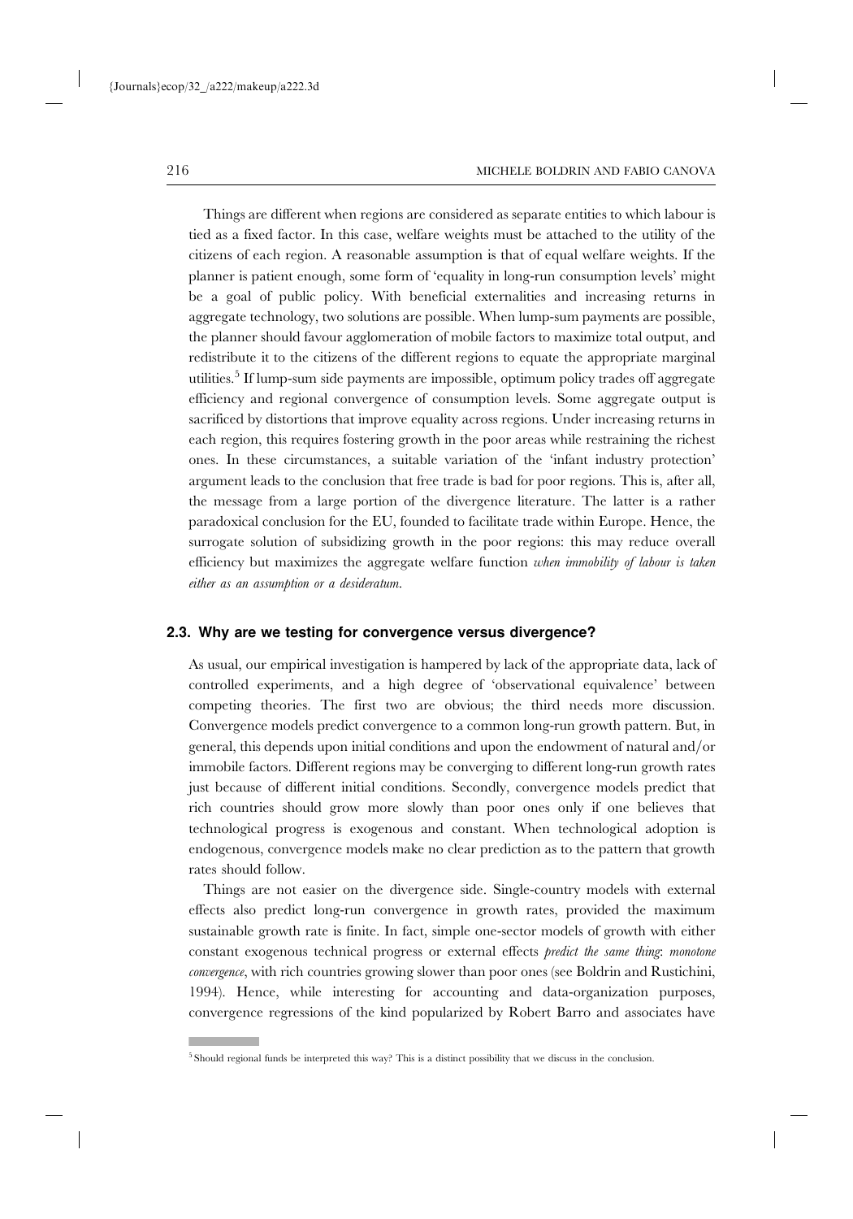Things are different when regions are considered as separate entities to which labour is tied as a fixed factor. In this case, welfare weights must be attached to the utility of the citizens of each region. A reasonable assumption is that of equal welfare weights. If the planner is patient enough, some form of 'equality in long-run consumption levels' might be a goal of public policy. With beneficial externalities and increasing returns in aggregate technology, two solutions are possible. When lump-sum payments are possible, the planner should favour agglomeration of mobile factors to maximize total output, and redistribute it to the citizens of the different regions to equate the appropriate marginal utilities.[5] If lump-sum side payments are impossible, optimum policy trades off aggregate efficiency and regional convergence of consumption levels. Some aggregate output is sacrificed by distortions that improve equality across regions. Under increasing returns in each region, this requires fostering growth in the poor areas while restraining the richest ones. In these circumstances, a suitable variation of the 'infant industry protection' argument leads to the conclusion that free trade is bad for poor regions. This is, after all, the message from a large portion of the divergence literature. The latter is a rather paradoxical conclusion for the EU, founded to facilitate trade within Europe. Hence, the surrogate solution of subsidizing growth in the poor regions: this may reduce overall efficiency but maximizes the aggregate welfare function *when immobility of labour is taken either as an assumption or a desideratum*.

### 2.3. Why are we testing for convergence versus divergence?

As usual, our empirical investigation is hampered by lack of the appropriate data, lack of controlled experiments, and a high degree of 'observational equivalence' between competing theories. The first two are obvious; the third needs more discussion. Convergence models predict convergence to a common long-run growth pattern. But, in general, this depends upon initial conditions and upon the endowment of natural and/or immobile factors. Different regions may be converging to different long-run growth rates just because of different initial conditions. Secondly, convergence models predict that rich countries should grow more slowly than poor ones only if one believes that technological progress is exogenous and constant. When technological adoption is endogenous, convergence models make no clear prediction as to the pattern that growth rates should follow.

Things are not easier on the divergence side. Single-country models with external effects also predict long-run convergence in growth rates, provided the maximum sustainable growth rate is finite. In fact, simple one-sector models of growth with either constant exogenous technical progress or external effects *predict the same thing*: *monotone convergence*, with rich countries growing slower than poor ones (see Boldrin and Rustichini, 1994). Hence, while interesting for accounting and data-organization purposes, convergence regressions of the kind popularized by Robert Barro and associates have

[5] Should regional funds be interpreted this way? This is a distinct possibility that we discuss in the conclusion.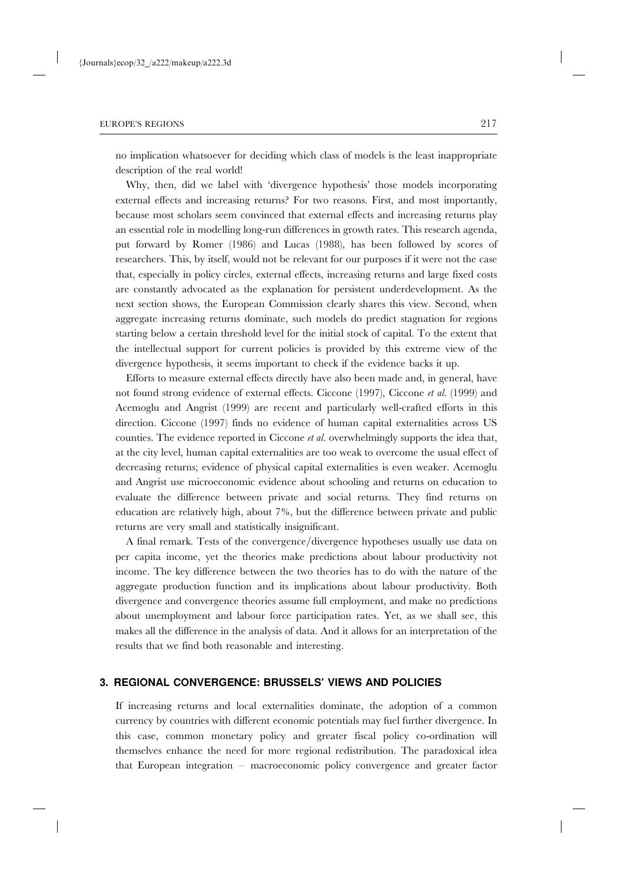no implication whatsoever for deciding which class of models is the least inappropriate description of the real world!

Why, then, did we label with 'divergence hypothesis' those models incorporating external effects and increasing returns? For two reasons. First, and most importantly, because most scholars seem convinced that external effects and increasing returns play an essential role in modelling long-run differences in growth rates. This research agenda, put forward by Romer (1986) and Lucas (1988), has been followed by scores of researchers. This, by itself, would not be relevant for our purposes if it were not the case that, especially in policy circles, external effects, increasing returns and large fixed costs are constantly advocated as the explanation for persistent underdevelopment. As the next section shows, the European Commission clearly shares this view. Second, when aggregate increasing returns dominate, such models do predict stagnation for regions starting below a certain threshold level for the initial stock of capital. To the extent that the intellectual support for current policies is provided by this extreme view of the divergence hypothesis, it seems important to check if the evidence backs it up.

Efforts to measure external effects directly have also been made and, in general, have not found strong evidence of external effects. Ciccone (1997), Ciccone *et al.* (1999) and Acemoglu and Angrist (1999) are recent and particularly well-crafted efforts in this direction. Ciccone (1997) finds no evidence of human capital externalities across US counties. The evidence reported in Ciccone *et al.* overwhelmingly supports the idea that, at the city level, human capital externalities are too weak to overcome the usual effect of decreasing returns; evidence of physical capital externalities is even weaker. Acemoglu and Angrist use microeconomic evidence about schooling and returns on education to evaluate the difference between private and social returns. They find returns on education are relatively high, about 7%, but the difference between private and public returns are very small and statistically insignificant.

A final remark. Tests of the convergence/divergence hypotheses usually use data on per capita income, yet the theories make predictions about labour productivity not income. The key difference between the two theories has to do with the nature of the aggregate production function and its implications about labour productivity. Both divergence and convergence theories assume full employment, and make no predictions about unemployment and labour force participation rates. Yet, as we shall see, this makes all the difference in the analysis of data. And it allows for an interpretation of the results that we find both reasonable and interesting.

## 3. REGIONAL CONVERGENCE: BRUSSELS' VIEWS AND POLICIES

If increasing returns and local externalities dominate, the adoption of a common currency by countries with different economic potentials may fuel further divergence. In this case, common monetary policy and greater fiscal policy co-ordination will themselves enhance the need for more regional redistribution. The paradoxical idea that European integration – macroeconomic policy convergence and greater factor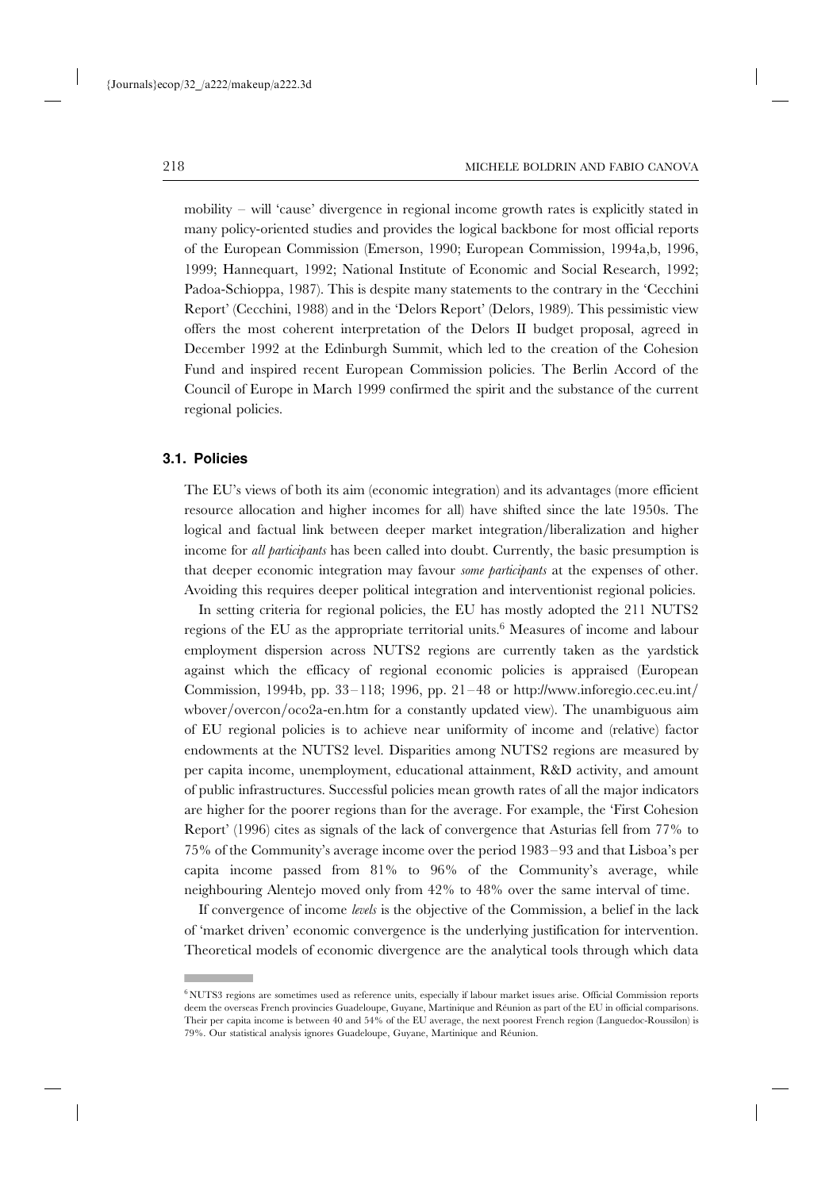mobility – will 'cause' divergence in regional income growth rates is explicitly stated in many policy-oriented studies and provides the logical backbone for most official reports of the European Commission (Emerson, 1990; European Commission, 1994a,b, 1996, 1999; Hannequart, 1992; National Institute of Economic and Social Research, 1992; Padoa-Schioppa, 1987). This is despite many statements to the contrary in the 'Cecchini Report' (Cecchini, 1988) and in the 'Delors Report' (Delors, 1989). This pessimistic view offers the most coherent interpretation of the Delors II budget proposal, agreed in December 1992 at the Edinburgh Summit, which led to the creation of the Cohesion Fund and inspired recent European Commission policies. The Berlin Accord of the Council of Europe in March 1999 confirmed the spirit and the substance of the current regional policies.

### 3.1. Policies

The EU's views of both its aim (economic integration) and its advantages (more efficient resource allocation and higher incomes for all) have shifted since the late 1950s. The logical and factual link between deeper market integration/liberalization and higher income for *all participants* has been called into doubt. Currently, the basic presumption is that deeper economic integration may favour *some participants* at the expenses of other. Avoiding this requires deeper political integration and interventionist regional policies.

In setting criteria for regional policies, the EU has mostly adopted the 211 NUTS2 regions of the EU as the appropriate territorial units.[6] Measures of income and labour employment dispersion across NUTS2 regions are currently taken as the yardstick against which the efficacy of regional economic policies is appraised (European Commission, 1994b, pp. 33–118; 1996, pp. 21–48 or http://www.inforegio.cec.eu.int/wbover/overcon/oco2a-en.htm for a constantly updated view). The unambiguous aim of EU regional policies is to achieve near uniformity of income and (relative) factor endowments at the NUTS2 level. Disparities among NUTS2 regions are measured by per capita income, unemployment, educational attainment, R&D activity, and amount of public infrastructures. Successful policies mean growth rates of all the major indicators are higher for the poorer regions than for the average. For example, the 'First Cohesion Report' (1996) cites as signals of the lack of convergence that Asturias fell from 77% to 75% of the Community's average income over the period 1983–93 and that Lisboa's per capita income passed from 81% to 96% of the Community's average, while neighbouring Alentejo moved only from 42% to 48% over the same interval of time.

If convergence of income *levels* is the objective of the Commission, a belief in the lack of 'market driven' economic convergence is the underlying justification for intervention. Theoretical models of economic divergence are the analytical tools through which data

[6] NUTS3 regions are sometimes used as reference units, especially if labour market issues arise. Official Commission reports deem the overseas French provincies Guadeloupe, Guyane, Martinique and Réunion as part of the EU in official comparisons. Their per capita income is between 40 and 54% of the EU average, the next poorest French region (Languedoc-Roussilon) is 79%. Our statistical analysis ignores Guadeloupe, Guyane, Martinique and Réunion.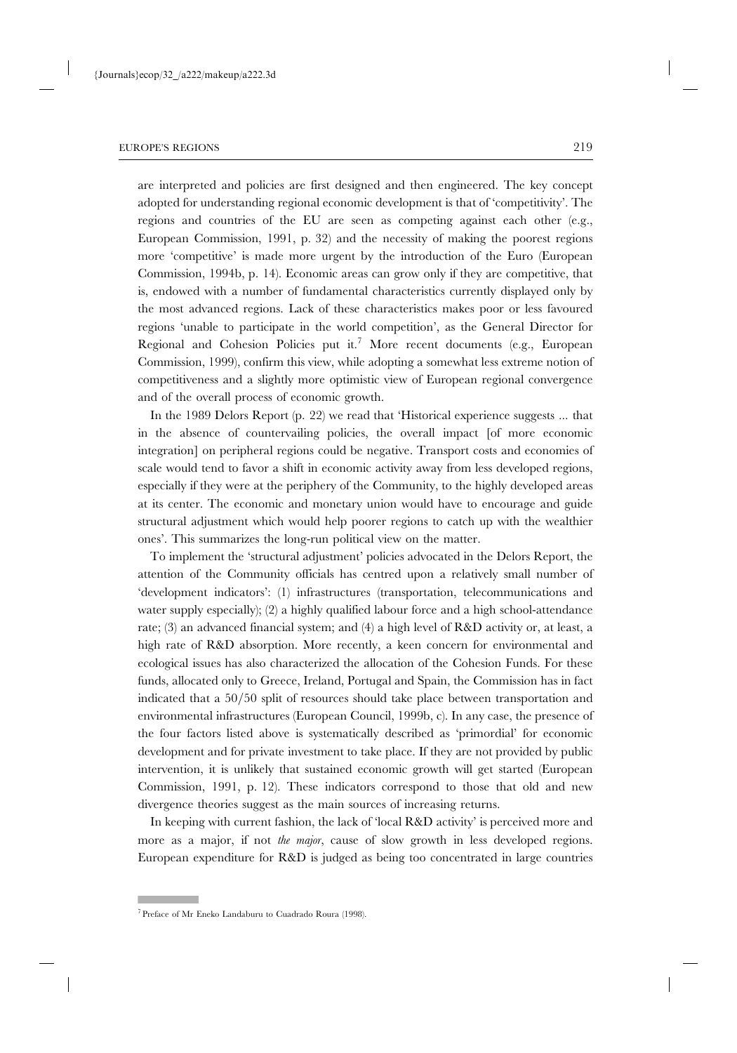are interpreted and policies are first designed and then engineered. The key concept adopted for understanding regional economic development is that of 'competitivity'. The regions and countries of the EU are seen as competing against each other (e.g., European Commission, 1991, p. 32) and the necessity of making the poorest regions more 'competitive' is made more urgent by the introduction of the Euro (European Commission, 1994b, p. 14). Economic areas can grow only if they are competitive, that is, endowed with a number of fundamental characteristics currently displayed only by the most advanced regions. Lack of these characteristics makes poor or less favoured regions 'unable to participate in the world competition', as the General Director for Regional and Cohesion Policies put it.[7] More recent documents (e.g., European Commission, 1999), confirm this view, while adopting a somewhat less extreme notion of competitiveness and a slightly more optimistic view of European regional convergence and of the overall process of economic growth.

In the 1989 Delors Report (p. 22) we read that 'Historical experience suggests ... that in the absence of countervailing policies, the overall impact [of more economic integration] on peripheral regions could be negative. Transport costs and economies of scale would tend to favor a shift in economic activity away from less developed regions, especially if they were at the periphery of the Community, to the highly developed areas at its center. The economic and monetary union would have to encourage and guide structural adjustment which would help poorer regions to catch up with the wealthier ones'. This summarizes the long-run political view on the matter.

To implement the 'structural adjustment' policies advocated in the Delors Report, the attention of the Community officials has centred upon a relatively small number of 'development indicators': (1) infrastructures (transportation, telecommunications and water supply especially); (2) a highly qualified labour force and a high school-attendance rate; (3) an advanced financial system; and (4) a high level of R&D activity or, at least, a high rate of R&D absorption. More recently, a keen concern for environmental and ecological issues has also characterized the allocation of the Cohesion Funds. For these funds, allocated only to Greece, Ireland, Portugal and Spain, the Commission has in fact indicated that a 50/50 split of resources should take place between transportation and environmental infrastructures (European Council, 1999b, c). In any case, the presence of the four factors listed above is systematically described as 'primordial' for economic development and for private investment to take place. If they are not provided by public intervention, it is unlikely that sustained economic growth will get started (European Commission, 1991, p. 12). These indicators correspond to those that old and new divergence theories suggest as the main sources of increasing returns.

In keeping with current fashion, the lack of 'local R&D activity' is perceived more and more as a major, if not *the major*, cause of slow growth in less developed regions. European expenditure for R&D is judged as being too concentrated in large countries

[7] Preface of Mr Eneko Landaburu to Cuadrado Roura (1998).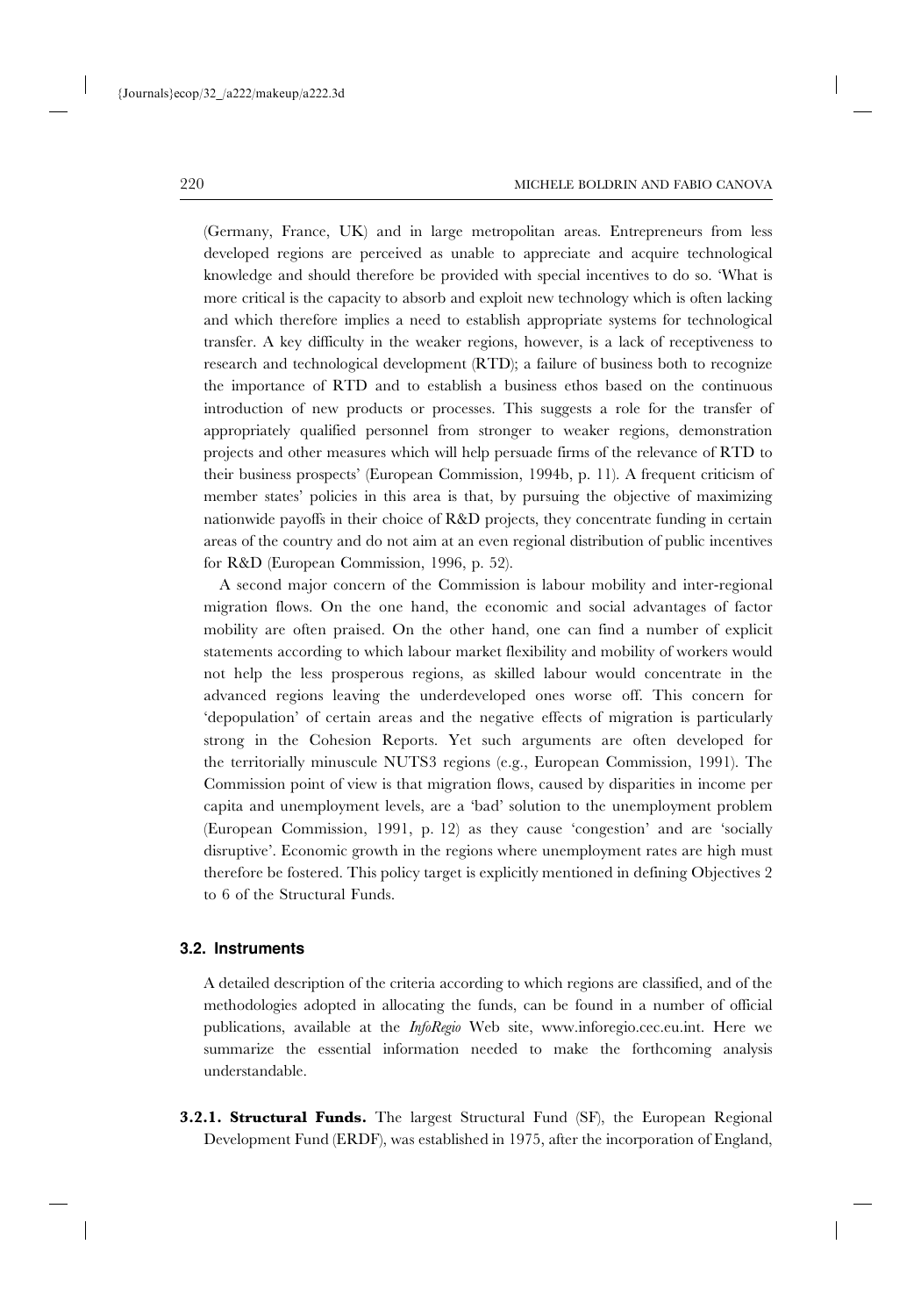(Germany, France, UK) and in large metropolitan areas. Entrepreneurs from less developed regions are perceived as unable to appreciate and acquire technological knowledge and should therefore be provided with special incentives to do so. 'What is more critical is the capacity to absorb and exploit new technology which is often lacking and which therefore implies a need to establish appropriate systems for technological transfer. A key difficulty in the weaker regions, however, is a lack of receptiveness to research and technological development (RTD); a failure of business both to recognize the importance of RTD and to establish a business ethos based on the continuous introduction of new products or processes. This suggests a role for the transfer of appropriately qualified personnel from stronger to weaker regions, demonstration projects and other measures which will help persuade firms of the relevance of RTD to their business prospects' (European Commission, 1994b, p. 11). A frequent criticism of member states' policies in this area is that, by pursuing the objective of maximizing nationwide payoffs in their choice of R&D projects, they concentrate funding in certain areas of the country and do not aim at an even regional distribution of public incentives for R&D (European Commission, 1996, p. 52).

A second major concern of the Commission is labour mobility and inter-regional migration flows. On the one hand, the economic and social advantages of factor mobility are often praised. On the other hand, one can find a number of explicit statements according to which labour market flexibility and mobility of workers would not help the less prosperous regions, as skilled labour would concentrate in the advanced regions leaving the underdeveloped ones worse off. This concern for 'depopulation' of certain areas and the negative effects of migration is particularly strong in the Cohesion Reports. Yet such arguments are often developed for the territorially minuscule NUTS3 regions (e.g., European Commission, 1991). The Commission point of view is that migration flows, caused by disparities in income per capita and unemployment levels, are a 'bad' solution to the unemployment problem (European Commission, 1991, p. 12) as they cause 'congestion' and are 'socially disruptive'. Economic growth in the regions where unemployment rates are high must therefore be fostered. This policy target is explicitly mentioned in defining Objectives 2 to 6 of the Structural Funds.

### 3.2. Instruments

A detailed description of the criteria according to which regions are classified, and of the methodologies adopted in allocating the funds, can be found in a number of official publications, available at the *InfoRegio* Web site, www.inforegio.cec.eu.int. Here we summarize the essential information needed to make the forthcoming analysis understandable.

**3.2.1. Structural Funds.** The largest Structural Fund (SF), the European Regional Development Fund (ERDF), was established in 1975, after the incorporation of England,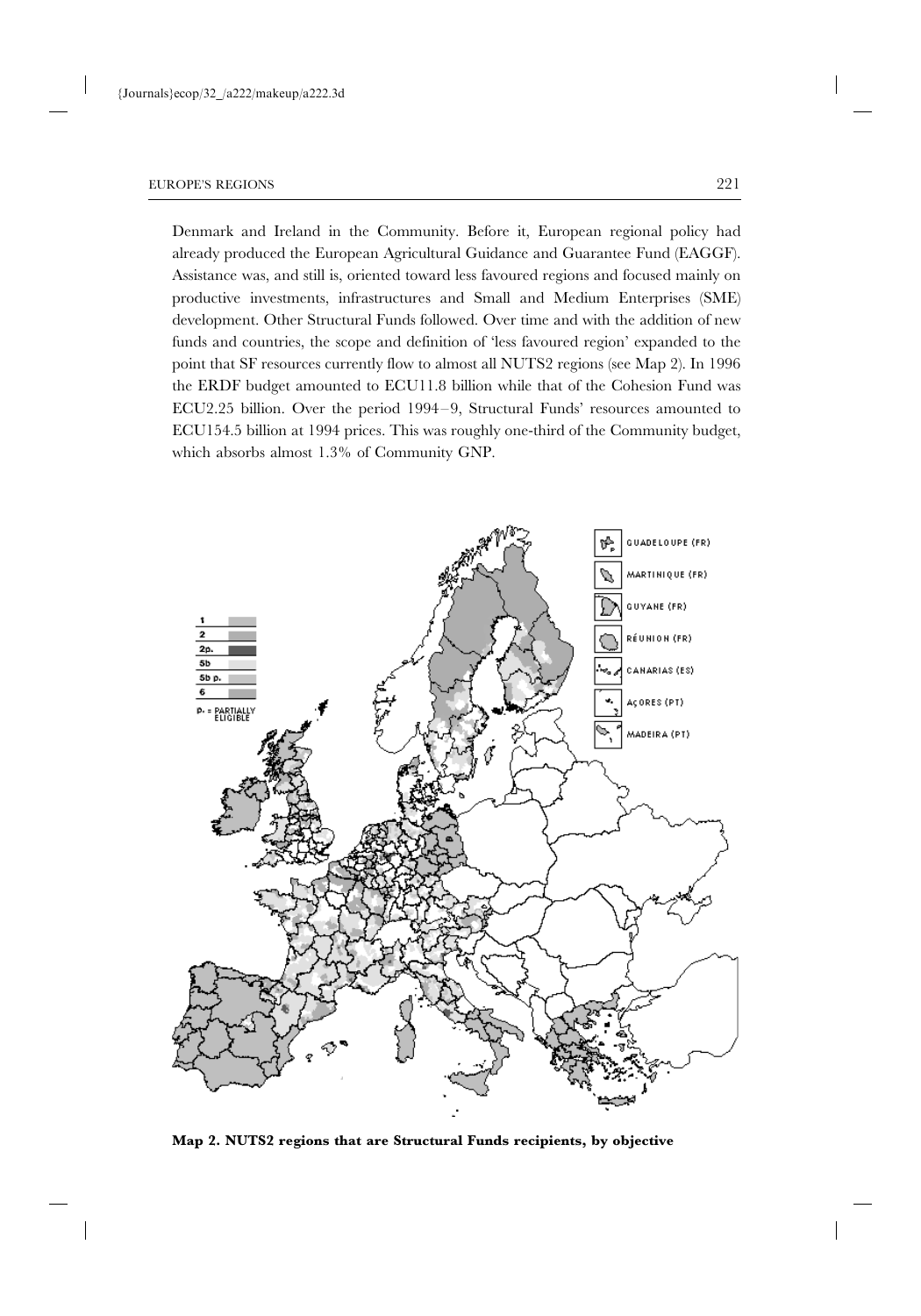Denmark and Ireland in the Community. Before it, European regional policy had already produced the European Agricultural Guidance and Guarantee Fund (EAGGF). Assistance was, and still is, oriented toward less favoured regions and focused mainly on productive investments, infrastructures and Small and Medium Enterprises (SME) development. Other Structural Funds followed. Over time and with the addition of new funds and countries, the scope and definition of 'less favoured region' expanded to the point that SF resources currently flow to almost all NUTS2 regions (see Map 2). In 1996 the ERDF budget amounted to ECU11.8 billion while that of the Cohesion Fund was ECU2.25 billion. Over the period 1994–9, Structural Funds' resources amounted to ECU154.5 billion at 1994 prices. This was roughly one-third of the Community budget, which absorbs almost 1.3% of Community GNP.

**Map 2. NUTS2 regions that are Structural Funds recipients, by objective**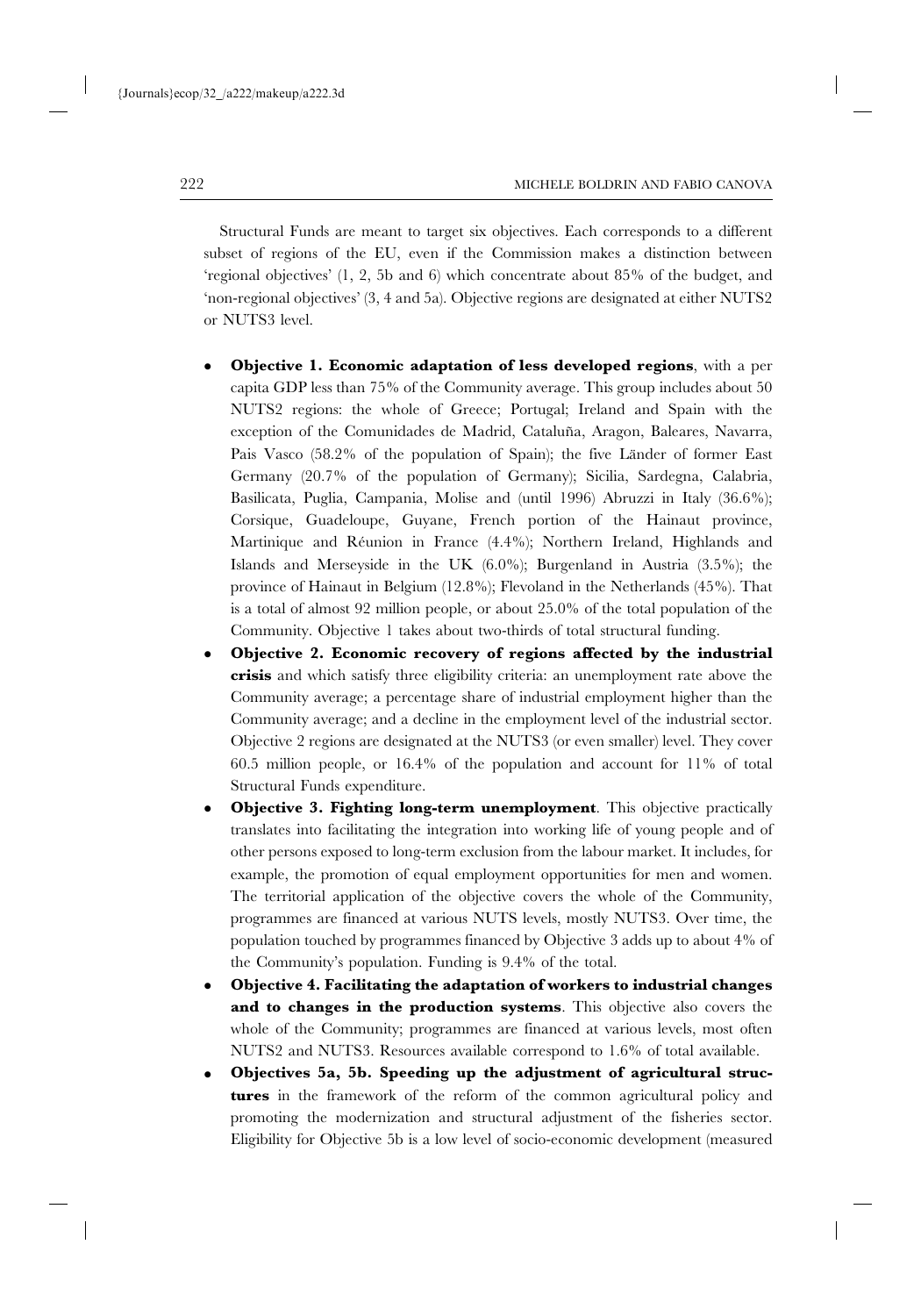Structural Funds are meant to target six objectives. Each corresponds to a different subset of regions of the EU, even if the Commission makes a distinction between 'regional objectives' (1, 2, 5b and 6) which concentrate about 85% of the budget, and 'non-regional objectives' (3, 4 and 5a). Objective regions are designated at either NUTS2 or NUTS3 level.

- **Objective 1. Economic adaptation of less developed regions**, with a per capita GDP less than 75% of the Community average. This group includes about 50 NUTS2 regions: the whole of Greece; Portugal; Ireland and Spain with the exception of the Comunidades de Madrid, Cataluña, Aragon, Baleares, Navarra, Pais Vasco (58.2% of the population of Spain); the five Länder of former East Germany (20.7% of the population of Germany); Sicilia, Sardegna, Calabria, Basilicata, Puglia, Campania, Molise and (until 1996) Abruzzi in Italy (36.6%); Corsique, Guadeloupe, Guyane, French portion of the Hainaut province, Martinique and Réunion in France (4.4%); Northern Ireland, Highlands and Islands and Merseyside in the UK (6.0%); Burgenland in Austria (3.5%); the province of Hainaut in Belgium (12.8%); Flevoland in the Netherlands (45%). That is a total of almost 92 million people, or about 25.0% of the total population of the Community. Objective 1 takes about two-thirds of total structural funding.
- **Objective 2. Economic recovery of regions affected by the industrial crisis** and which satisfy three eligibility criteria: an unemployment rate above the Community average; a percentage share of industrial employment higher than the Community average; and a decline in the employment level of the industrial sector. Objective 2 regions are designated at the NUTS3 (or even smaller) level. They cover 60.5 million people, or 16.4% of the population and account for 11% of total Structural Funds expenditure.
- **Objective 3. Fighting long-term unemployment**. This objective practically translates into facilitating the integration into working life of young people and of other persons exposed to long-term exclusion from the labour market. It includes, for example, the promotion of equal employment opportunities for men and women. The territorial application of the objective covers the whole of the Community, programmes are financed at various NUTS levels, mostly NUTS3. Over time, the population touched by programmes financed by Objective 3 adds up to about 4% of the Community's population. Funding is 9.4% of the total.
- **Objective 4. Facilitating the adaptation of workers to industrial changes and to changes in the production systems**. This objective also covers the whole of the Community; programmes are financed at various levels, most often NUTS2 and NUTS3. Resources available correspond to 1.6% of total available.
- **Objectives 5a, 5b. Speeding up the adjustment of agricultural structures** in the framework of the reform of the common agricultural policy and promoting the modernization and structural adjustment of the fisheries sector. Eligibility for Objective 5b is a low level of socio-economic development (measured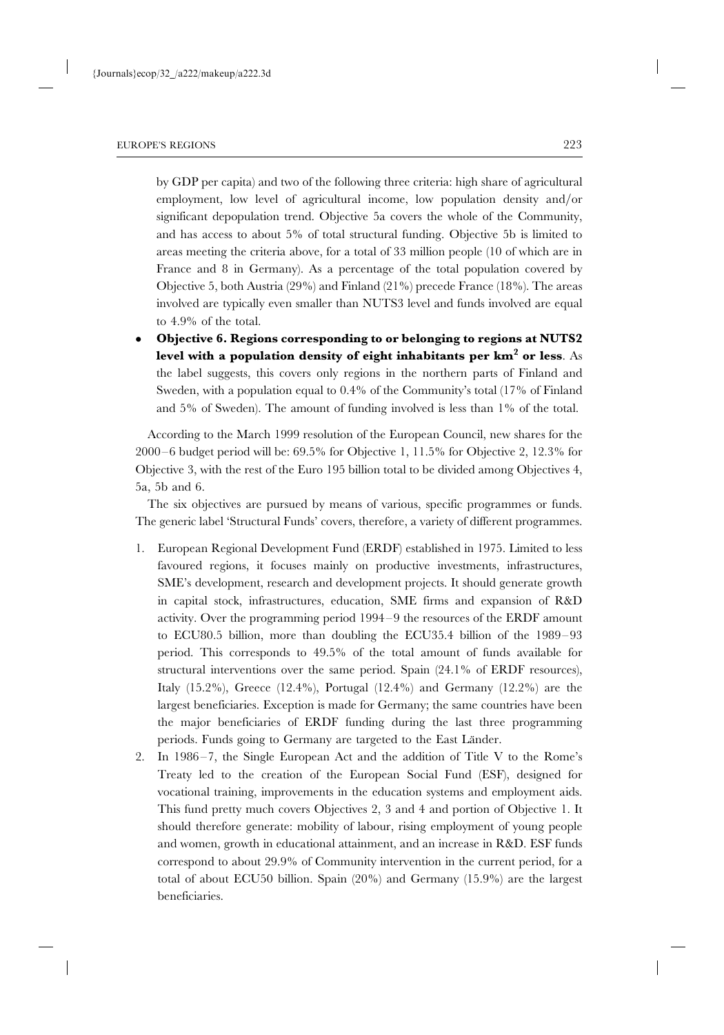by GDP per capita) and two of the following three criteria: high share of agricultural employment, low level of agricultural income, low population density and/or significant depopulation trend. Objective 5a covers the whole of the Community, and has access to about 5% of total structural funding. Objective 5b is limited to areas meeting the criteria above, for a total of 33 million people (10 of which are in France and 8 in Germany). As a percentage of the total population covered by Objective 5, both Austria (29%) and Finland (21%) precede France (18%). The areas involved are typically even smaller than NUTS3 level and funds involved are equal to 4.9% of the total.

- **Objective 6. Regions corresponding to or belonging to regions at NUTS2 level with a population density of eight inhabitants per km$^2$ or less**. As the label suggests, this covers only regions in the northern parts of Finland and Sweden, with a population equal to 0.4% of the Community's total (17% of Finland and 5% of Sweden). The amount of funding involved is less than 1% of the total.

According to the March 1999 resolution of the European Council, new shares for the 2000–6 budget period will be: 69.5% for Objective 1, 11.5% for Objective 2, 12.3% for Objective 3, with the rest of the Euro 195 billion total to be divided among Objectives 4, 5a, 5b and 6.

The six objectives are pursued by means of various, specific programmes or funds. The generic label 'Structural Funds' covers, therefore, a variety of different programmes.

1. European Regional Development Fund (ERDF) established in 1975. Limited to less favoured regions, it focuses mainly on productive investments, infrastructures, SME's development, research and development projects. It should generate growth in capital stock, infrastructures, education, SME firms and expansion of R&D activity. Over the programming period 1994–9 the resources of the ERDF amount to ECU80.5 billion, more than doubling the ECU35.4 billion of the 1989–93 period. This corresponds to 49.5% of the total amount of funds available for structural interventions over the same period. Spain (24.1% of ERDF resources), Italy (15.2%), Greece (12.4%), Portugal (12.4%) and Germany (12.2%) are the largest beneficiaries. Exception is made for Germany; the same countries have been the major beneficiaries of ERDF funding during the last three programming periods. Funds going to Germany are targeted to the East Länder.
2. In 1986–7, the Single European Act and the addition of Title V to the Rome's Treaty led to the creation of the European Social Fund (ESF), designed for vocational training, improvements in the education systems and employment aids. This fund pretty much covers Objectives 2, 3 and 4 and portion of Objective 1. It should therefore generate: mobility of labour, rising employment of young people and women, growth in educational attainment, and an increase in R&D. ESF funds correspond to about 29.9% of Community intervention in the current period, for a total of about ECU50 billion. Spain (20%) and Germany (15.9%) are the largest beneficiaries.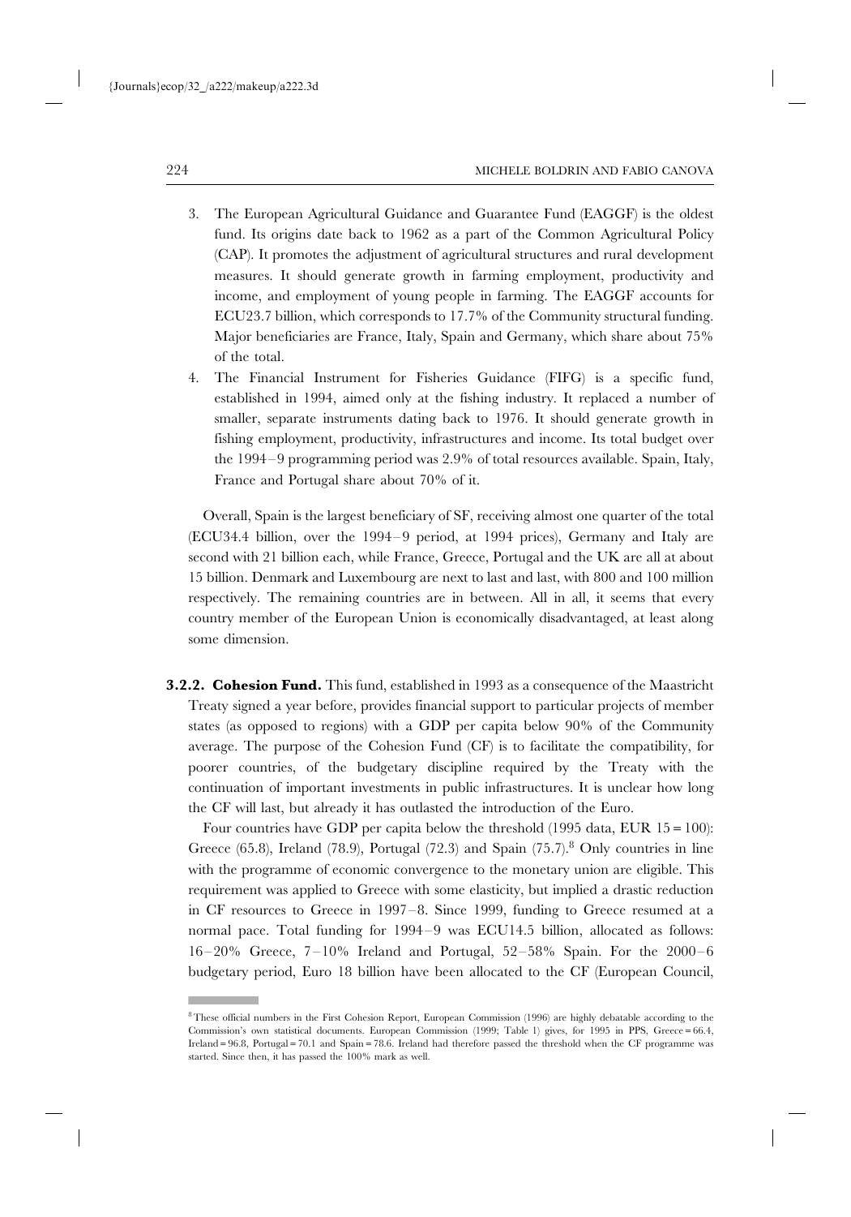3. The European Agricultural Guidance and Guarantee Fund (EAGGF) is the oldest fund. Its origins date back to 1962 as a part of the Common Agricultural Policy (CAP). It promotes the adjustment of agricultural structures and rural development measures. It should generate growth in farming employment, productivity and income, and employment of young people in farming. The EAGGF accounts for ECU23.7 billion, which corresponds to 17.7% of the Community structural funding. Major beneficiaries are France, Italy, Spain and Germany, which share about 75% of the total.
4. The Financial Instrument for Fisheries Guidance (FIFG) is a specific fund, established in 1994, aimed only at the fishing industry. It replaced a number of smaller, separate instruments dating back to 1976. It should generate growth in fishing employment, productivity, infrastructures and income. Its total budget over the 1994–9 programming period was 2.9% of total resources available. Spain, Italy, France and Portugal share about 70% of it.

Overall, Spain is the largest beneficiary of SF, receiving almost one quarter of the total (ECU34.4 billion, over the 1994–9 period, at 1994 prices), Germany and Italy are second with 21 billion each, while France, Greece, Portugal and the UK are all at about 15 billion. Denmark and Luxembourg are next to last and last, with 800 and 100 million respectively. The remaining countries are in between. All in all, it seems that every country member of the European Union is economically disadvantaged, at least along some dimension.

**3.2.2. Cohesion Fund.** This fund, established in 1993 as a consequence of the Maastricht Treaty signed a year before, provides financial support to particular projects of member states (as opposed to regions) with a GDP per capita below 90% of the Community average. The purpose of the Cohesion Fund (CF) is to facilitate the compatibility, for poorer countries, of the budgetary discipline required by the Treaty with the continuation of important investments in public infrastructures. It is unclear how long the CF will last, but already it has outlasted the introduction of the Euro.

Four countries have GDP per capita below the threshold (1995 data, EUR 15 = 100): Greece (65.8), Ireland (78.9), Portugal (72.3) and Spain (75.7).[8] Only countries in line with the programme of economic convergence to the monetary union are eligible. This requirement was applied to Greece with some elasticity, but implied a drastic reduction in CF resources to Greece in 1997–8. Since 1999, funding to Greece resumed at a normal pace. Total funding for 1994–9 was ECU14.5 billion, allocated as follows: 16–20% Greece, 7–10% Ireland and Portugal, 52–58% Spain. For the 2000–6 budgetary period, Euro 18 billion have been allocated to the CF (European Council,

[8] These official numbers in the First Cohesion Report, European Commission (1996) are highly debatable according to the Commission's own statistical documents. European Commission (1999; Table 1) gives, for 1995 in PPS, Greece = 66.4, Ireland = 96.8, Portugal = 70.1 and Spain = 78.6. Ireland had therefore passed the threshold when the CF programme was started. Since then, it has passed the 100% mark as well.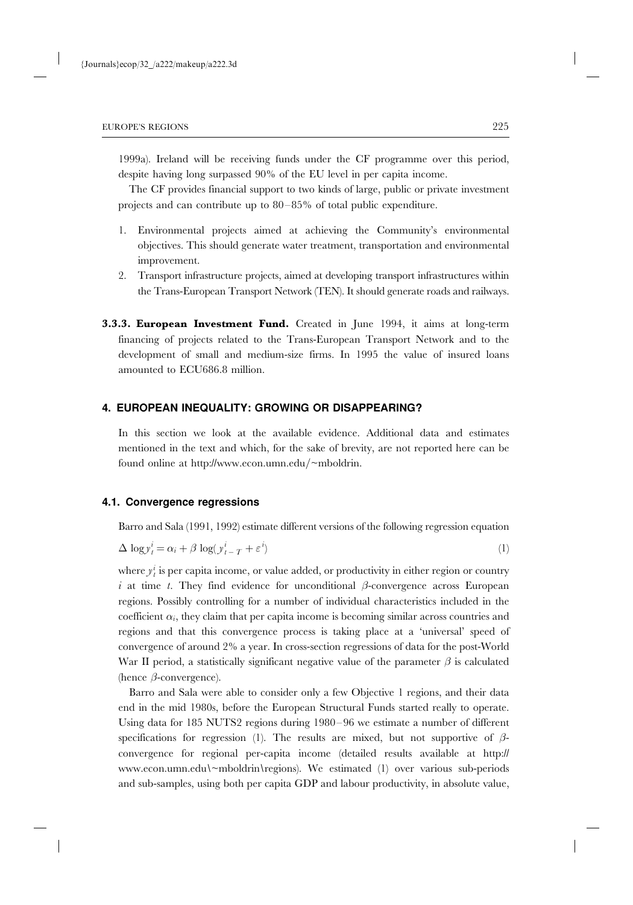1999a). Ireland will be receiving funds under the CF programme over this period, despite having long surpassed 90% of the EU level in per capita income.

The CF provides financial support to two kinds of large, public or private investment projects and can contribute up to 80–85% of total public expenditure.

1. Environmental projects aimed at achieving the Community's environmental objectives. This should generate water treatment, transportation and environmental improvement.
2. Transport infrastructure projects, aimed at developing transport infrastructures within the Trans-European Transport Network (TEN). It should generate roads and railways.

**3.3.3. European Investment Fund.** Created in June 1994, it aims at long-term financing of projects related to the Trans-European Transport Network and to the development of small and medium-size firms. In 1995 the value of insured loans amounted to ECU686.8 million.

## 4. EUROPEAN INEQUALITY: GROWING OR DISAPPEARING?

In this section we look at the available evidence. Additional data and estimates mentioned in the text and which, for the sake of brevity, are not reported here can be found online at http://www.econ.umn.edu/~mboldrin.

### 4.1. Convergence regressions

Barro and Sala (1991, 1992) estimate different versions of the following regression equation

$$\Delta \log y_t^i = \alpha_i + \beta \log(y_{t-T}^i + \varepsilon^i) \tag{1}$$

where $y_t^i$ is per capita income, or value added, or productivity in either region or country $i$ at time $t$. They find evidence for unconditional $\beta$-convergence across European regions. Possibly controlling for a number of individual characteristics included in the coefficient $\alpha_i$, they claim that per capita income is becoming similar across countries and regions and that this convergence process is taking place at a 'universal' speed of convergence of around 2% a year. In cross-section regressions of data for the post-World War II period, a statistically significant negative value of the parameter $\beta$ is calculated (hence $\beta$-convergence).

Barro and Sala were able to consider only a few Objective 1 regions, and their data end in the mid 1980s, before the European Structural Funds started really to operate. Using data for 185 NUTS2 regions during 1980–96 we estimate a number of different specifications for regression (1). The results are mixed, but not supportive of $\beta$-convergence for regional per-capita income (detailed results available at http://www.econ.umn.edu\~mboldrin\regions). We estimated (1) over various sub-periods and sub-samples, using both per capita GDP and labour productivity, in absolute value,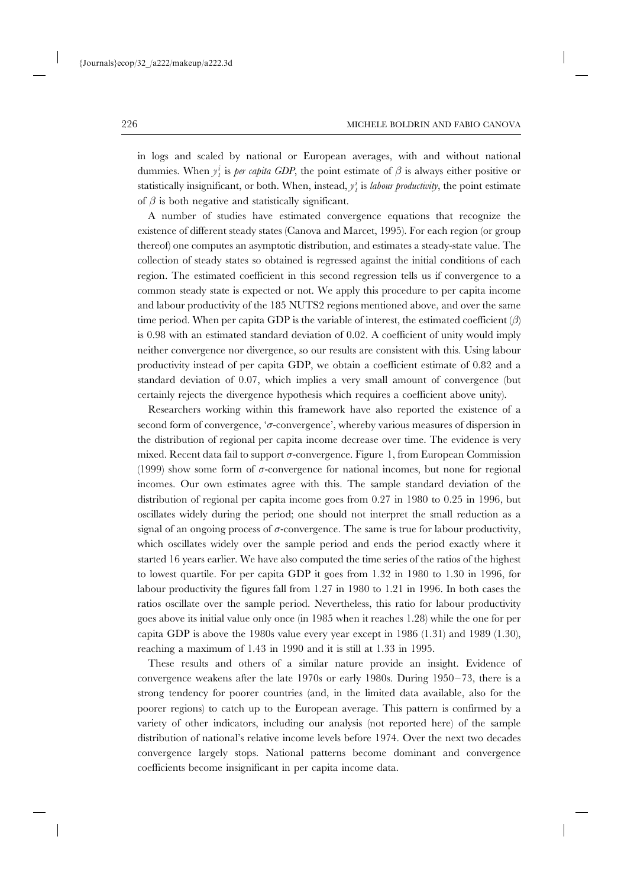in logs and scaled by national or European averages, with and without national dummies. When $y_t^i$ is *per capita GDP*, the point estimate of $\beta$ is always either positive or statistically insignificant, or both. When, instead, $y_t^i$ is *labour productivity*, the point estimate of $\beta$ is both negative and statistically significant.

A number of studies have estimated convergence equations that recognize the existence of different steady states (Canova and Marcet, 1995). For each region (or group thereof) one computes an asymptotic distribution, and estimates a steady-state value. The collection of steady states so obtained is regressed against the initial conditions of each region. The estimated coefficient in this second regression tells us if convergence to a common steady state is expected or not. We apply this procedure to per capita income and labour productivity of the 185 NUTS2 regions mentioned above, and over the same time period. When per capita GDP is the variable of interest, the estimated coefficient ($\beta$) is 0.98 with an estimated standard deviation of 0.02. A coefficient of unity would imply neither convergence nor divergence, so our results are consistent with this. Using labour productivity instead of per capita GDP, we obtain a coefficient estimate of 0.82 and a standard deviation of 0.07, which implies a very small amount of convergence (but certainly rejects the divergence hypothesis which requires a coefficient above unity).

Researchers working within this framework have also reported the existence of a second form of convergence, '$\sigma$-convergence', whereby various measures of dispersion in the distribution of regional per capita income decrease over time. The evidence is very mixed. Recent data fail to support $\sigma$-convergence. Figure 1, from European Commission (1999) show some form of $\sigma$-convergence for national incomes, but none for regional incomes. Our own estimates agree with this. The sample standard deviation of the distribution of regional per capita income goes from 0.27 in 1980 to 0.25 in 1996, but oscillates widely during the period; one should not interpret the small reduction as a signal of an ongoing process of $\sigma$-convergence. The same is true for labour productivity, which oscillates widely over the sample period and ends the period exactly where it started 16 years earlier. We have also computed the time series of the ratios of the highest to lowest quartile. For per capita GDP it goes from 1.32 in 1980 to 1.30 in 1996, for labour productivity the figures fall from 1.27 in 1980 to 1.21 in 1996. In both cases the ratios oscillate over the sample period. Nevertheless, this ratio for labour productivity goes above its initial value only once (in 1985 when it reaches 1.28) while the one for per capita GDP is above the 1980s value every year except in 1986 (1.31) and 1989 (1.30), reaching a maximum of 1.43 in 1990 and it is still at 1.33 in 1995.

These results and others of a similar nature provide an insight. Evidence of convergence weakens after the late 1970s or early 1980s. During 1950–73, there is a strong tendency for poorer countries (and, in the limited data available, also for the poorer regions) to catch up to the European average. This pattern is confirmed by a variety of other indicators, including our analysis (not reported here) of the sample distribution of national's relative income levels before 1974. Over the next two decades convergence largely stops. National patterns become dominant and convergence coefficients become insignificant in per capita income data.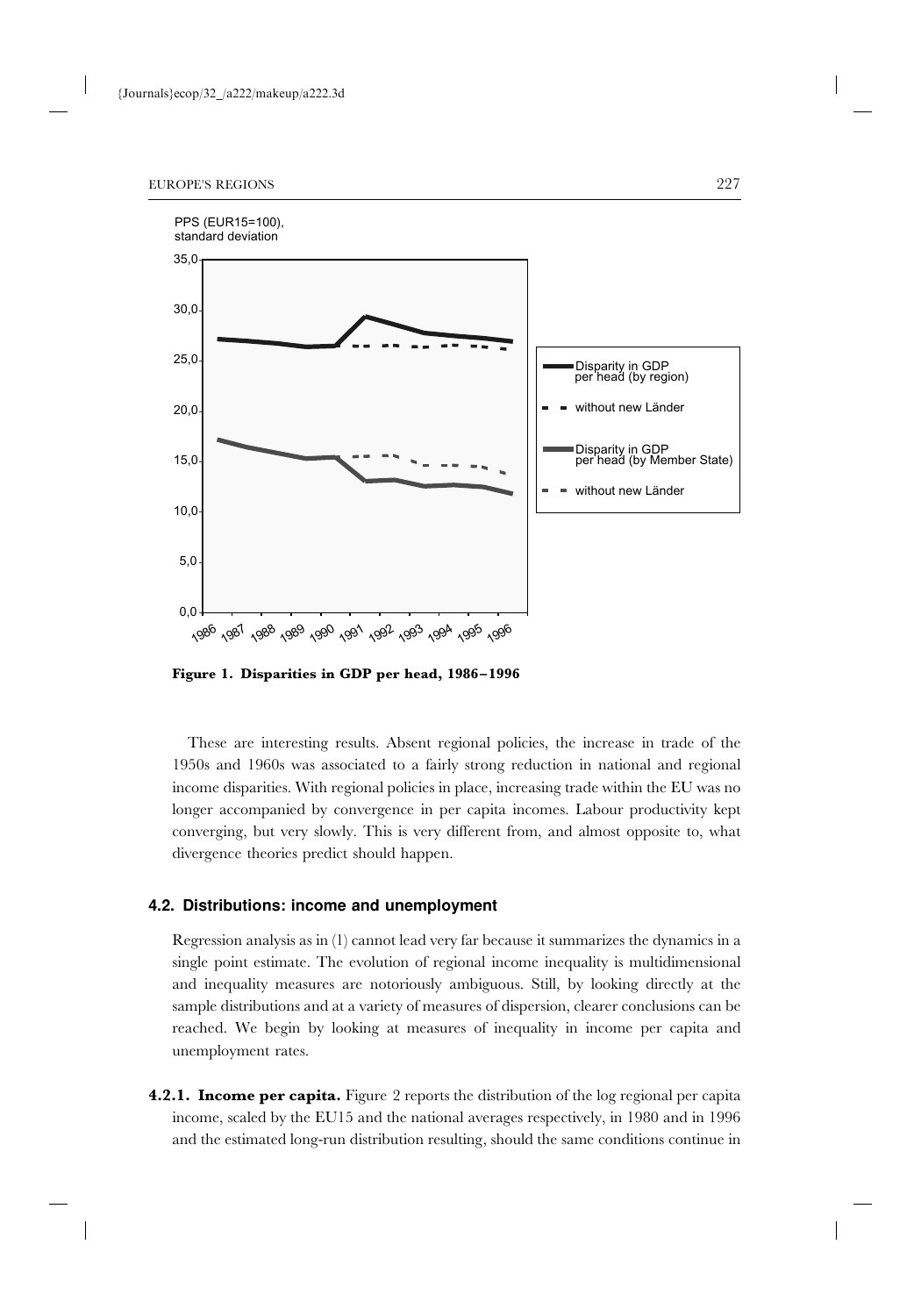Figure 1. Disparities in GDP per head, 1986–1996

These are interesting results. Absent regional policies, the increase in trade of the 1950s and 1960s was associated to a fairly strong reduction in national and regional income disparities. With regional policies in place, increasing trade within the EU was no longer accompanied by convergence in per capita incomes. Labour productivity kept converging, but very slowly. This is very different from, and almost opposite to, what divergence theories predict should happen.

### 4.2. Distributions: income and unemployment

Regression analysis as in (1) cannot lead very far because it summarizes the dynamics in a single point estimate. The evolution of regional income inequality is multidimensional and inequality measures are notoriously ambiguous. Still, by looking directly at the sample distributions and at a variety of measures of dispersion, clearer conclusions can be reached. We begin by looking at measures of inequality in income per capita and unemployment rates.

**4.2.1. Income per capita.** Figure 2 reports the distribution of the log regional per capita income, scaled by the EU15 and the national averages respectively, in 1980 and in 1996 and the estimated long-run distribution resulting, should the same conditions continue in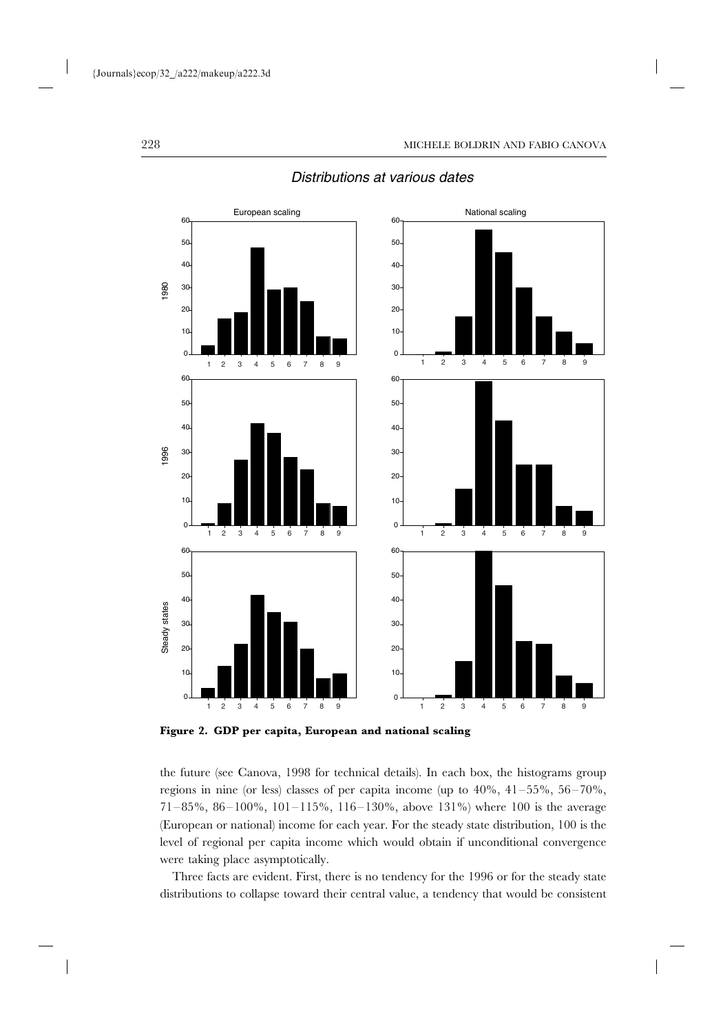*Distributions at various dates*

**Figure 2. GDP per capita, European and national scaling**

the future (see Canova, 1998 for technical details). In each box, the histograms group regions in nine (or less) classes of per capita income (up to 40%, 41–55%, 56–70%, 71–85%, 86–100%, 101–115%, 116–130%, above 131%) where 100 is the average (European or national) income for each year. For the steady state distribution, 100 is the level of regional per capita income which would obtain if unconditional convergence were taking place asymptotically.

Three facts are evident. First, there is no tendency for the 1996 or for the steady state distributions to collapse toward their central value, a tendency that would be consistent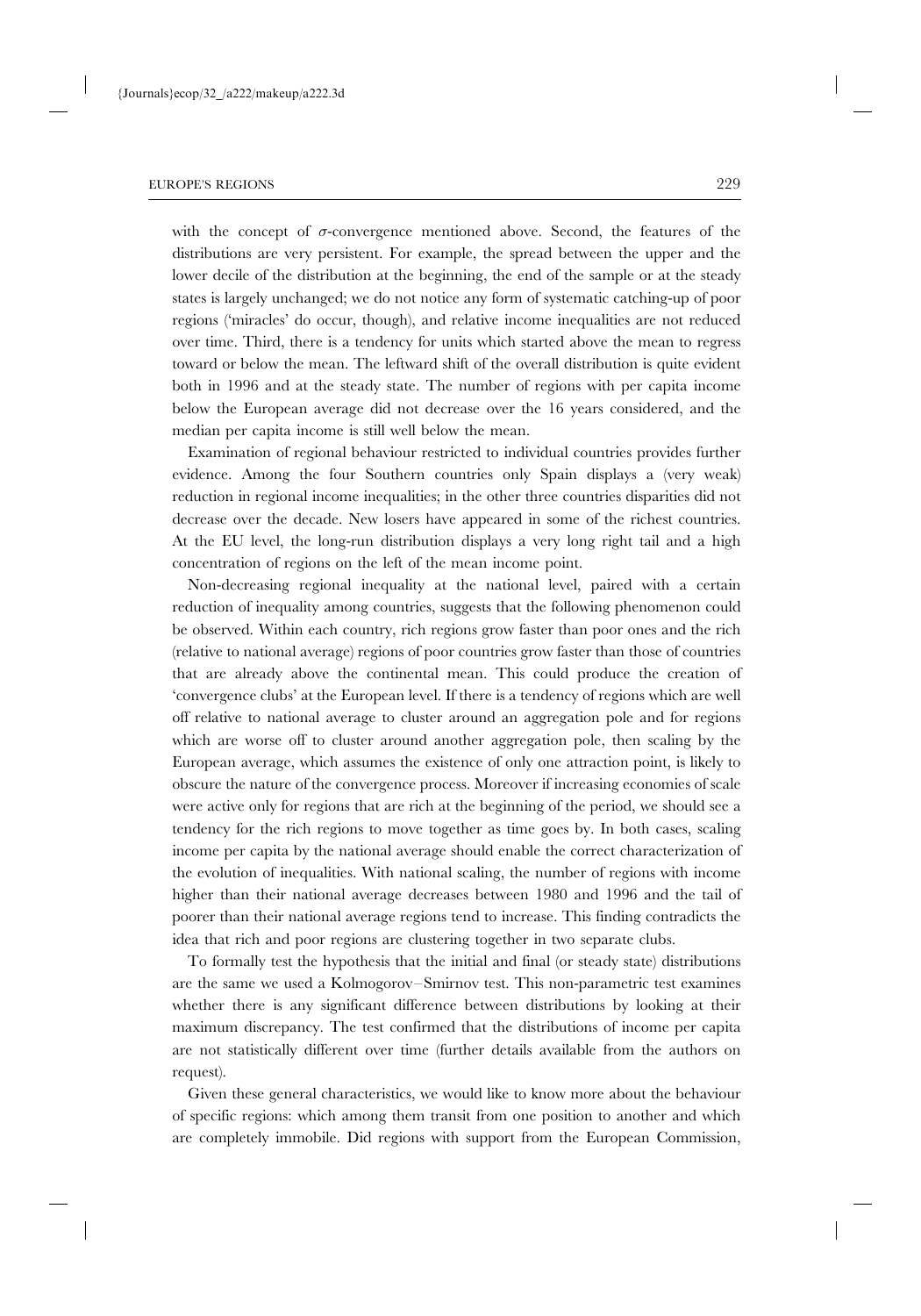with the concept of $\sigma$-convergence mentioned above. Second, the features of the distributions are very persistent. For example, the spread between the upper and the lower decile of the distribution at the beginning, the end of the sample or at the steady states is largely unchanged; we do not notice any form of systematic catching-up of poor regions ('miracles' do occur, though), and relative income inequalities are not reduced over time. Third, there is a tendency for units which started above the mean to regress toward or below the mean. The leftward shift of the overall distribution is quite evident both in 1996 and at the steady state. The number of regions with per capita income below the European average did not decrease over the 16 years considered, and the median per capita income is still well below the mean.

Examination of regional behaviour restricted to individual countries provides further evidence. Among the four Southern countries only Spain displays a (very weak) reduction in regional income inequalities; in the other three countries disparities did not decrease over the decade. New losers have appeared in some of the richest countries. At the EU level, the long-run distribution displays a very long right tail and a high concentration of regions on the left of the mean income point.

Non-decreasing regional inequality at the national level, paired with a certain reduction of inequality among countries, suggests that the following phenomenon could be observed. Within each country, rich regions grow faster than poor ones and the rich (relative to national average) regions of poor countries grow faster than those of countries that are already above the continental mean. This could produce the creation of 'convergence clubs' at the European level. If there is a tendency of regions which are well off relative to national average to cluster around an aggregation pole and for regions which are worse off to cluster around another aggregation pole, then scaling by the European average, which assumes the existence of only one attraction point, is likely to obscure the nature of the convergence process. Moreover if increasing economies of scale were active only for regions that are rich at the beginning of the period, we should see a tendency for the rich regions to move together as time goes by. In both cases, scaling income per capita by the national average should enable the correct characterization of the evolution of inequalities. With national scaling, the number of regions with income higher than their national average decreases between 1980 and 1996 and the tail of poorer than their national average regions tend to increase. This finding contradicts the idea that rich and poor regions are clustering together in two separate clubs.

To formally test the hypothesis that the initial and final (or steady state) distributions are the same we used a Kolmogorov–Smirnov test. This non-parametric test examines whether there is any significant difference between distributions by looking at their maximum discrepancy. The test confirmed that the distributions of income per capita are not statistically different over time (further details available from the authors on request).

Given these general characteristics, we would like to know more about the behaviour of specific regions: which among them transit from one position to another and which are completely immobile. Did regions with support from the European Commission,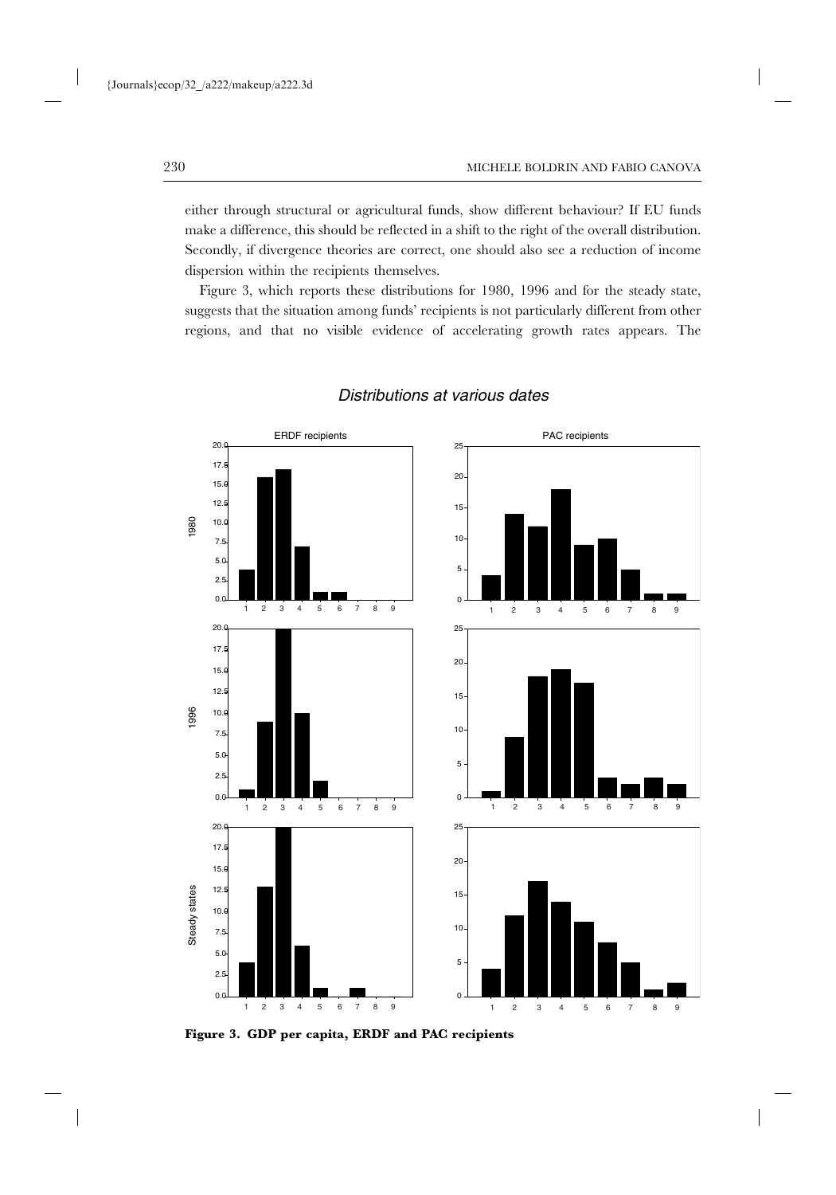either through structural or agricultural funds, show different behaviour? If EU funds make a difference, this should be reflected in a shift to the right of the overall distribution. Secondly, if divergence theories are correct, one should also see a reduction of income dispersion within the recipients themselves.

Figure 3, which reports these distributions for 1980, 1996 and for the steady state, suggests that the situation among funds' recipients is not particularly different from other regions, and that no visible evidence of accelerating growth rates appears. The

*Distributions at various dates*

**Figure 3. GDP per capita, ERDF and PAC recipients**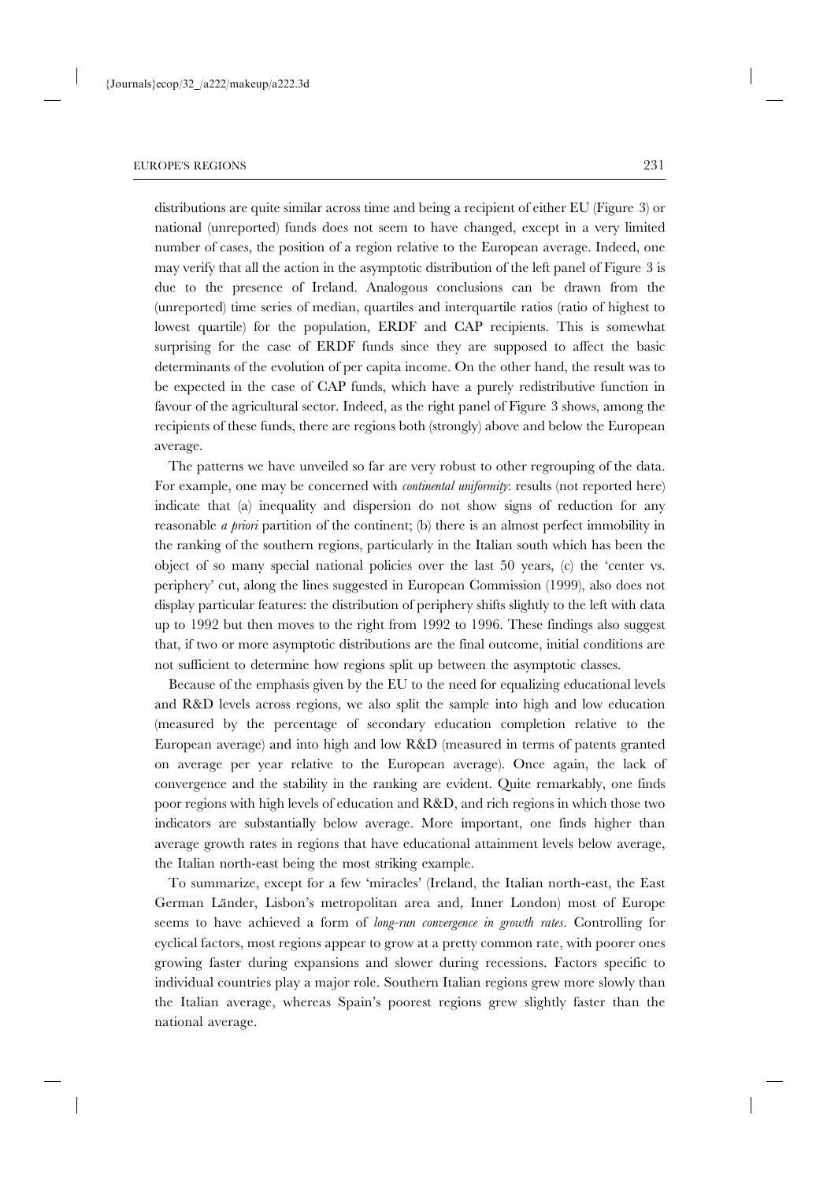distributions are quite similar across time and being a recipient of either EU (Figure 3) or national (unreported) funds does not seem to have changed, except in a very limited number of cases, the position of a region relative to the European average. Indeed, one may verify that all the action in the asymptotic distribution of the left panel of Figure 3 is due to the presence of Ireland. Analogous conclusions can be drawn from the (unreported) time series of median, quartiles and interquartile ratios (ratio of highest to lowest quartile) for the population, ERDF and CAP recipients. This is somewhat surprising for the case of ERDF funds since they are supposed to affect the basic determinants of the evolution of per capita income. On the other hand, the result was to be expected in the case of CAP funds, which have a purely redistributive function in favour of the agricultural sector. Indeed, as the right panel of Figure 3 shows, among the recipients of these funds, there are regions both (strongly) above and below the European average.

The patterns we have unveiled so far are very robust to other regrouping of the data. For example, one may be concerned with *continental uniformity*: results (not reported here) indicate that (a) inequality and dispersion do not show signs of reduction for any reasonable *a priori* partition of the continent; (b) there is an almost perfect immobility in the ranking of the southern regions, particularly in the Italian south which has been the object of so many special national policies over the last 50 years, (c) the 'center vs. periphery' cut, along the lines suggested in European Commission (1999), also does not display particular features: the distribution of periphery shifts slightly to the left with data up to 1992 but then moves to the right from 1992 to 1996. These findings also suggest that, if two or more asymptotic distributions are the final outcome, initial conditions are not sufficient to determine how regions split up between the asymptotic classes.

Because of the emphasis given by the EU to the need for equalizing educational levels and R&D levels across regions, we also split the sample into high and low education (measured by the percentage of secondary education completion relative to the European average) and into high and low R&D (measured in terms of patents granted on average per year relative to the European average). Once again, the lack of convergence and the stability in the ranking are evident. Quite remarkably, one finds poor regions with high levels of education and R&D, and rich regions in which those two indicators are substantially below average. More important, one finds higher than average growth rates in regions that have educational attainment levels below average, the Italian north-east being the most striking example.

To summarize, except for a few 'miracles' (Ireland, the Italian north-east, the East German Länder, Lisbon's metropolitan area and, Inner London) most of Europe seems to have achieved a form of *long-run convergence in growth rates*. Controlling for cyclical factors, most regions appear to grow at a pretty common rate, with poorer ones growing faster during expansions and slower during recessions. Factors specific to individual countries play a major role. Southern Italian regions grew more slowly than the Italian average, whereas Spain's poorest regions grew slightly faster than the national average.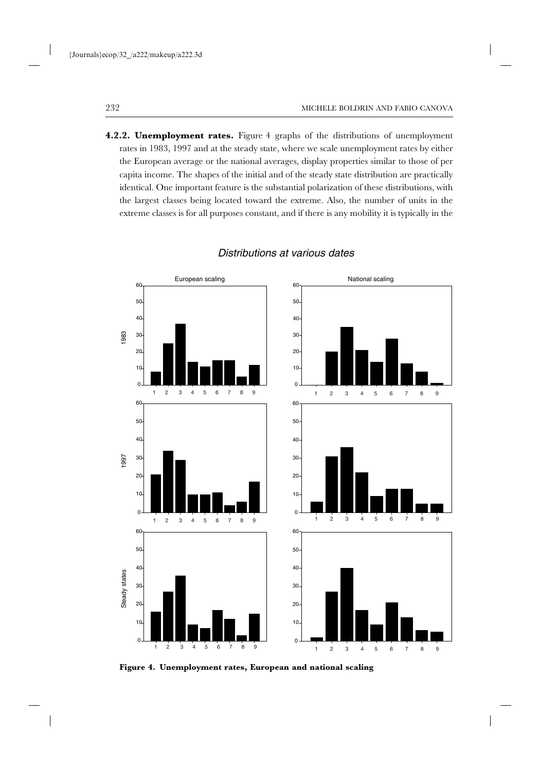**4.2.2. Unemployment rates.** Figure 4 graphs of the distributions of unemployment rates in 1983, 1997 and at the steady state, where we scale unemployment rates by either the European average or the national averages, display properties similar to those of per capita income. The shapes of the initial and of the steady state distribution are practically identical. One important feature is the substantial polarization of these distributions, with the largest classes being located toward the extreme. Also, the number of units in the extreme classes is for all purposes constant, and if there is any mobility it is typically in the

**Figure 4. Unemployment rates, European and national scaling**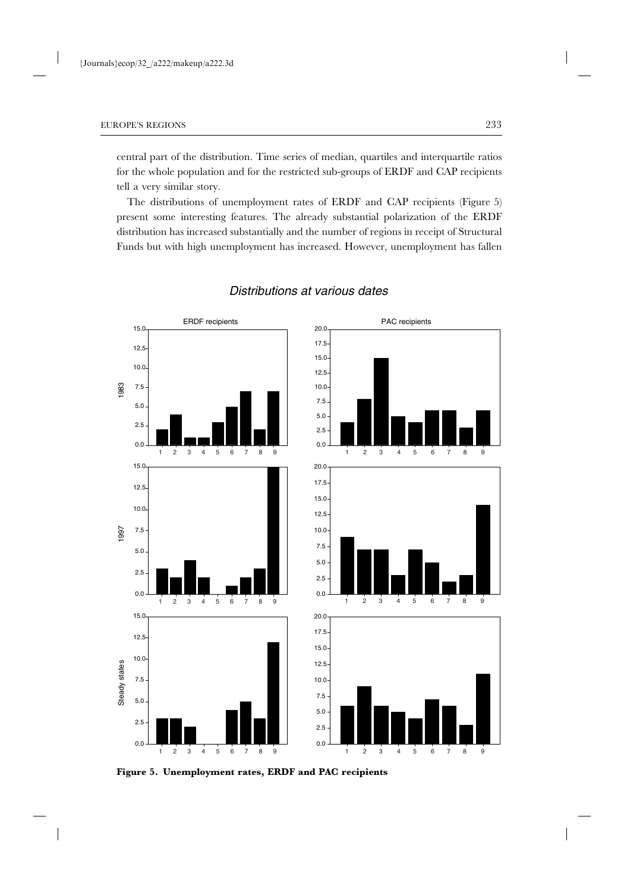central part of the distribution. Time series of median, quartiles and interquartile ratios for the whole population and for the restricted sub-groups of ERDF and CAP recipients tell a very similar story.

The distributions of unemployment rates of ERDF and CAP recipients (Figure 5) present some interesting features. The already substantial polarization of the ERDF distribution has increased substantially and the number of regions in receipt of Structural Funds but with high unemployment has increased. However, unemployment has fallen

**Figure 5. Unemployment rates, ERDF and PAC recipients**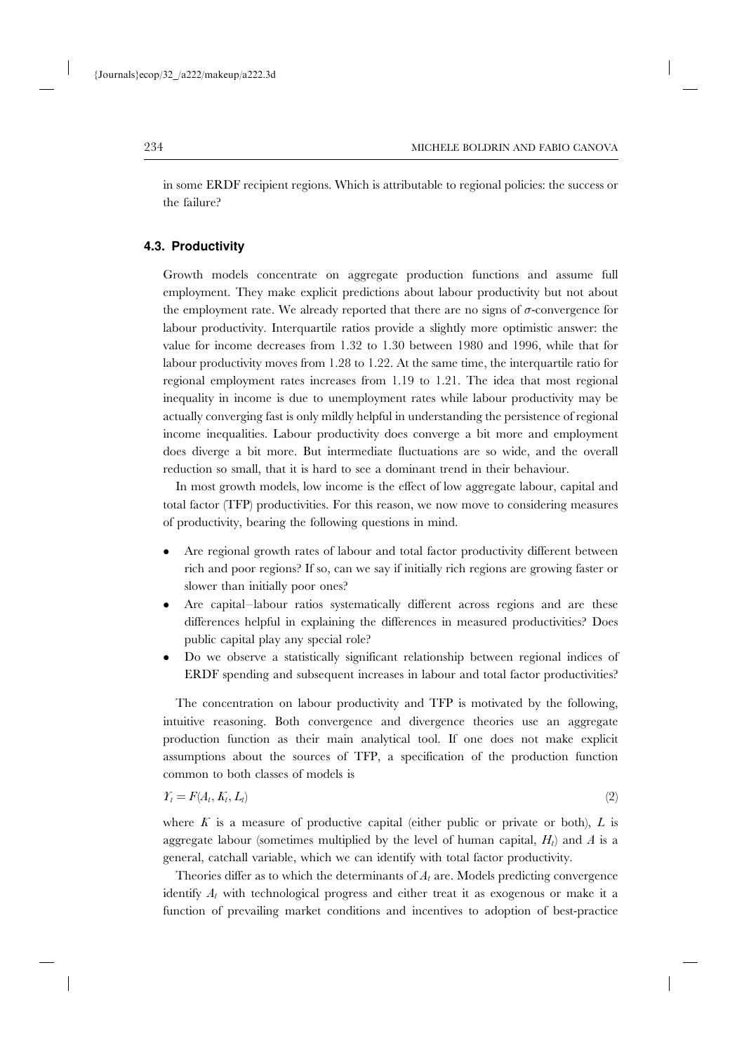in some ERDF recipient regions. Which is attributable to regional policies: the success or the failure?

### 4.3. Productivity

Growth models concentrate on aggregate production functions and assume full employment. They make explicit predictions about labour productivity but not about the employment rate. We already reported that there are no signs of $\sigma$-convergence for labour productivity. Interquartile ratios provide a slightly more optimistic answer: the value for income decreases from 1.32 to 1.30 between 1980 and 1996, while that for labour productivity moves from 1.28 to 1.22. At the same time, the interquartile ratio for regional employment rates increases from 1.19 to 1.21. The idea that most regional inequality in income is due to unemployment rates while labour productivity may be actually converging fast is only mildly helpful in understanding the persistence of regional income inequalities. Labour productivity does converge a bit more and employment does diverge a bit more. But intermediate fluctuations are so wide, and the overall reduction so small, that it is hard to see a dominant trend in their behaviour.

In most growth models, low income is the effect of low aggregate labour, capital and total factor (TFP) productivities. For this reason, we now move to considering measures of productivity, bearing the following questions in mind.

- Are regional growth rates of labour and total factor productivity different between rich and poor regions? If so, can we say if initially rich regions are growing faster or slower than initially poor ones?
- Are capital–labour ratios systematically different across regions and are these differences helpful in explaining the differences in measured productivities? Does public capital play any special role?
- Do we observe a statistically significant relationship between regional indices of ERDF spending and subsequent increases in labour and total factor productivities?

The concentration on labour productivity and TFP is motivated by the following, intuitive reasoning. Both convergence and divergence theories use an aggregate production function as their main analytical tool. If one does not make explicit assumptions about the sources of TFP, a specification of the production function common to both classes of models is

$$Y_t = F(A_t, K_t, L_t) \tag{2}$$

where $K$ is a measure of productive capital (either public or private or both), $L$ is aggregate labour (sometimes multiplied by the level of human capital, $H_t$) and $A$ is a general, catchall variable, which we can identify with total factor productivity.

Theories differ as to which the determinants of $A_t$ are. Models predicting convergence identify $A_t$ with technological progress and either treat it as exogenous or make it a function of prevailing market conditions and incentives to adoption of best-practice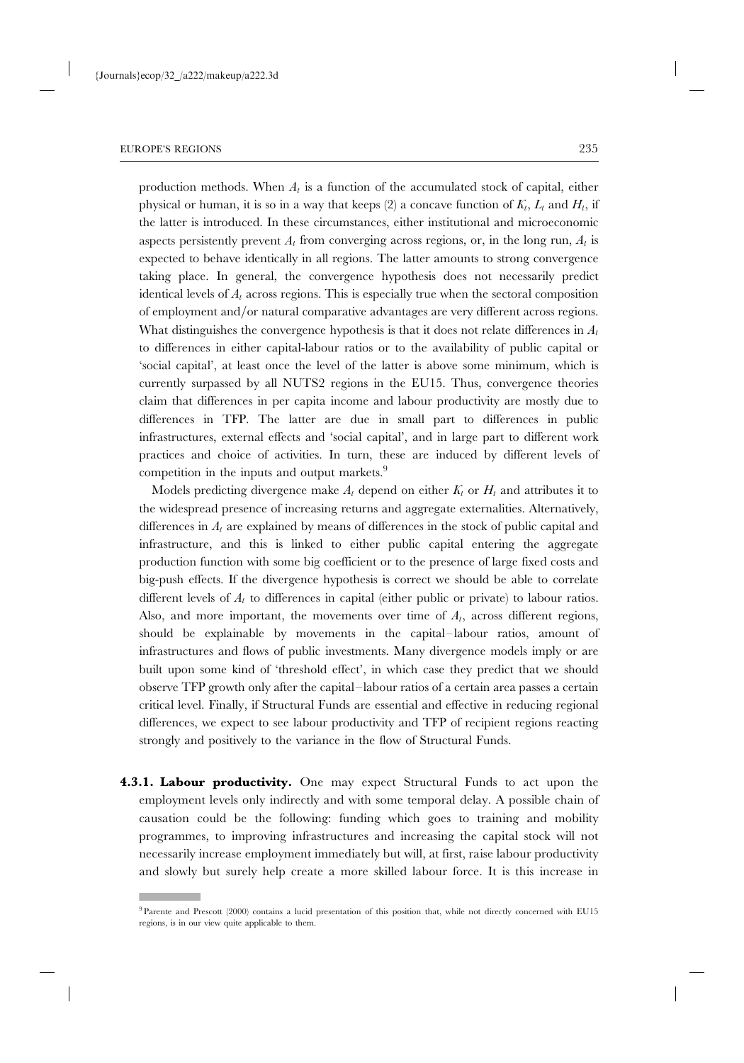production methods. When $A_t$ is a function of the accumulated stock of capital, either physical or human, it is so in a way that keeps (2) a concave function of $K_t$, $L_t$ and $H_t$, if the latter is introduced. In these circumstances, either institutional and microeconomic aspects persistently prevent $A_t$ from converging across regions, or, in the long run, $A_t$ is expected to behave identically in all regions. The latter amounts to strong convergence taking place. In general, the convergence hypothesis does not necessarily predict identical levels of $A_t$ across regions. This is especially true when the sectoral composition of employment and/or natural comparative advantages are very different across regions. What distinguishes the convergence hypothesis is that it does not relate differences in $A_t$ to differences in either capital-labour ratios or to the availability of public capital or 'social capital', at least once the level of the latter is above some minimum, which is currently surpassed by all NUTS2 regions in the EU15. Thus, convergence theories claim that differences in per capita income and labour productivity are mostly due to differences in TFP. The latter are due in small part to differences in public infrastructures, external effects and 'social capital', and in large part to different work practices and choice of activities. In turn, these are induced by different levels of competition in the inputs and output markets.[9]

Models predicting divergence make $A_t$ depend on either $K_t$ or $H_t$ and attributes it to the widespread presence of increasing returns and aggregate externalities. Alternatively, differences in $A_t$ are explained by means of differences in the stock of public capital and infrastructure, and this is linked to either public capital entering the aggregate production function with some big coefficient or to the presence of large fixed costs and big-push effects. If the divergence hypothesis is correct we should be able to correlate different levels of $A_t$ to differences in capital (either public or private) to labour ratios. Also, and more important, the movements over time of $A_t$, across different regions, should be explainable by movements in the capital–labour ratios, amount of infrastructures and flows of public investments. Many divergence models imply or are built upon some kind of 'threshold effect', in which case they predict that we should observe TFP growth only after the capital–labour ratios of a certain area passes a certain critical level. Finally, if Structural Funds are essential and effective in reducing regional differences, we expect to see labour productivity and TFP of recipient regions reacting strongly and positively to the variance in the flow of Structural Funds.

**4.3.1. Labour productivity.** One may expect Structural Funds to act upon the employment levels only indirectly and with some temporal delay. A possible chain of causation could be the following: funding which goes to training and mobility programmes, to improving infrastructures and increasing the capital stock will not necessarily increase employment immediately but will, at first, raise labour productivity and slowly but surely help create a more skilled labour force. It is this increase in

[9] Parente and Prescott (2000) contains a lucid presentation of this position that, while not directly concerned with EU15 regions, is in our view quite applicable to them.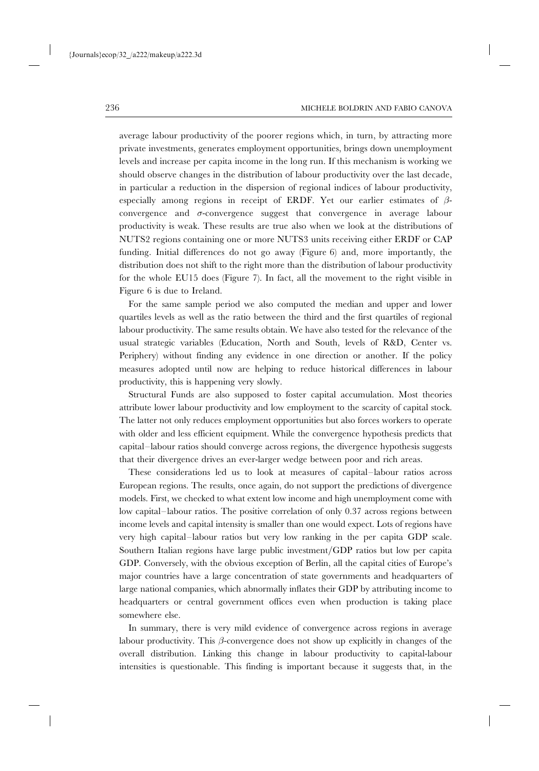average labour productivity of the poorer regions which, in turn, by attracting more private investments, generates employment opportunities, brings down unemployment levels and increase per capita income in the long run. If this mechanism is working we should observe changes in the distribution of labour productivity over the last decade, in particular a reduction in the dispersion of regional indices of labour productivity, especially among regions in receipt of ERDF. Yet our earlier estimates of $\beta$-convergence and $\sigma$-convergence suggest that convergence in average labour productivity is weak. These results are true also when we look at the distributions of NUTS2 regions containing one or more NUTS3 units receiving either ERDF or CAP funding. Initial differences do not go away (Figure 6) and, more importantly, the distribution does not shift to the right more than the distribution of labour productivity for the whole EU15 does (Figure 7). In fact, all the movement to the right visible in Figure 6 is due to Ireland.

For the same sample period we also computed the median and upper and lower quartiles levels as well as the ratio between the third and the first quartiles of regional labour productivity. The same results obtain. We have also tested for the relevance of the usual strategic variables (Education, North and South, levels of R&D, Center vs. Periphery) without finding any evidence in one direction or another. If the policy measures adopted until now are helping to reduce historical differences in labour productivity, this is happening very slowly.

Structural Funds are also supposed to foster capital accumulation. Most theories attribute lower labour productivity and low employment to the scarcity of capital stock. The latter not only reduces employment opportunities but also forces workers to operate with older and less efficient equipment. While the convergence hypothesis predicts that capital–labour ratios should converge across regions, the divergence hypothesis suggests that their divergence drives an ever-larger wedge between poor and rich areas.

These considerations led us to look at measures of capital–labour ratios across European regions. The results, once again, do not support the predictions of divergence models. First, we checked to what extent low income and high unemployment come with low capital–labour ratios. The positive correlation of only 0.37 across regions between income levels and capital intensity is smaller than one would expect. Lots of regions have very high capital–labour ratios but very low ranking in the per capita GDP scale. Southern Italian regions have large public investment/GDP ratios but low per capita GDP. Conversely, with the obvious exception of Berlin, all the capital cities of Europe's major countries have a large concentration of state governments and headquarters of large national companies, which abnormally inflates their GDP by attributing income to headquarters or central government offices even when production is taking place somewhere else.

In summary, there is very mild evidence of convergence across regions in average labour productivity. This $\beta$-convergence does not show up explicitly in changes of the overall distribution. Linking this change in labour productivity to capital-labour intensities is questionable. This finding is important because it suggests that, in the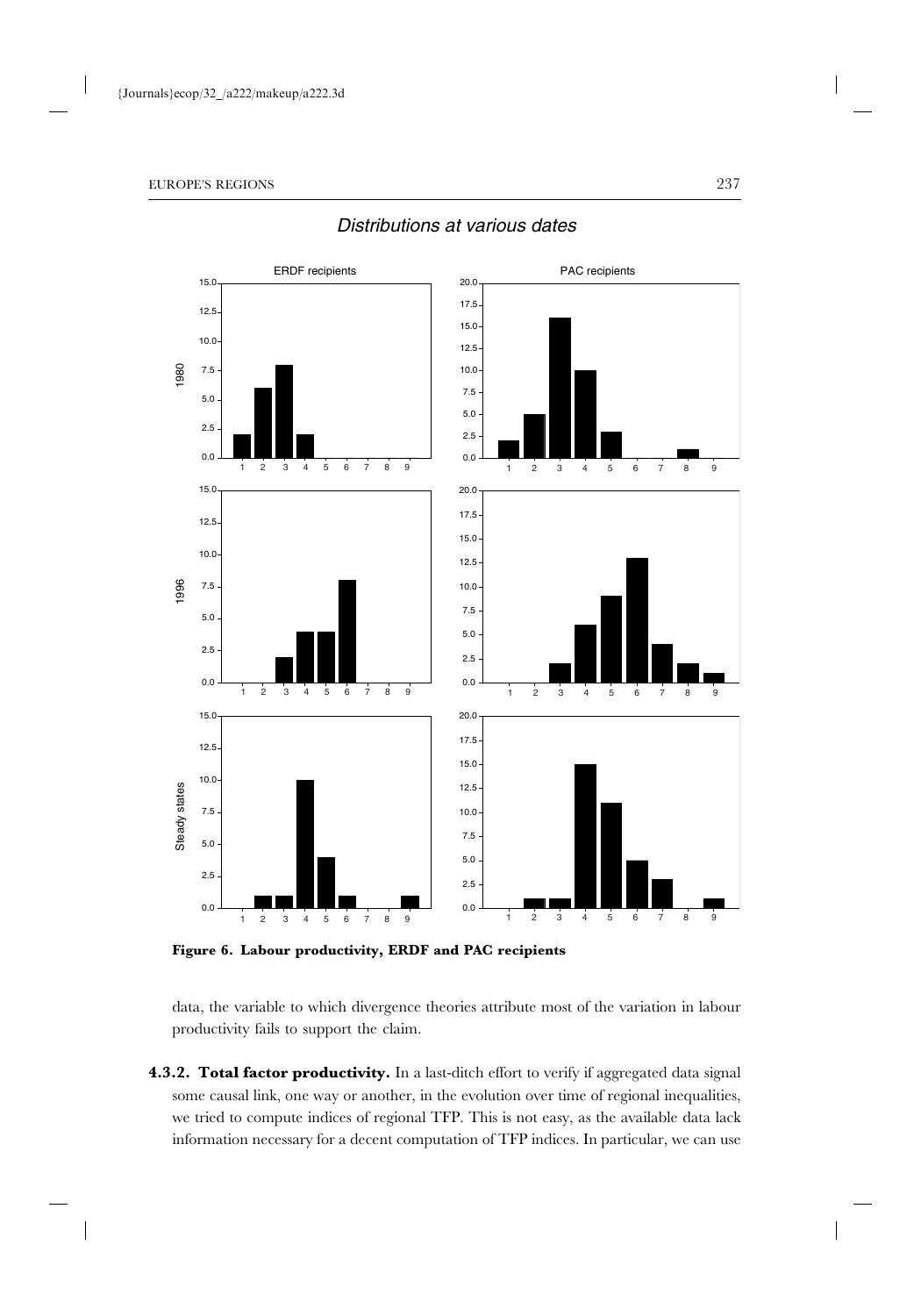**Figure 6. Labour productivity, ERDF and PAC recipients**

data, the variable to which divergence theories attribute most of the variation in labour productivity fails to support the claim.

**4.3.2. Total factor productivity.** In a last-ditch effort to verify if aggregated data signal some causal link, one way or another, in the evolution over time of regional inequalities, we tried to compute indices of regional TFP. This is not easy, as the available data lack information necessary for a decent computation of TFP indices. In particular, we can use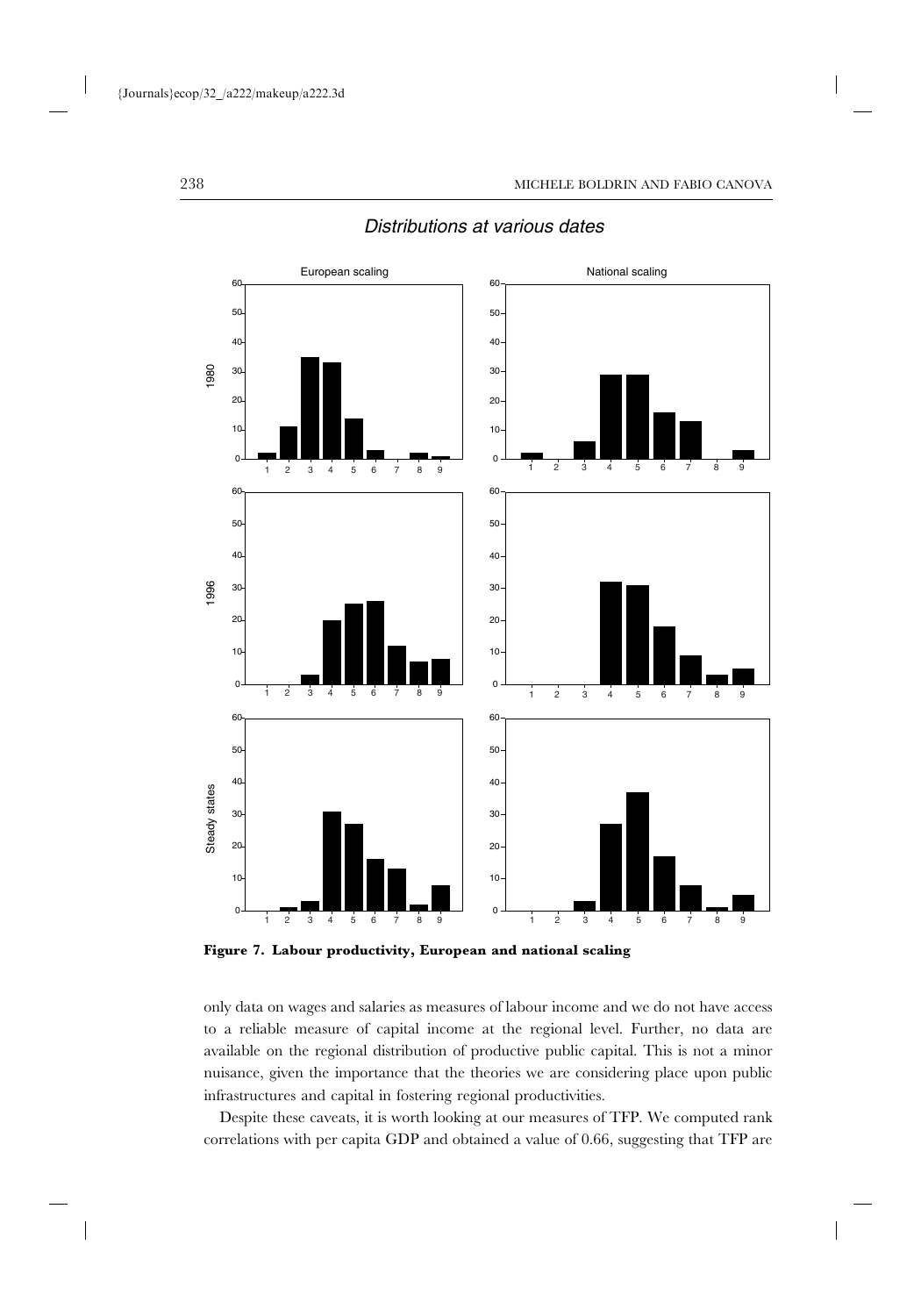*Distributions at various dates*

**Figure 7. Labour productivity, European and national scaling**

only data on wages and salaries as measures of labour income and we do not have access to a reliable measure of capital income at the regional level. Further, no data are available on the regional distribution of productive public capital. This is not a minor nuisance, given the importance that the theories we are considering place upon public infrastructures and capital in fostering regional productivities.

Despite these caveats, it is worth looking at our measures of TFP. We computed rank correlations with per capita GDP and obtained a value of 0.66, suggesting that TFP are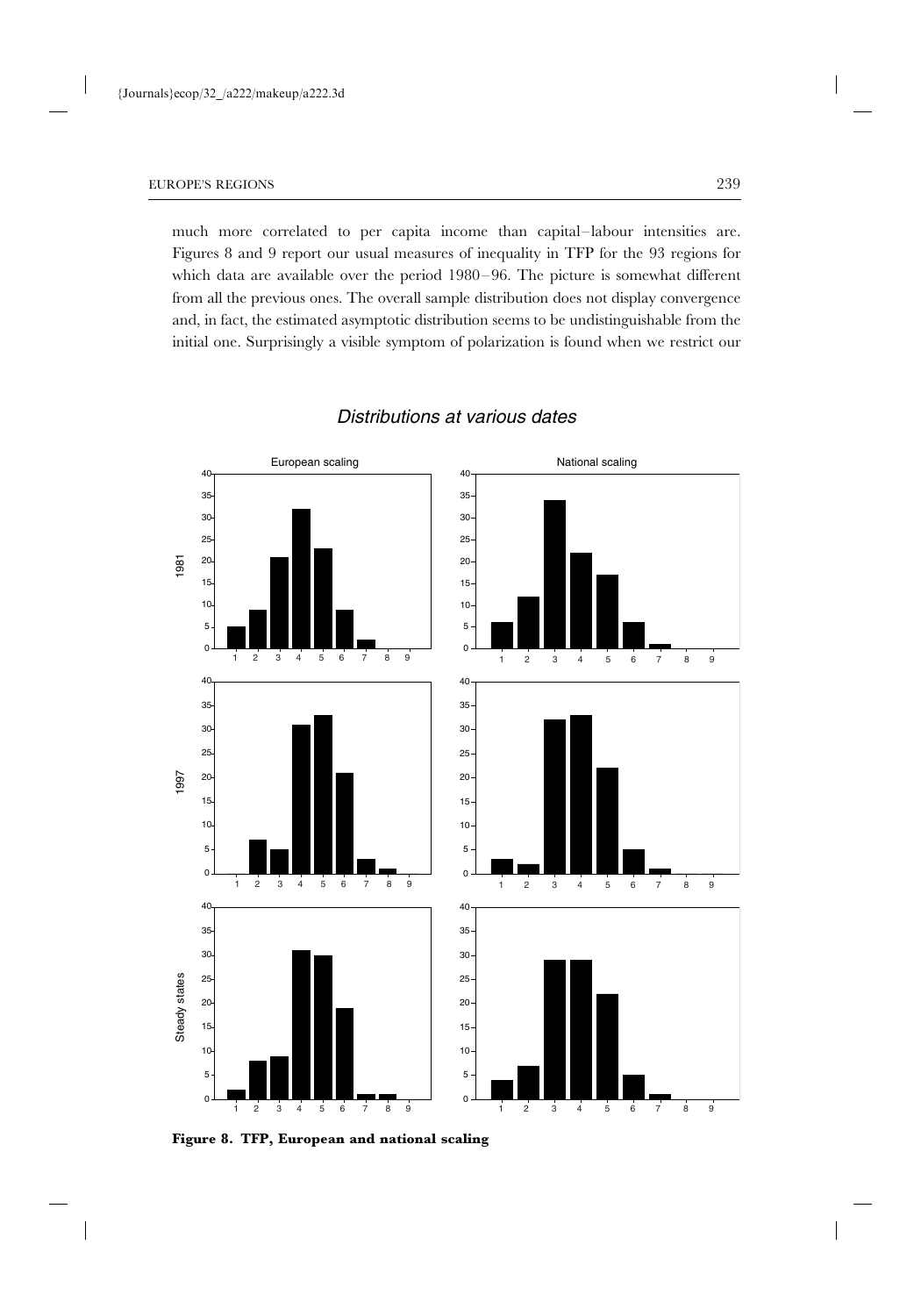much more correlated to per capita income than capital–labour intensities are. Figures 8 and 9 report our usual measures of inequality in TFP for the 93 regions for which data are available over the period 1980–96. The picture is somewhat different from all the previous ones. The overall sample distribution does not display convergence and, in fact, the estimated asymptotic distribution seems to be undistinguishable from the initial one. Surprisingly a visible symptom of polarization is found when we restrict our

**Figure 8. TFP, European and national scaling**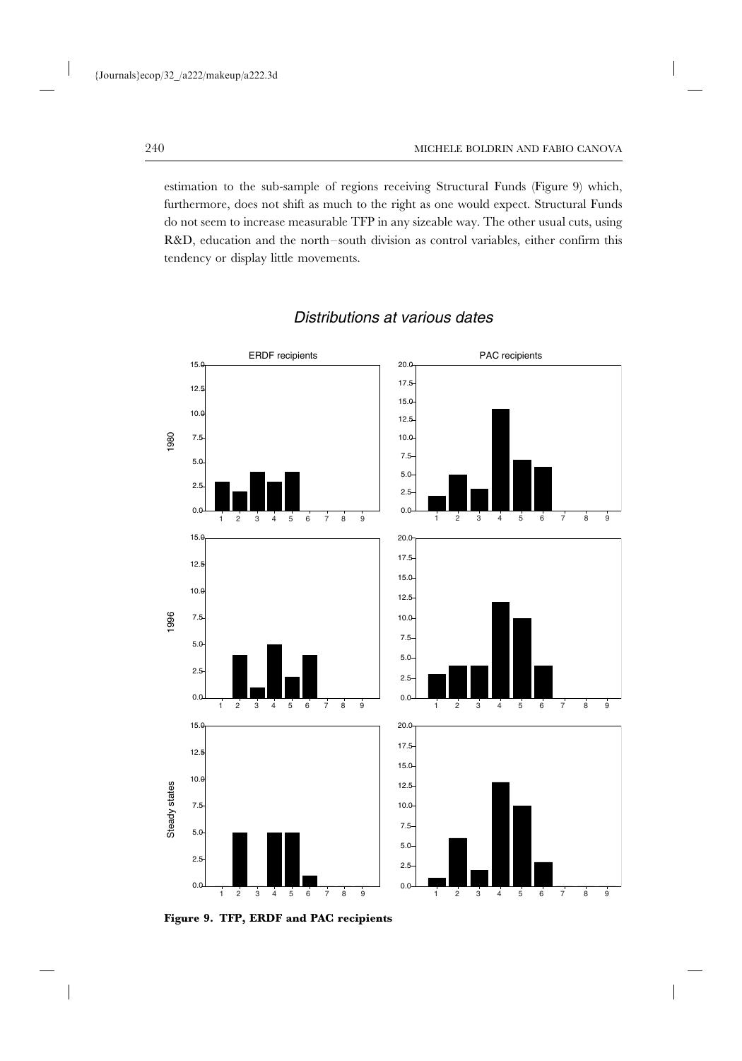estimation to the sub-sample of regions receiving Structural Funds (Figure 9) which, furthermore, does not shift as much to the right as one would expect. Structural Funds do not seem to increase measurable TFP in any sizeable way. The other usual cuts, using R&D, education and the north–south division as control variables, either confirm this tendency or display little movements.

**Figure 9. TFP, ERDF and PAC recipients**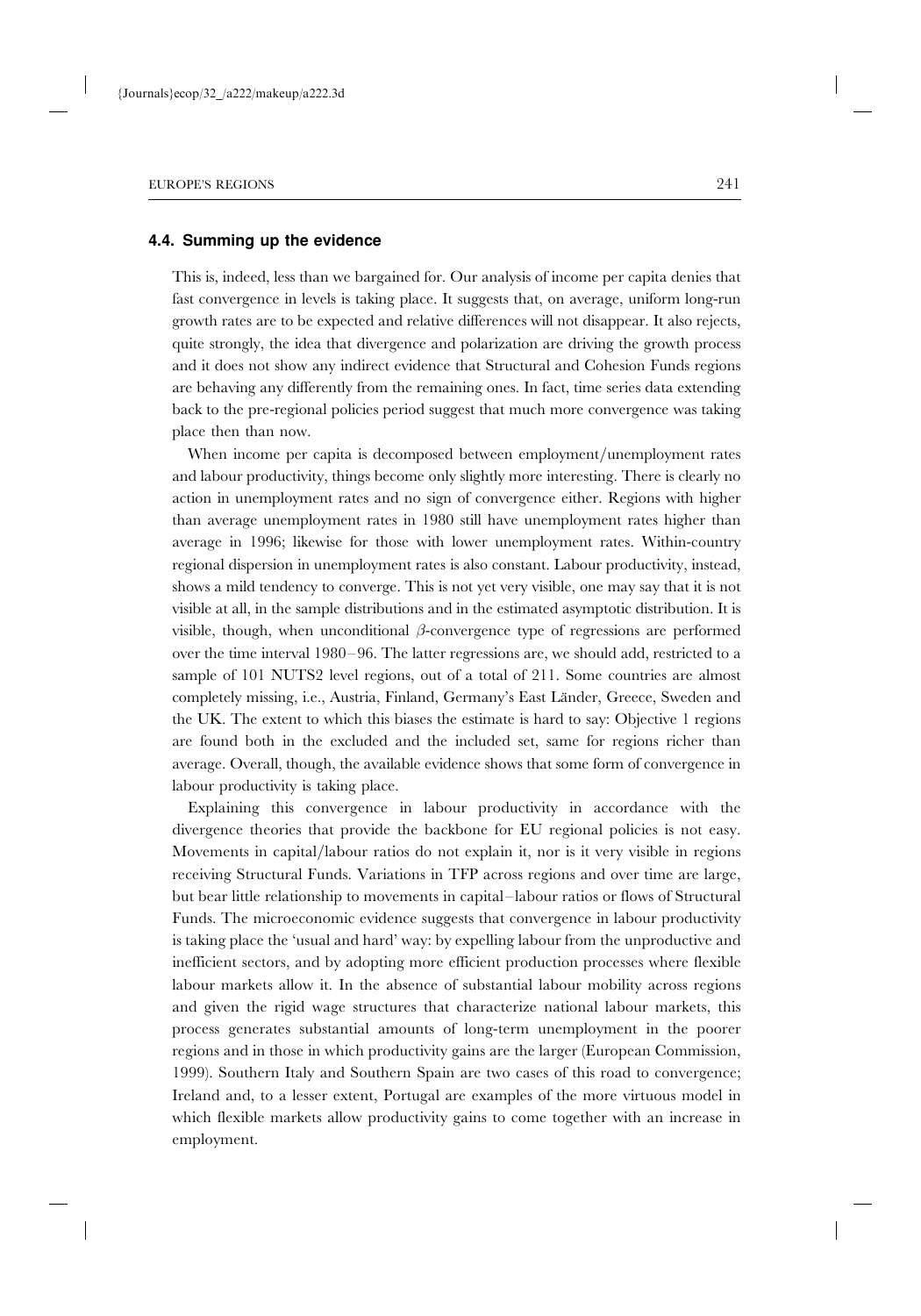## 4.4. Summing up the evidence

This is, indeed, less than we bargained for. Our analysis of income per capita denies that fast convergence in levels is taking place. It suggests that, on average, uniform long-run growth rates are to be expected and relative differences will not disappear. It also rejects, quite strongly, the idea that divergence and polarization are driving the growth process and it does not show any indirect evidence that Structural and Cohesion Funds regions are behaving any differently from the remaining ones. In fact, time series data extending back to the pre-regional policies period suggest that much more convergence was taking place then than now.

When income per capita is decomposed between employment/unemployment rates and labour productivity, things become only slightly more interesting. There is clearly no action in unemployment rates and no sign of convergence either. Regions with higher than average unemployment rates in 1980 still have unemployment rates higher than average in 1996; likewise for those with lower unemployment rates. Within-country regional dispersion in unemployment rates is also constant. Labour productivity, instead, shows a mild tendency to converge. This is not yet very visible, one may say that it is not visible at all, in the sample distributions and in the estimated asymptotic distribution. It is visible, though, when unconditional $\beta$-convergence type of regressions are performed over the time interval 1980–96. The latter regressions are, we should add, restricted to a sample of 101 NUTS2 level regions, out of a total of 211. Some countries are almost completely missing, i.e., Austria, Finland, Germany's East Länder, Greece, Sweden and the UK. The extent to which this biases the estimate is hard to say: Objective 1 regions are found both in the excluded and the included set, same for regions richer than average. Overall, though, the available evidence shows that some form of convergence in labour productivity is taking place.

Explaining this convergence in labour productivity in accordance with the divergence theories that provide the backbone for EU regional policies is not easy. Movements in capital/labour ratios do not explain it, nor is it very visible in regions receiving Structural Funds. Variations in TFP across regions and over time are large, but bear little relationship to movements in capital–labour ratios or flows of Structural Funds. The microeconomic evidence suggests that convergence in labour productivity is taking place the 'usual and hard' way: by expelling labour from the unproductive and inefficient sectors, and by adopting more efficient production processes where flexible labour markets allow it. In the absence of substantial labour mobility across regions and given the rigid wage structures that characterize national labour markets, this process generates substantial amounts of long-term unemployment in the poorer regions and in those in which productivity gains are the larger (European Commission, 1999). Southern Italy and Southern Spain are two cases of this road to convergence; Ireland and, to a lesser extent, Portugal are examples of the more virtuous model in which flexible markets allow productivity gains to come together with an increase in employment.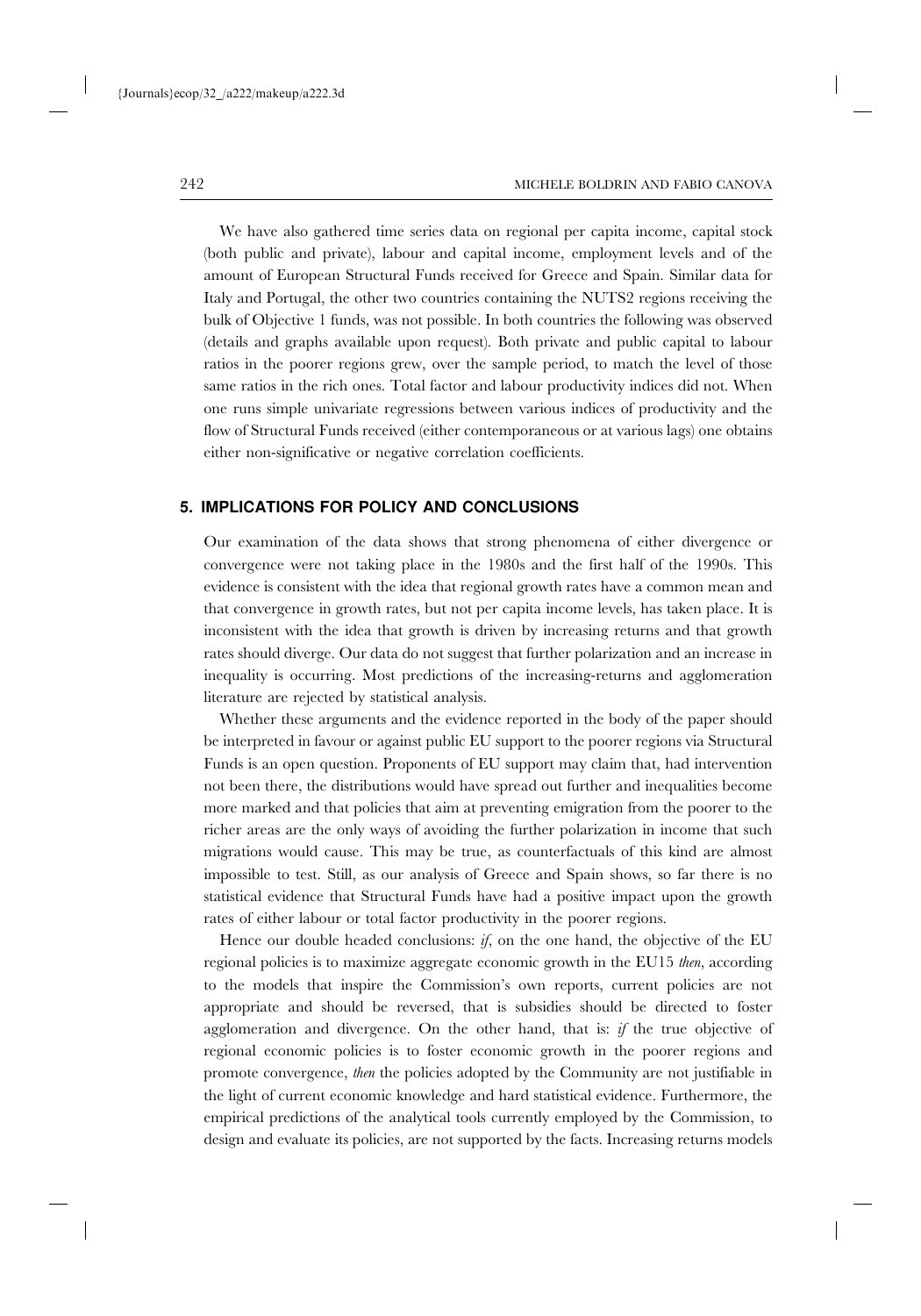We have also gathered time series data on regional per capita income, capital stock (both public and private), labour and capital income, employment levels and of the amount of European Structural Funds received for Greece and Spain. Similar data for Italy and Portugal, the other two countries containing the NUTS2 regions receiving the bulk of Objective 1 funds, was not possible. In both countries the following was observed (details and graphs available upon request). Both private and public capital to labour ratios in the poorer regions grew, over the sample period, to match the level of those same ratios in the rich ones. Total factor and labour productivity indices did not. When one runs simple univariate regressions between various indices of productivity and the flow of Structural Funds received (either contemporaneous or at various lags) one obtains either non-significative or negative correlation coefficients.

## 5. IMPLICATIONS FOR POLICY AND CONCLUSIONS

Our examination of the data shows that strong phenomena of either divergence or convergence were not taking place in the 1980s and the first half of the 1990s. This evidence is consistent with the idea that regional growth rates have a common mean and that convergence in growth rates, but not per capita income levels, has taken place. It is inconsistent with the idea that growth is driven by increasing returns and that growth rates should diverge. Our data do not suggest that further polarization and an increase in inequality is occurring. Most predictions of the increasing-returns and agglomeration literature are rejected by statistical analysis.

Whether these arguments and the evidence reported in the body of the paper should be interpreted in favour or against public EU support to the poorer regions via Structural Funds is an open question. Proponents of EU support may claim that, had intervention not been there, the distributions would have spread out further and inequalities become more marked and that policies that aim at preventing emigration from the poorer to the richer areas are the only ways of avoiding the further polarization in income that such migrations would cause. This may be true, as counterfactuals of this kind are almost impossible to test. Still, as our analysis of Greece and Spain shows, so far there is no statistical evidence that Structural Funds have had a positive impact upon the growth rates of either labour or total factor productivity in the poorer regions.

Hence our double headed conclusions: *if*, on the one hand, the objective of the EU regional policies is to maximize aggregate economic growth in the EU15 *then*, according to the models that inspire the Commission's own reports, current policies are not appropriate and should be reversed, that is subsidies should be directed to foster agglomeration and divergence. On the other hand, that is: *if* the true objective of regional economic policies is to foster economic growth in the poorer regions and promote convergence, *then* the policies adopted by the Community are not justifiable in the light of current economic knowledge and hard statistical evidence. Furthermore, the empirical predictions of the analytical tools currently employed by the Commission, to design and evaluate its policies, are not supported by the facts. Increasing returns models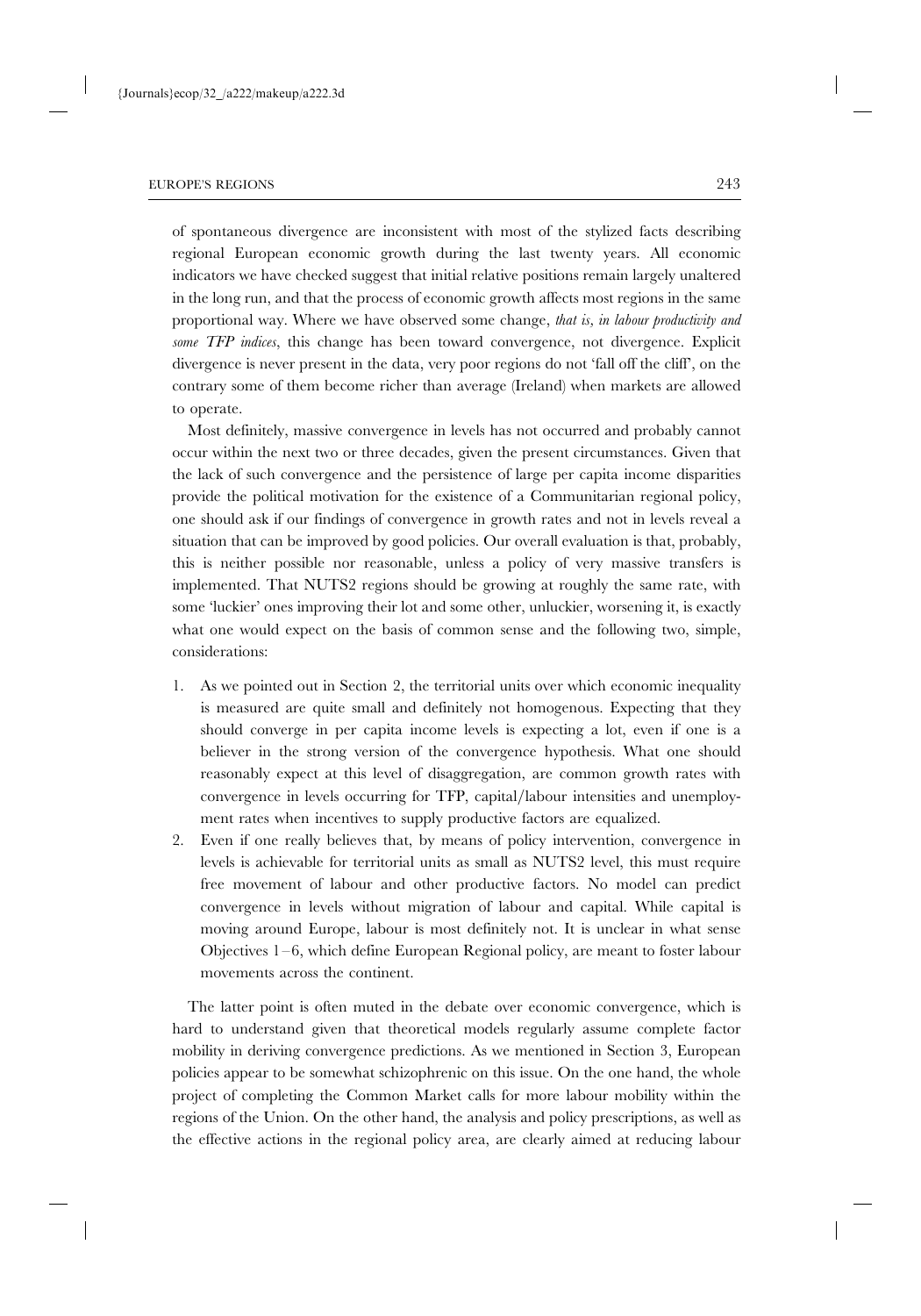of spontaneous divergence are inconsistent with most of the stylized facts describing regional European economic growth during the last twenty years. All economic indicators we have checked suggest that initial relative positions remain largely unaltered in the long run, and that the process of economic growth affects most regions in the same proportional way. Where we have observed some change, *that is, in labour productivity and some TFP indices*, this change has been toward convergence, not divergence. Explicit divergence is never present in the data, very poor regions do not 'fall off the cliff', on the contrary some of them become richer than average (Ireland) when markets are allowed to operate.

Most definitely, massive convergence in levels has not occurred and probably cannot occur within the next two or three decades, given the present circumstances. Given that the lack of such convergence and the persistence of large per capita income disparities provide the political motivation for the existence of a Communitarian regional policy, one should ask if our findings of convergence in growth rates and not in levels reveal a situation that can be improved by good policies. Our overall evaluation is that, probably, this is neither possible nor reasonable, unless a policy of very massive transfers is implemented. That NUTS2 regions should be growing at roughly the same rate, with some 'luckier' ones improving their lot and some other, unluckier, worsening it, is exactly what one would expect on the basis of common sense and the following two, simple, considerations:

1. As we pointed out in Section 2, the territorial units over which economic inequality is measured are quite small and definitely not homogenous. Expecting that they should converge in per capita income levels is expecting a lot, even if one is a believer in the strong version of the convergence hypothesis. What one should reasonably expect at this level of disaggregation, are common growth rates with convergence in levels occurring for TFP, capital/labour intensities and unemployment rates when incentives to supply productive factors are equalized.
2. Even if one really believes that, by means of policy intervention, convergence in levels is achievable for territorial units as small as NUTS2 level, this must require free movement of labour and other productive factors. No model can predict convergence in levels without migration of labour and capital. While capital is moving around Europe, labour is most definitely not. It is unclear in what sense Objectives 1–6, which define European Regional policy, are meant to foster labour movements across the continent.

The latter point is often muted in the debate over economic convergence, which is hard to understand given that theoretical models regularly assume complete factor mobility in deriving convergence predictions. As we mentioned in Section 3, European policies appear to be somewhat schizophrenic on this issue. On the one hand, the whole project of completing the Common Market calls for more labour mobility within the regions of the Union. On the other hand, the analysis and policy prescriptions, as well as the effective actions in the regional policy area, are clearly aimed at reducing labour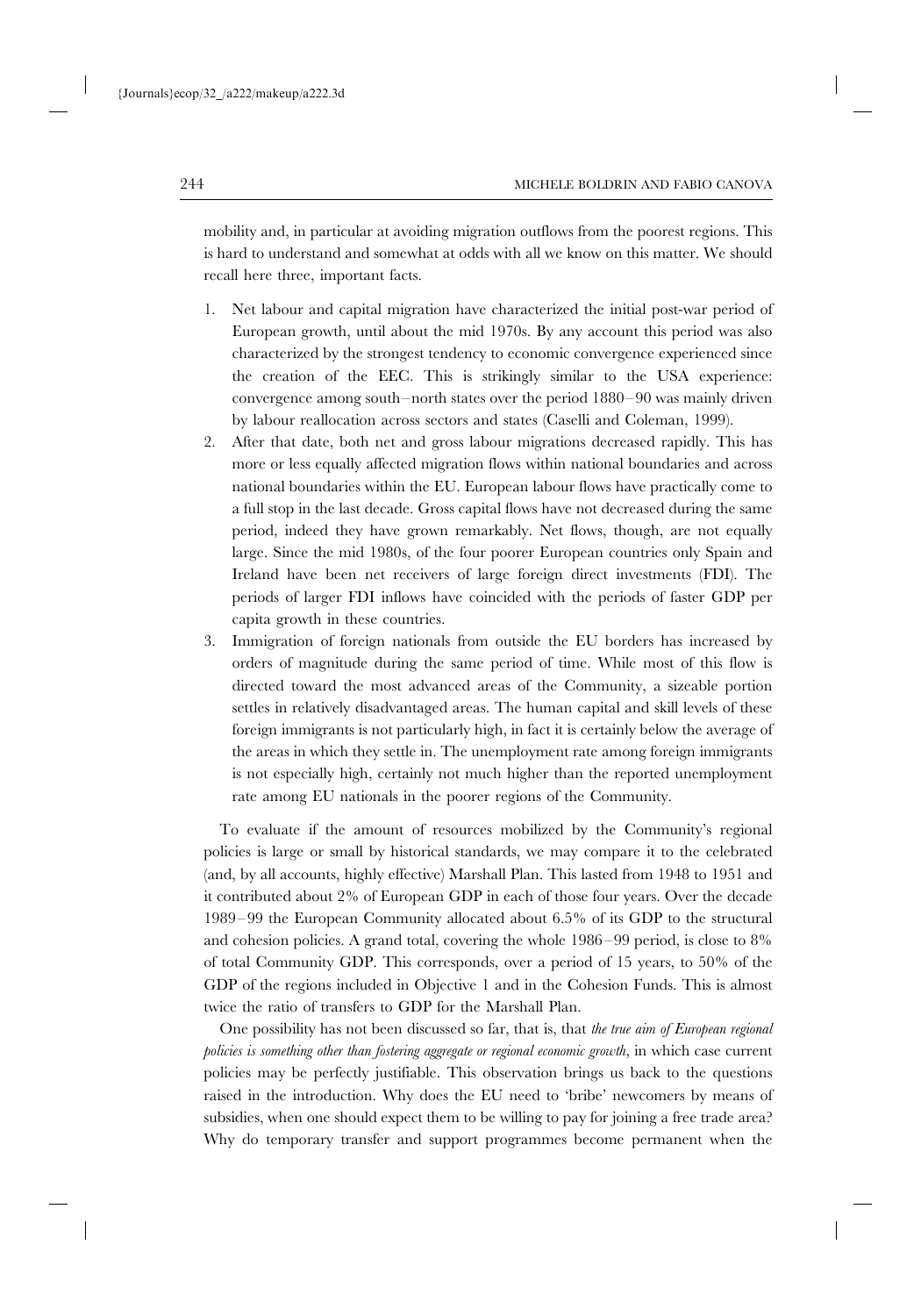mobility and, in particular at avoiding migration outflows from the poorest regions. This is hard to understand and somewhat at odds with all we know on this matter. We should recall here three, important facts.

1. Net labour and capital migration have characterized the initial post-war period of European growth, until about the mid 1970s. By any account this period was also characterized by the strongest tendency to economic convergence experienced since the creation of the EEC. This is strikingly similar to the USA experience: convergence among south–north states over the period 1880–90 was mainly driven by labour reallocation across sectors and states (Caselli and Coleman, 1999).
2. After that date, both net and gross labour migrations decreased rapidly. This has more or less equally affected migration flows within national boundaries and across national boundaries within the EU. European labour flows have practically come to a full stop in the last decade. Gross capital flows have not decreased during the same period, indeed they have grown remarkably. Net flows, though, are not equally large. Since the mid 1980s, of the four poorer European countries only Spain and Ireland have been net receivers of large foreign direct investments (FDI). The periods of larger FDI inflows have coincided with the periods of faster GDP per capita growth in these countries.
3. Immigration of foreign nationals from outside the EU borders has increased by orders of magnitude during the same period of time. While most of this flow is directed toward the most advanced areas of the Community, a sizeable portion settles in relatively disadvantaged areas. The human capital and skill levels of these foreign immigrants is not particularly high, in fact it is certainly below the average of the areas in which they settle in. The unemployment rate among foreign immigrants is not especially high, certainly not much higher than the reported unemployment rate among EU nationals in the poorer regions of the Community.

To evaluate if the amount of resources mobilized by the Community's regional policies is large or small by historical standards, we may compare it to the celebrated (and, by all accounts, highly effective) Marshall Plan. This lasted from 1948 to 1951 and it contributed about 2% of European GDP in each of those four years. Over the decade 1989–99 the European Community allocated about 6.5% of its GDP to the structural and cohesion policies. A grand total, covering the whole 1986–99 period, is close to 8% of total Community GDP. This corresponds, over a period of 15 years, to 50% of the GDP of the regions included in Objective 1 and in the Cohesion Funds. This is almost twice the ratio of transfers to GDP for the Marshall Plan.

One possibility has not been discussed so far, that is, that *the true aim of European regional policies is something other than fostering aggregate or regional economic growth*, in which case current policies may be perfectly justifiable. This observation brings us back to the questions raised in the introduction. Why does the EU need to 'bribe' newcomers by means of subsidies, when one should expect them to be willing to pay for joining a free trade area? Why do temporary transfer and support programmes become permanent when the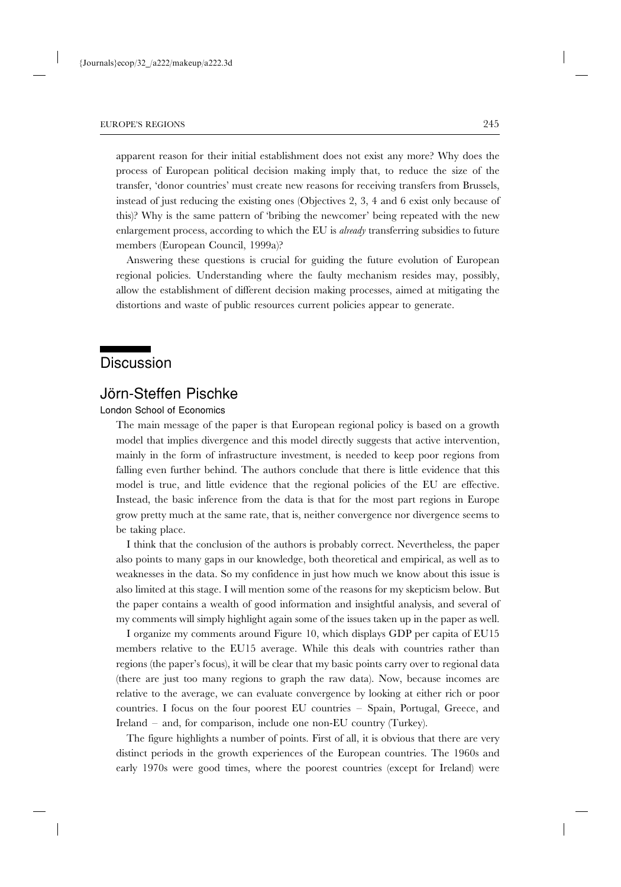apparent reason for their initial establishment does not exist any more? Why does the process of European political decision making imply that, to reduce the size of the transfer, 'donor countries' must create new reasons for receiving transfers from Brussels, instead of just reducing the existing ones (Objectives 2, 3, 4 and 6 exist only because of this)? Why is the same pattern of 'bribing the newcomer' being repeated with the new enlargement process, according to which the EU is *already* transferring subsidies to future members (European Council, 1999a)?

Answering these questions is crucial for guiding the future evolution of European regional policies. Understanding where the faulty mechanism resides may, possibly, allow the establishment of different decision making processes, aimed at mitigating the distortions and waste of public resources current policies appear to generate.

# Discussion

## Jörn-Steffen Pischke

London School of Economics

The main message of the paper is that European regional policy is based on a growth model that implies divergence and this model directly suggests that active intervention, mainly in the form of infrastructure investment, is needed to keep poor regions from falling even further behind. The authors conclude that there is little evidence that this model is true, and little evidence that the regional policies of the EU are effective. Instead, the basic inference from the data is that for the most part regions in Europe grow pretty much at the same rate, that is, neither convergence nor divergence seems to be taking place.

I think that the conclusion of the authors is probably correct. Nevertheless, the paper also points to many gaps in our knowledge, both theoretical and empirical, as well as to weaknesses in the data. So my confidence in just how much we know about this issue is also limited at this stage. I will mention some of the reasons for my skepticism below. But the paper contains a wealth of good information and insightful analysis, and several of my comments will simply highlight again some of the issues taken up in the paper as well.

I organize my comments around Figure 10, which displays GDP per capita of EU15 members relative to the EU15 average. While this deals with countries rather than regions (the paper's focus), it will be clear that my basic points carry over to regional data (there are just too many regions to graph the raw data). Now, because incomes are relative to the average, we can evaluate convergence by looking at either rich or poor countries. I focus on the four poorest EU countries – Spain, Portugal, Greece, and Ireland – and, for comparison, include one non-EU country (Turkey).

The figure highlights a number of points. First of all, it is obvious that there are very distinct periods in the growth experiences of the European countries. The 1960s and early 1970s were good times, where the poorest countries (except for Ireland) were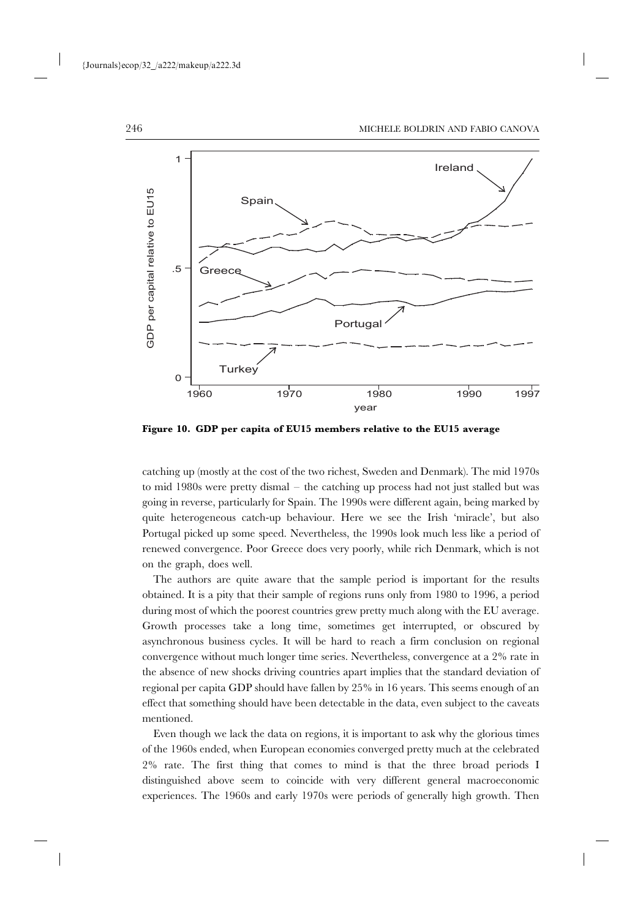Figure 10. GDP per capita of EU15 members relative to the EU15 average

catching up (mostly at the cost of the two richest, Sweden and Denmark). The mid 1970s to mid 1980s were pretty dismal – the catching up process had not just stalled but was going in reverse, particularly for Spain. The 1990s were different again, being marked by quite heterogeneous catch-up behaviour. Here we see the Irish 'miracle', but also Portugal picked up some speed. Nevertheless, the 1990s look much less like a period of renewed convergence. Poor Greece does very poorly, while rich Denmark, which is not on the graph, does well.

The authors are quite aware that the sample period is important for the results obtained. It is a pity that their sample of regions runs only from 1980 to 1996, a period during most of which the poorest countries grew pretty much along with the EU average. Growth processes take a long time, sometimes get interrupted, or obscured by asynchronous business cycles. It will be hard to reach a firm conclusion on regional convergence without much longer time series. Nevertheless, convergence at a 2% rate in the absence of new shocks driving countries apart implies that the standard deviation of regional per capita GDP should have fallen by 25% in 16 years. This seems enough of an effect that something should have been detectable in the data, even subject to the caveats mentioned.

Even though we lack the data on regions, it is important to ask why the glorious times of the 1960s ended, when European economies converged pretty much at the celebrated 2% rate. The first thing that comes to mind is that the three broad periods I distinguished above seem to coincide with very different general macroeconomic experiences. The 1960s and early 1970s were periods of generally high growth. Then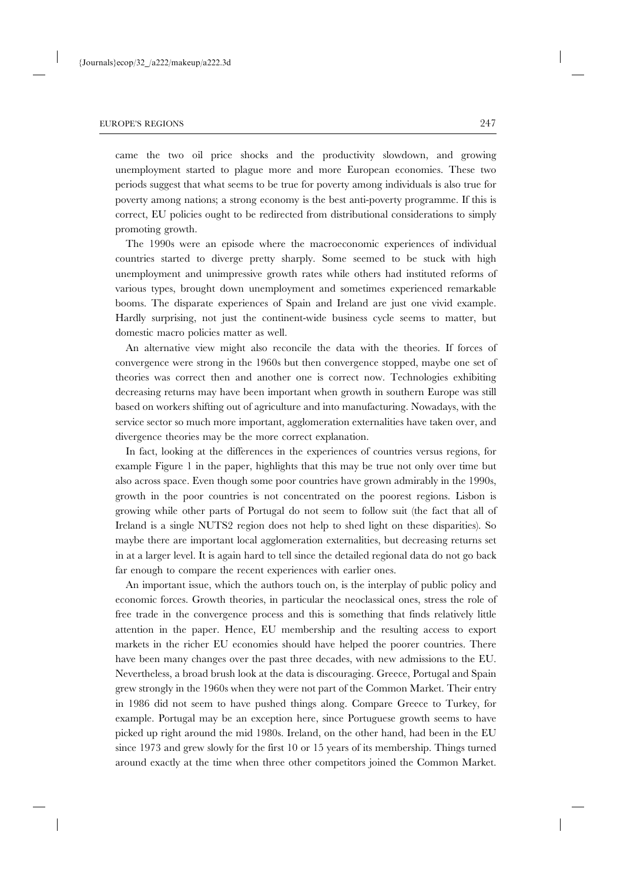came the two oil price shocks and the productivity slowdown, and growing unemployment started to plague more and more European economies. These two periods suggest that what seems to be true for poverty among individuals is also true for poverty among nations; a strong economy is the best anti-poverty programme. If this is correct, EU policies ought to be redirected from distributional considerations to simply promoting growth.

The 1990s were an episode where the macroeconomic experiences of individual countries started to diverge pretty sharply. Some seemed to be stuck with high unemployment and unimpressive growth rates while others had instituted reforms of various types, brought down unemployment and sometimes experienced remarkable booms. The disparate experiences of Spain and Ireland are just one vivid example. Hardly surprising, not just the continent-wide business cycle seems to matter, but domestic macro policies matter as well.

An alternative view might also reconcile the data with the theories. If forces of convergence were strong in the 1960s but then convergence stopped, maybe one set of theories was correct then and another one is correct now. Technologies exhibiting decreasing returns may have been important when growth in southern Europe was still based on workers shifting out of agriculture and into manufacturing. Nowadays, with the service sector so much more important, agglomeration externalities have taken over, and divergence theories may be the more correct explanation.

In fact, looking at the differences in the experiences of countries versus regions, for example Figure 1 in the paper, highlights that this may be true not only over time but also across space. Even though some poor countries have grown admirably in the 1990s, growth in the poor countries is not concentrated on the poorest regions. Lisbon is growing while other parts of Portugal do not seem to follow suit (the fact that all of Ireland is a single NUTS2 region does not help to shed light on these disparities). So maybe there are important local agglomeration externalities, but decreasing returns set in at a larger level. It is again hard to tell since the detailed regional data do not go back far enough to compare the recent experiences with earlier ones.

An important issue, which the authors touch on, is the interplay of public policy and economic forces. Growth theories, in particular the neoclassical ones, stress the role of free trade in the convergence process and this is something that finds relatively little attention in the paper. Hence, EU membership and the resulting access to export markets in the richer EU economies should have helped the poorer countries. There have been many changes over the past three decades, with new admissions to the EU. Nevertheless, a broad brush look at the data is discouraging. Greece, Portugal and Spain grew strongly in the 1960s when they were not part of the Common Market. Their entry in 1986 did not seem to have pushed things along. Compare Greece to Turkey, for example. Portugal may be an exception here, since Portuguese growth seems to have picked up right around the mid 1980s. Ireland, on the other hand, had been in the EU since 1973 and grew slowly for the first 10 or 15 years of its membership. Things turned around exactly at the time when three other competitors joined the Common Market.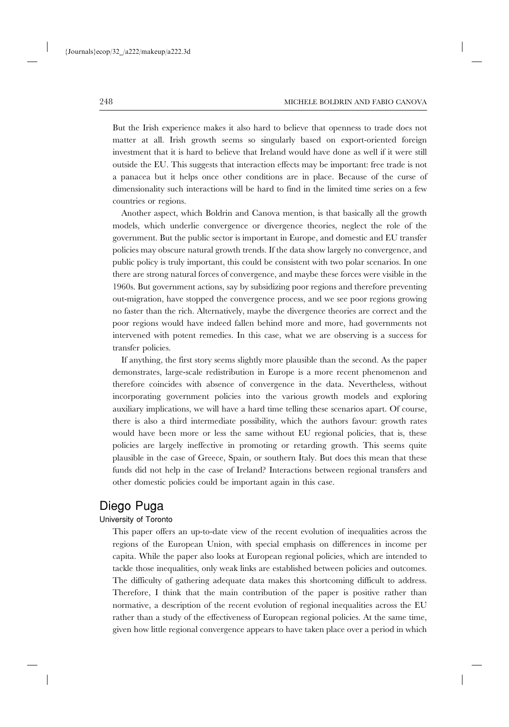But the Irish experience makes it also hard to believe that openness to trade does not matter at all. Irish growth seems so singularly based on export-oriented foreign investment that it is hard to believe that Ireland would have done as well if it were still outside the EU. This suggests that interaction effects may be important: free trade is not a panacea but it helps once other conditions are in place. Because of the curse of dimensionality such interactions will be hard to find in the limited time series on a few countries or regions.

Another aspect, which Boldrin and Canova mention, is that basically all the growth models, which underlie convergence or divergence theories, neglect the role of the government. But the public sector is important in Europe, and domestic and EU transfer policies may obscure natural growth trends. If the data show largely no convergence, and public policy is truly important, this could be consistent with two polar scenarios. In one there are strong natural forces of convergence, and maybe these forces were visible in the 1960s. But government actions, say by subsidizing poor regions and therefore preventing out-migration, have stopped the convergence process, and we see poor regions growing no faster than the rich. Alternatively, maybe the divergence theories are correct and the poor regions would have indeed fallen behind more and more, had governments not intervened with potent remedies. In this case, what we are observing is a success for transfer policies.

If anything, the first story seems slightly more plausible than the second. As the paper demonstrates, large-scale redistribution in Europe is a more recent phenomenon and therefore coincides with absence of convergence in the data. Nevertheless, without incorporating government policies into the various growth models and exploring auxiliary implications, we will have a hard time telling these scenarios apart. Of course, there is also a third intermediate possibility, which the authors favour: growth rates would have been more or less the same without EU regional policies, that is, these policies are largely ineffective in promoting or retarding growth. This seems quite plausible in the case of Greece, Spain, or southern Italy. But does this mean that these funds did not help in the case of Ireland? Interactions between regional transfers and other domestic policies could be important again in this case.

## Diego Puga

University of Toronto

This paper offers an up-to-date view of the recent evolution of inequalities across the regions of the European Union, with special emphasis on differences in income per capita. While the paper also looks at European regional policies, which are intended to tackle those inequalities, only weak links are established between policies and outcomes. The difficulty of gathering adequate data makes this shortcoming difficult to address. Therefore, I think that the main contribution of the paper is positive rather than normative, a description of the recent evolution of regional inequalities across the EU rather than a study of the effectiveness of European regional policies. At the same time, given how little regional convergence appears to have taken place over a period in which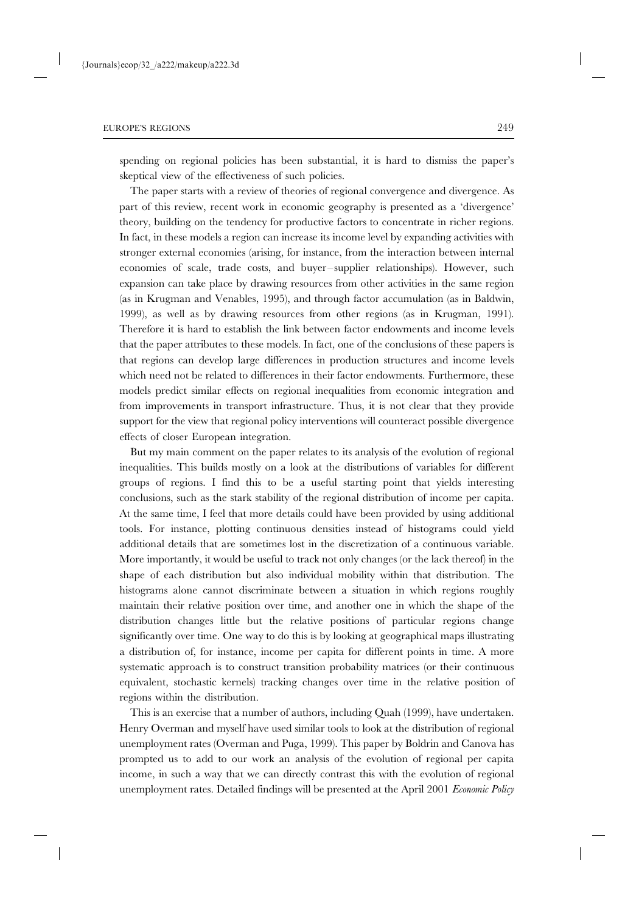spending on regional policies has been substantial, it is hard to dismiss the paper's skeptical view of the effectiveness of such policies.

The paper starts with a review of theories of regional convergence and divergence. As part of this review, recent work in economic geography is presented as a 'divergence' theory, building on the tendency for productive factors to concentrate in richer regions. In fact, in these models a region can increase its income level by expanding activities with stronger external economies (arising, for instance, from the interaction between internal economies of scale, trade costs, and buyer–supplier relationships). However, such expansion can take place by drawing resources from other activities in the same region (as in Krugman and Venables, 1995), and through factor accumulation (as in Baldwin, 1999), as well as by drawing resources from other regions (as in Krugman, 1991). Therefore it is hard to establish the link between factor endowments and income levels that the paper attributes to these models. In fact, one of the conclusions of these papers is that regions can develop large differences in production structures and income levels which need not be related to differences in their factor endowments. Furthermore, these models predict similar effects on regional inequalities from economic integration and from improvements in transport infrastructure. Thus, it is not clear that they provide support for the view that regional policy interventions will counteract possible divergence effects of closer European integration.

But my main comment on the paper relates to its analysis of the evolution of regional inequalities. This builds mostly on a look at the distributions of variables for different groups of regions. I find this to be a useful starting point that yields interesting conclusions, such as the stark stability of the regional distribution of income per capita. At the same time, I feel that more details could have been provided by using additional tools. For instance, plotting continuous densities instead of histograms could yield additional details that are sometimes lost in the discretization of a continuous variable. More importantly, it would be useful to track not only changes (or the lack thereof) in the shape of each distribution but also individual mobility within that distribution. The histograms alone cannot discriminate between a situation in which regions roughly maintain their relative position over time, and another one in which the shape of the distribution changes little but the relative positions of particular regions change significantly over time. One way to do this is by looking at geographical maps illustrating a distribution of, for instance, income per capita for different points in time. A more systematic approach is to construct transition probability matrices (or their continuous equivalent, stochastic kernels) tracking changes over time in the relative position of regions within the distribution.

This is an exercise that a number of authors, including Quah (1999), have undertaken. Henry Overman and myself have used similar tools to look at the distribution of regional unemployment rates (Overman and Puga, 1999). This paper by Boldrin and Canova has prompted us to add to our work an analysis of the evolution of regional per capita income, in such a way that we can directly contrast this with the evolution of regional unemployment rates. Detailed findings will be presented at the April 2001 *Economic Policy*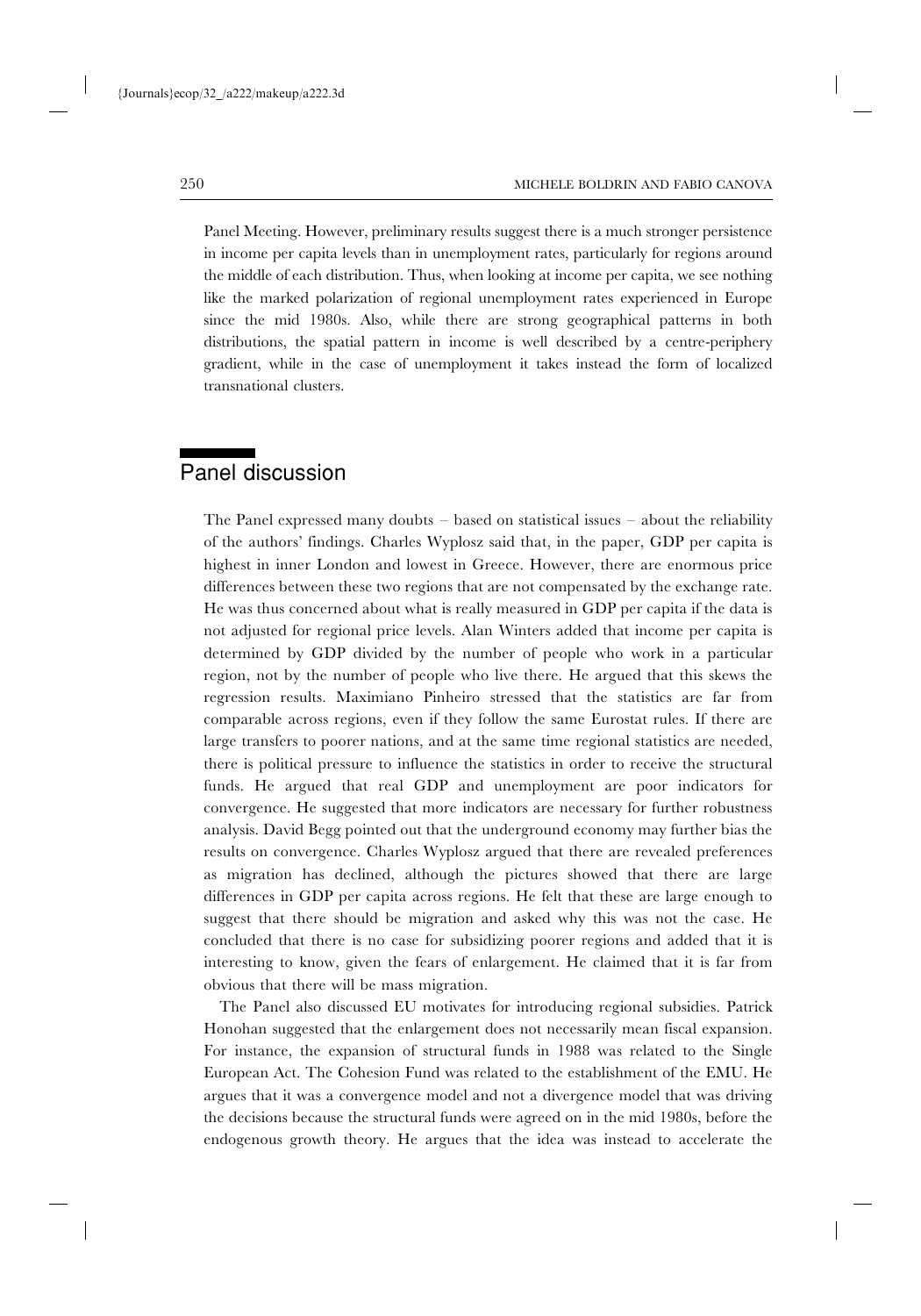Panel Meeting. However, preliminary results suggest there is a much stronger persistence in income per capita levels than in unemployment rates, particularly for regions around the middle of each distribution. Thus, when looking at income per capita, we see nothing like the marked polarization of regional unemployment rates experienced in Europe since the mid 1980s. Also, while there are strong geographical patterns in both distributions, the spatial pattern in income is well described by a centre-periphery gradient, while in the case of unemployment it takes instead the form of localized transnational clusters.

## Panel discussion

The Panel expressed many doubts – based on statistical issues – about the reliability of the authors' findings. Charles Wyplosz said that, in the paper, GDP per capita is highest in inner London and lowest in Greece. However, there are enormous price differences between these two regions that are not compensated by the exchange rate. He was thus concerned about what is really measured in GDP per capita if the data is not adjusted for regional price levels. Alan Winters added that income per capita is determined by GDP divided by the number of people who work in a particular region, not by the number of people who live there. He argued that this skews the regression results. Maximiano Pinheiro stressed that the statistics are far from comparable across regions, even if they follow the same Eurostat rules. If there are large transfers to poorer nations, and at the same time regional statistics are needed, there is political pressure to influence the statistics in order to receive the structural funds. He argued that real GDP and unemployment are poor indicators for convergence. He suggested that more indicators are necessary for further robustness analysis. David Begg pointed out that the underground economy may further bias the results on convergence. Charles Wyplosz argued that there are revealed preferences as migration has declined, although the pictures showed that there are large differences in GDP per capita across regions. He felt that these are large enough to suggest that there should be migration and asked why this was not the case. He concluded that there is no case for subsidizing poorer regions and added that it is interesting to know, given the fears of enlargement. He claimed that it is far from obvious that there will be mass migration.

The Panel also discussed EU motivates for introducing regional subsidies. Patrick Honohan suggested that the enlargement does not necessarily mean fiscal expansion. For instance, the expansion of structural funds in 1988 was related to the Single European Act. The Cohesion Fund was related to the establishment of the EMU. He argues that it was a convergence model and not a divergence model that was driving the decisions because the structural funds were agreed on in the mid 1980s, before the endogenous growth theory. He argues that the idea was instead to accelerate the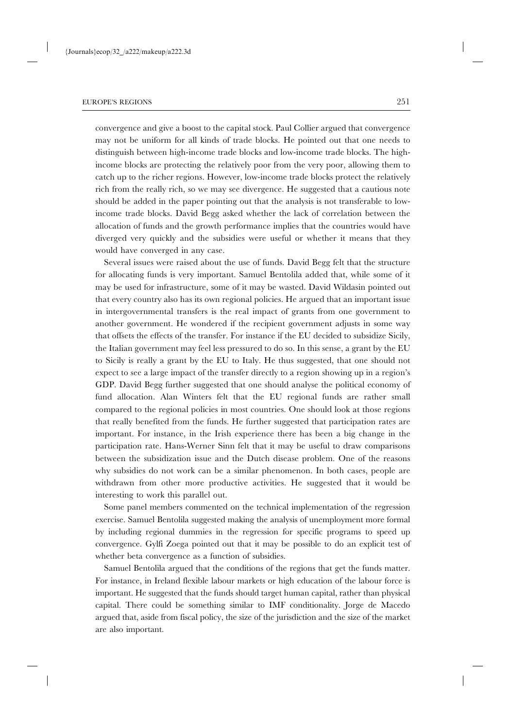convergence and give a boost to the capital stock. Paul Collier argued that convergence may not be uniform for all kinds of trade blocks. He pointed out that one needs to distinguish between high-income trade blocks and low-income trade blocks. The high-income blocks are protecting the relatively poor from the very poor, allowing them to catch up to the richer regions. However, low-income trade blocks protect the relatively rich from the really rich, so we may see divergence. He suggested that a cautious note should be added in the paper pointing out that the analysis is not transferable to low-income trade blocks. David Begg asked whether the lack of correlation between the allocation of funds and the growth performance implies that the countries would have diverged very quickly and the subsidies were useful or whether it means that they would have converged in any case.

Several issues were raised about the use of funds. David Begg felt that the structure for allocating funds is very important. Samuel Bentolila added that, while some of it may be used for infrastructure, some of it may be wasted. David Wildasin pointed out that every country also has its own regional policies. He argued that an important issue in intergovernmental transfers is the real impact of grants from one government to another government. He wondered if the recipient government adjusts in some way that offsets the effects of the transfer. For instance if the EU decided to subsidize Sicily, the Italian government may feel less pressured to do so. In this sense, a grant by the EU to Sicily is really a grant by the EU to Italy. He thus suggested, that one should not expect to see a large impact of the transfer directly to a region showing up in a region's GDP. David Begg further suggested that one should analyse the political economy of fund allocation. Alan Winters felt that the EU regional funds are rather small compared to the regional policies in most countries. One should look at those regions that really benefited from the funds. He further suggested that participation rates are important. For instance, in the Irish experience there has been a big change in the participation rate. Hans-Werner Sinn felt that it may be useful to draw comparisons between the subsidization issue and the Dutch disease problem. One of the reasons why subsidies do not work can be a similar phenomenon. In both cases, people are withdrawn from other more productive activities. He suggested that it would be interesting to work this parallel out.

Some panel members commented on the technical implementation of the regression exercise. Samuel Bentolila suggested making the analysis of unemployment more formal by including regional dummies in the regression for specific programs to speed up convergence. Gylfi Zoega pointed out that it may be possible to do an explicit test of whether beta convergence as a function of subsidies.

Samuel Bentolila argued that the conditions of the regions that get the funds matter. For instance, in Ireland flexible labour markets or high education of the labour force is important. He suggested that the funds should target human capital, rather than physical capital. There could be something similar to IMF conditionality. Jorge de Macedo argued that, aside from fiscal policy, the size of the jurisdiction and the size of the market are also important.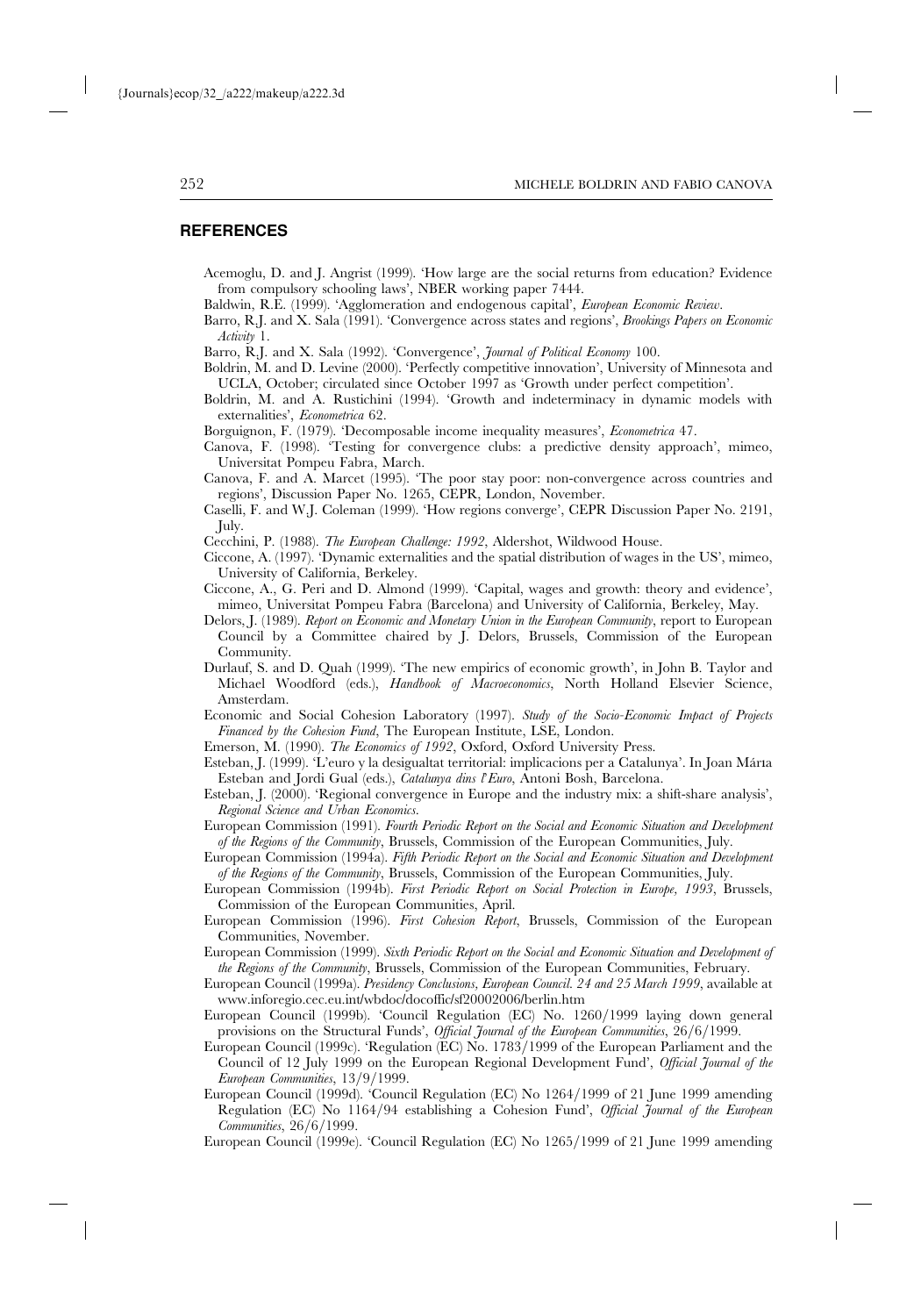## REFERENCES

Acemoglu, D. and J. Angrist (1999). 'How large are the social returns from education? Evidence from compulsory schooling laws', NBER working paper 7444.

Baldwin, R.E. (1999). 'Agglomeration and endogenous capital', *European Economic Review*.

Barro, R.J. and X. Sala (1991). 'Convergence across states and regions', *Brookings Papers on Economic Activity* 1.

Barro, R.J. and X. Sala (1992). 'Convergence', *Journal of Political Economy* 100.

Boldrin, M. and D. Levine (2000). 'Perfectly competitive innovation', University of Minnesota and UCLA, October; circulated since October 1997 as 'Growth under perfect competition'.

Boldrin, M. and A. Rustichini (1994). 'Growth and indeterminacy in dynamic models with externalities', *Econometrica* 62.

Borguignon, F. (1979). 'Decomposable income inequality measures', *Econometrica* 47.

Canova, F. (1998). 'Testing for convergence clubs: a predictive density approach', mimeo, Universitat Pompeu Fabra, March.

Canova, F. and A. Marcet (1995). 'The poor stay poor: non-convergence across countries and regions', Discussion Paper No. 1265, CEPR, London, November.

Caselli, F. and W.J. Coleman (1999). 'How regions converge', CEPR Discussion Paper No. 2191, July.

Cecchini, P. (1988). *The European Challenge: 1992*, Aldershot, Wildwood House.

Ciccone, A. (1997). 'Dynamic externalities and the spatial distribution of wages in the US', mimeo, University of California, Berkeley.

Ciccone, A., G. Peri and D. Almond (1999). 'Capital, wages and growth: theory and evidence', mimeo, Universitat Pompeu Fabra (Barcelona) and University of California, Berkeley, May.

Delors, J. (1989). *Report on Economic and Monetary Union in the European Community*, report to European Council by a Committee chaired by J. Delors, Brussels, Commission of the European Community.

Durlauf, S. and D. Quah (1999). 'The new empirics of economic growth', in John B. Taylor and Michael Woodford (eds.), *Handbook of Macroeconomics*, North Holland Elsevier Science, Amsterdam.

Economic and Social Cohesion Laboratory (1997). *Study of the Socio-Economic Impact of Projects Financed by the Cohesion Fund*, The European Institute, LSE, London.

Emerson, M. (1990). *The Economics of 1992*, Oxford, Oxford University Press.

Esteban, J. (1999). 'L'euro y la desigualtat territorial: implicacions per a Catalunya'. In Joan Mária Esteban and Jordi Gual (eds.), *Catalunya dins l'Euro*, Antoni Bosh, Barcelona.

Esteban, J. (2000). 'Regional convergence in Europe and the industry mix: a shift-share analysis', *Regional Science and Urban Economics*.

European Commission (1991). *Fourth Periodic Report on the Social and Economic Situation and Development of the Regions of the Community*, Brussels, Commission of the European Communities, July.

European Commission (1994a). *Fifth Periodic Report on the Social and Economic Situation and Development of the Regions of the Community*, Brussels, Commission of the European Communities, July.

European Commission (1994b). *First Periodic Report on Social Protection in Europe, 1993*, Brussels, Commission of the European Communities, April.

European Commission (1996). *First Cohesion Report*, Brussels, Commission of the European Communities, November.

European Commission (1999). *Sixth Periodic Report on the Social and Economic Situation and Development of the Regions of the Community*, Brussels, Commission of the European Communities, February.

European Council (1999a). *Presidency Conclusions, European Council. 24 and 25 March 1999*, available at www.inforegio.cec.eu.int/wbdoc/docoffic/sf20002006/berlin.htm

European Council (1999b). 'Council Regulation (EC) No. 1260/1999 laying down general provisions on the Structural Funds', *Official Journal of the European Communities*, 26/6/1999.

European Council (1999c). 'Regulation (EC) No. 1783/1999 of the European Parliament and the Council of 12 July 1999 on the European Regional Development Fund', *Official Journal of the European Communities*, 13/9/1999.

European Council (1999d). 'Council Regulation (EC) No 1264/1999 of 21 June 1999 amending Regulation (EC) No 1164/94 establishing a Cohesion Fund', *Official Journal of the European Communities*, 26/6/1999.

European Council (1999e). 'Council Regulation (EC) No 1265/1999 of 21 June 1999 amending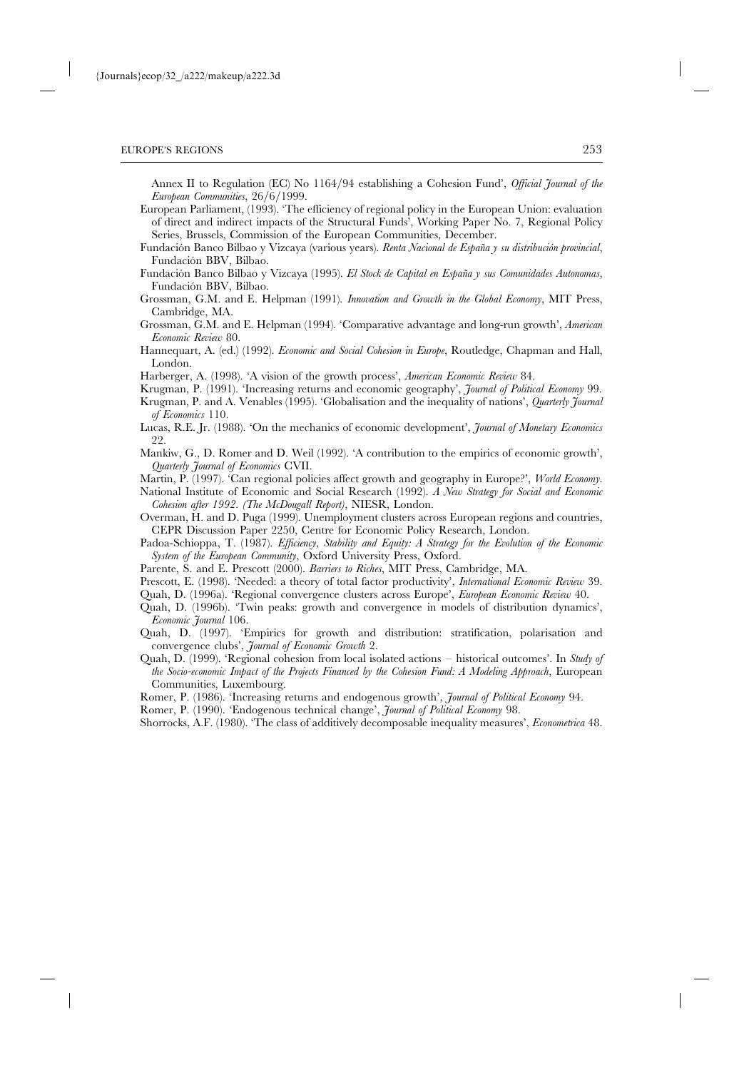Annex II to Regulation (EC) No 1164/94 establishing a Cohesion Fund', *Official Journal of the European Communities*, 26/6/1999.

European Parliament, (1993). 'The efficiency of regional policy in the European Union: evaluation of direct and indirect impacts of the Structural Funds', Working Paper No. 7, Regional Policy Series, Brussels, Commission of the European Communities, December.

Fundación Banco Bilbao y Vizcaya (various years). *Renta Nacional de España y su distribución provincial*, Fundación BBV, Bilbao.

Fundación Banco Bilbao y Vizcaya (1995). *El Stock de Capital en España y sus Comunidades Autonomas*, Fundación BBV, Bilbao.

Grossman, G.M. and E. Helpman (1991). *Innovation and Growth in the Global Economy*, MIT Press, Cambridge, MA.

Grossman, G.M. and E. Helpman (1994). 'Comparative advantage and long-run growth', *American Economic Review* 80.

Hannequart, A. (ed.) (1992). *Economic and Social Cohesion in Europe*, Routledge, Chapman and Hall, London.

Harberger, A. (1998). 'A vision of the growth process', *American Economic Review* 84.

Krugman, P. (1991). 'Increasing returns and economic geography', *Journal of Political Economy* 99.

Krugman, P. and A. Venables (1995). 'Globalisation and the inequality of nations', *Quarterly Journal of Economics* 110.

Lucas, R.E. Jr. (1988). 'On the mechanics of economic development', *Journal of Monetary Economics* 22.

Mankiw, G., D. Romer and D. Weil (1992). 'A contribution to the empirics of economic growth', *Quarterly Journal of Economics* CVII.

Martin, P. (1997). 'Can regional policies affect growth and geography in Europe?', *World Economy*.

National Institute of Economic and Social Research (1992). *A New Strategy for Social and Economic Cohesion after 1992. (The McDougall Report)*, NIESR, London.

Overman, H. and D. Puga (1999). Unemployment clusters across European regions and countries, CEPR Discussion Paper 2250, Centre for Economic Policy Research, London.

Padoa-Schioppa, T. (1987). *Efficiency, Stability and Equity: A Strategy for the Evolution of the Economic System of the European Community*, Oxford University Press, Oxford.

Parente, S. and E. Prescott (2000). *Barriers to Riches*, MIT Press, Cambridge, MA.

Prescott, E. (1998). 'Needed: a theory of total factor productivity', *International Economic Review* 39.

Quah, D. (1996a). 'Regional convergence clusters across Europe', *European Economic Review* 40.

Quah, D. (1996b). 'Twin peaks: growth and convergence in models of distribution dynamics', *Economic Journal* 106.

Quah, D. (1997). 'Empirics for growth and distribution: stratification, polarisation and convergence clubs', *Journal of Economic Growth* 2.

Quah, D. (1999). 'Regional cohesion from local isolated actions – historical outcomes'. In *Study of the Socio-economic Impact of the Projects Financed by the Cohesion Fund: A Modeling Approach*, European Communities, Luxembourg.

Romer, P. (1986). 'Increasing returns and endogenous growth', *Journal of Political Economy* 94.

Romer, P. (1990). 'Endogenous technical change', *Journal of Political Economy* 98.

Shorrocks, A.F. (1980). 'The class of additively decomposable inequality measures', *Econometrica* 48.